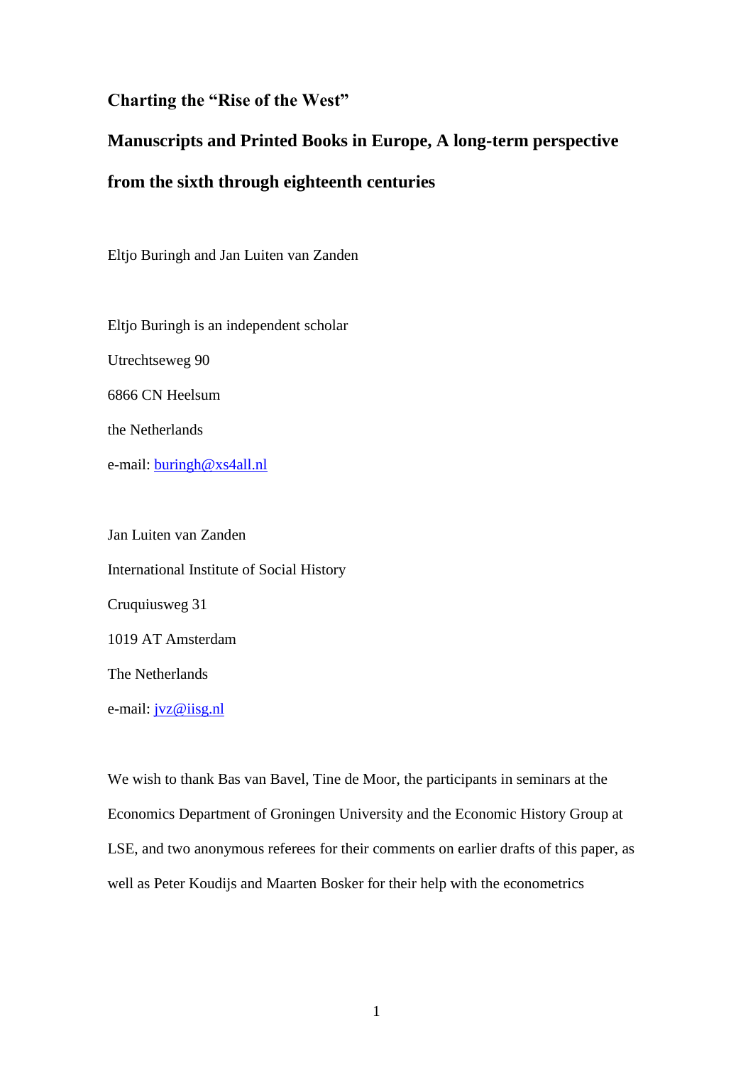# Charting the "Rise of the West"

## Manuscripts and Printed Books in Europe, A long-term perspective from the sixth through eighteenth centuries

Eltjo Buringh and Jan Luiten van Zanden

Eltjo Buringh is an independent scholar

Utrechtseweg 90

6866 CN Heelsum

the Netherlands

e-mail: buringh@xs4all.nl

Jan Luiten van Zanden

International Institute of Social History

Cruquiusweg 31

1019 AT Amsterdam

The Netherlands

e-mail: jvz@iisg.nl

We wish to thank Bas van Bavel, Tine de Moor, the participants in seminars at the Economics Department of Groningen University and the Economic History Group at LSE, and two anonymous referees for their comments on earlier drafts of this paper, as well as Peter Koudijs and Maarten Bosker for their help with the econometrics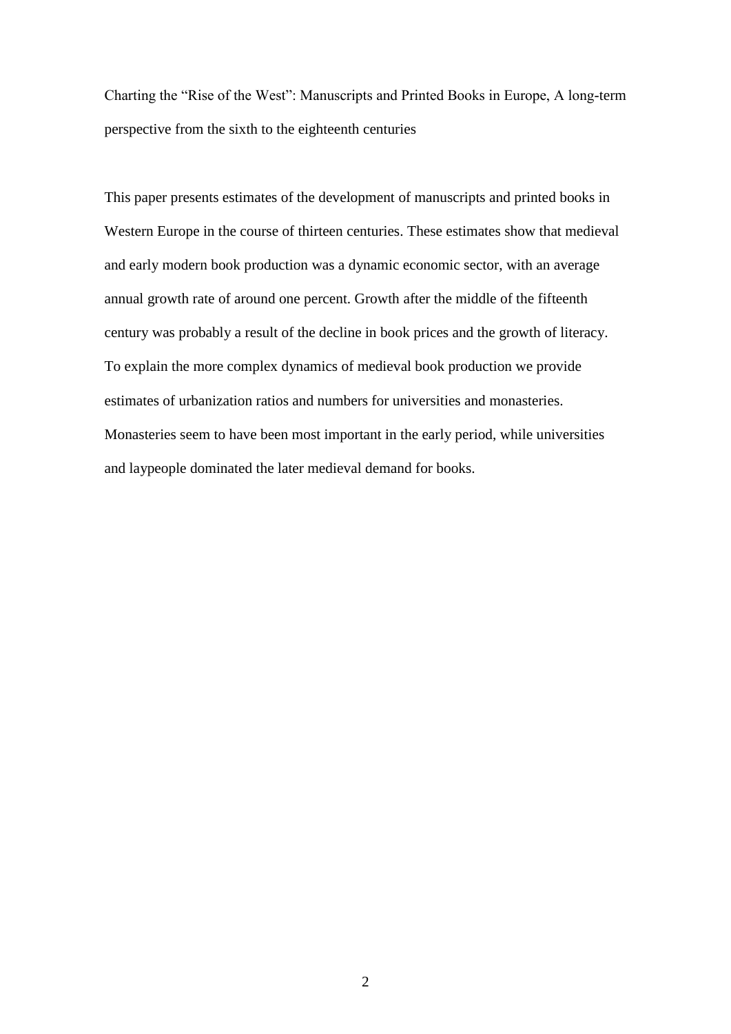Charting the "Rise of the West": Manuscripts and Printed Books in Europe, A long-term perspective from the sixth to the eighteenth centuries

This paper presents estimates of the development of manuscripts and printed books in Western Europe in the course of thirteen centuries. These estimates show that medieval and early modern book production was a dynamic economic sector, with an average annual growth rate of around one percent. Growth after the middle of the fifteenth century was probably a result of the decline in book prices and the growth of literacy. To explain the more complex dynamics of medieval book production we provide estimates of urbanization ratios and numbers for universities and monasteries. Monasteries seem to have been most important in the early period, while universities and laypeople dominated the later medieval demand for books.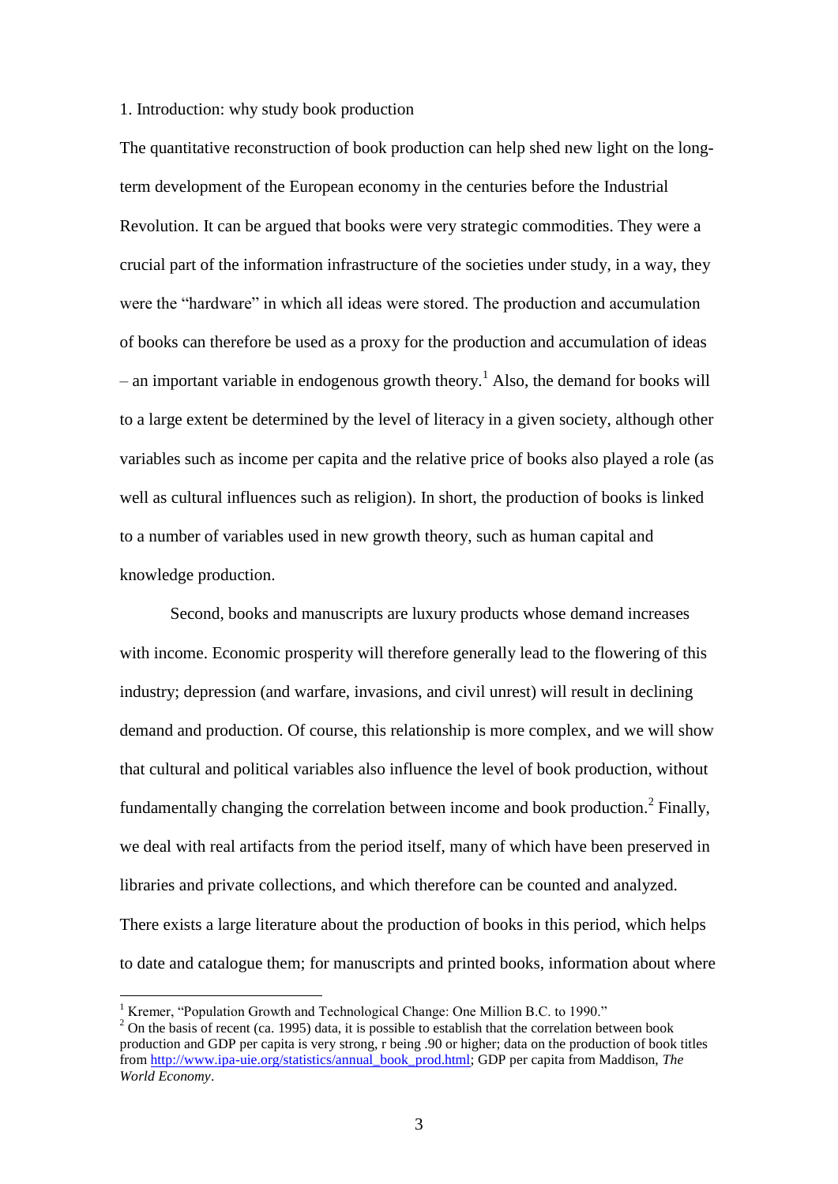## 1. Introduction: why study book production

The quantitative reconstruction of book production can help shed new light on the long-term development of the European economy in the centuries before the Industrial Revolution. It can be argued that books were very strategic commodities. They were a crucial part of the information infrastructure of the societies under study, in a way, they were the "hardware" in which all ideas were stored. The production and accumulation of books can therefore be used as a proxy for the production and accumulation of ideas – an important variable in endogenous growth theory.[1] Also, the demand for books will to a large extent be determined by the level of literacy in a given society, although other variables such as income per capita and the relative price of books also played a role (as well as cultural influences such as religion). In short, the production of books is linked to a number of variables used in new growth theory, such as human capital and knowledge production.

Second, books and manuscripts are luxury products whose demand increases with income. Economic prosperity will therefore generally lead to the flowering of this industry; depression (and warfare, invasions, and civil unrest) will result in declining demand and production. Of course, this relationship is more complex, and we will show that cultural and political variables also influence the level of book production, without fundamentally changing the correlation between income and book production.[2] Finally, we deal with real artifacts from the period itself, many of which have been preserved in libraries and private collections, and which therefore can be counted and analyzed. There exists a large literature about the production of books in this period, which helps to date and catalogue them; for manuscripts and printed books, information about where

---

[1] Kremer, "Population Growth and Technological Change: One Million B.C. to 1990."

[2] On the basis of recent (ca. 1995) data, it is possible to establish that the correlation between book production and GDP per capita is very strong, r being .90 or higher; data on the production of book titles from http://www.ipa-uie.org/statistics/annual_book_prod.html; GDP per capita from Maddison, *The World Economy*.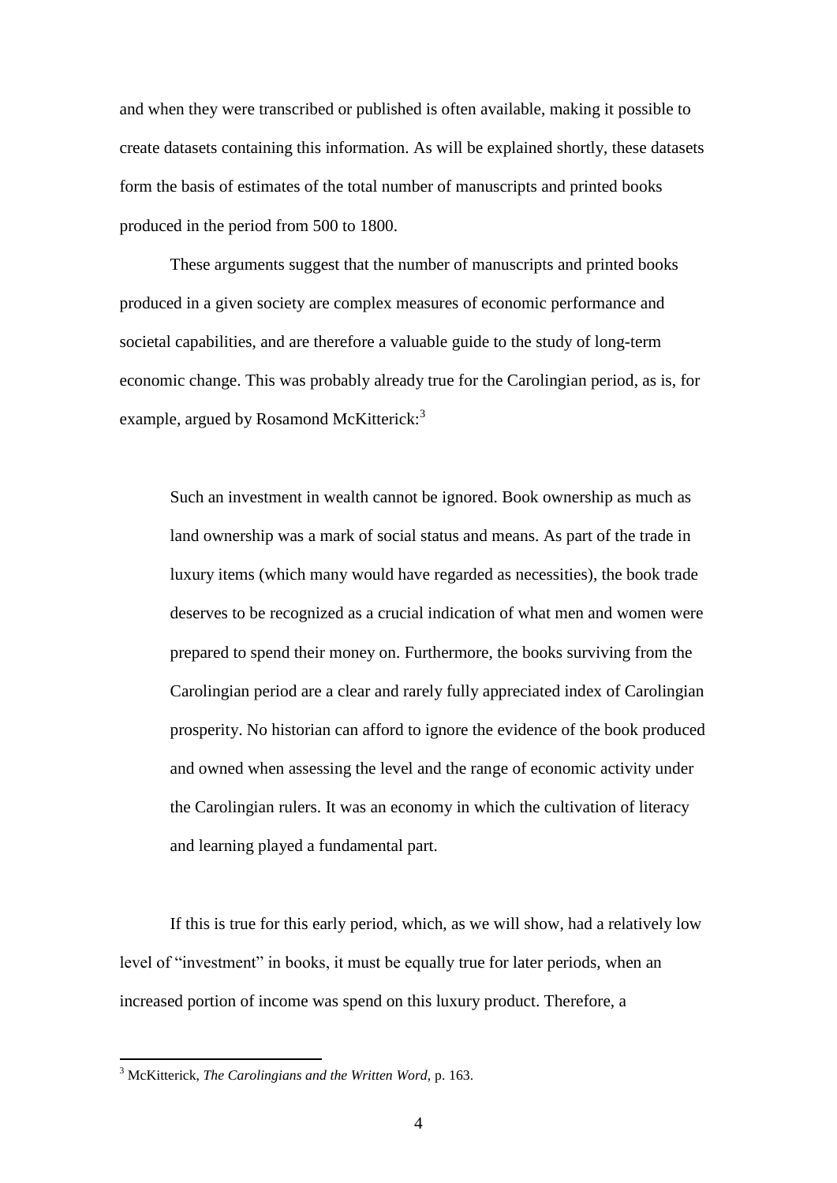and when they were transcribed or published is often available, making it possible to create datasets containing this information. As will be explained shortly, these datasets form the basis of estimates of the total number of manuscripts and printed books produced in the period from 500 to 1800.

These arguments suggest that the number of manuscripts and printed books produced in a given society are complex measures of economic performance and societal capabilities, and are therefore a valuable guide to the study of long-term economic change. This was probably already true for the Carolingian period, as is, for example, argued by Rosamond McKitterick:[3]

> Such an investment in wealth cannot be ignored. Book ownership as much as land ownership was a mark of social status and means. As part of the trade in luxury items (which many would have regarded as necessities), the book trade deserves to be recognized as a crucial indication of what men and women were prepared to spend their money on. Furthermore, the books surviving from the Carolingian period are a clear and rarely fully appreciated index of Carolingian prosperity. No historian can afford to ignore the evidence of the book produced and owned when assessing the level and the range of economic activity under the Carolingian rulers. It was an economy in which the cultivation of literacy and learning played a fundamental part.

If this is true for this early period, which, as we will show, had a relatively low level of "investment" in books, it must be equally true for later periods, when an increased portion of income was spend on this luxury product. Therefore, a

[3] McKitterick, *The Carolingians and the Written Word*, p. 163.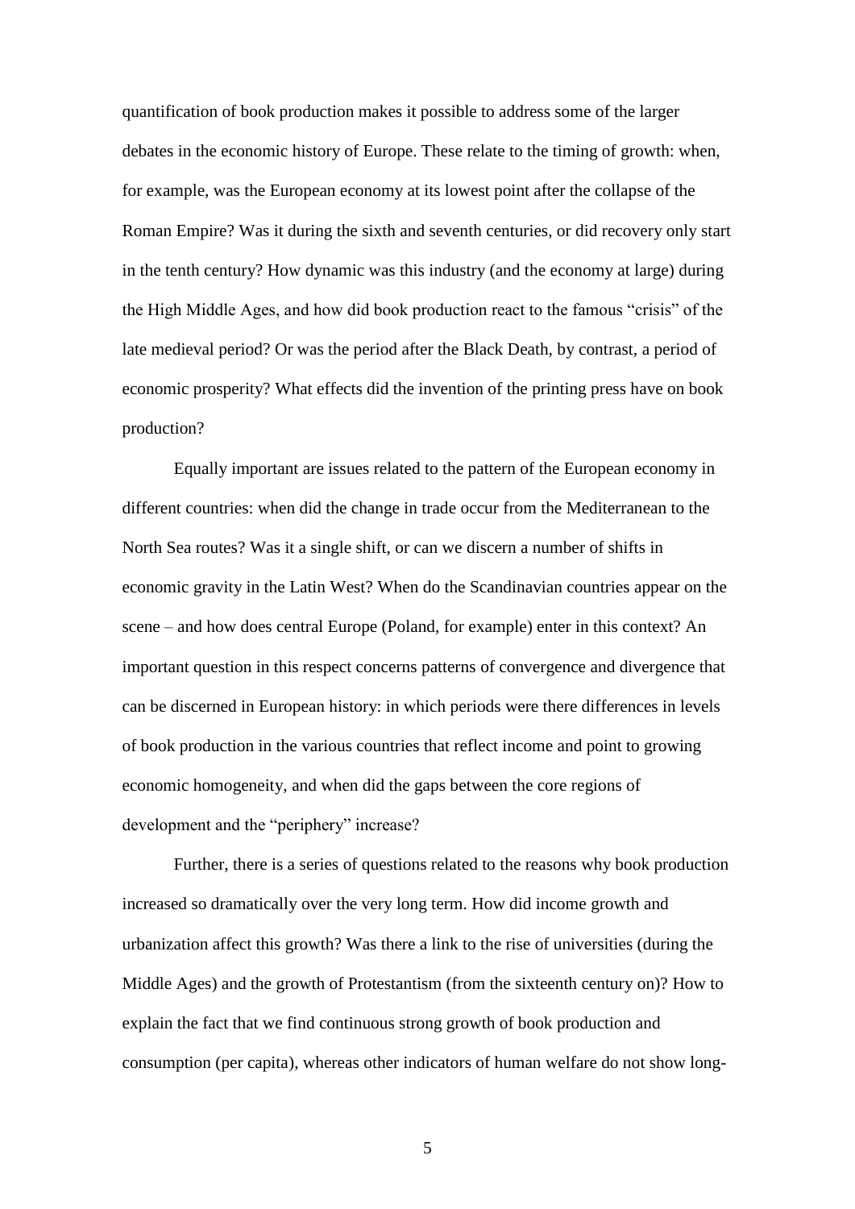quantification of book production makes it possible to address some of the larger debates in the economic history of Europe. These relate to the timing of growth: when, for example, was the European economy at its lowest point after the collapse of the Roman Empire? Was it during the sixth and seventh centuries, or did recovery only start in the tenth century? How dynamic was this industry (and the economy at large) during the High Middle Ages, and how did book production react to the famous "crisis" of the late medieval period? Or was the period after the Black Death, by contrast, a period of economic prosperity? What effects did the invention of the printing press have on book production?

Equally important are issues related to the pattern of the European economy in different countries: when did the change in trade occur from the Mediterranean to the North Sea routes? Was it a single shift, or can we discern a number of shifts in economic gravity in the Latin West? When do the Scandinavian countries appear on the scene – and how does central Europe (Poland, for example) enter in this context? An important question in this respect concerns patterns of convergence and divergence that can be discerned in European history: in which periods were there differences in levels of book production in the various countries that reflect income and point to growing economic homogeneity, and when did the gaps between the core regions of development and the "periphery" increase?

Further, there is a series of questions related to the reasons why book production increased so dramatically over the very long term. How did income growth and urbanization affect this growth? Was there a link to the rise of universities (during the Middle Ages) and the growth of Protestantism (from the sixteenth century on)? How to explain the fact that we find continuous strong growth of book production and consumption (per capita), whereas other indicators of human welfare do not show long-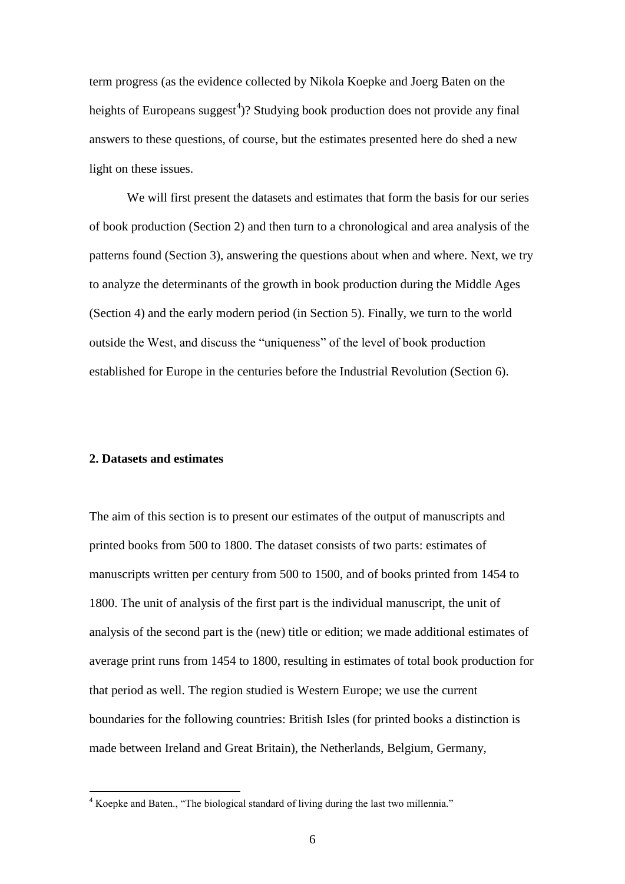term progress (as the evidence collected by Nikola Koepke and Joerg Baten on the heights of Europeans suggest[4])? Studying book production does not provide any final answers to these questions, of course, but the estimates presented here do shed a new light on these issues.

We will first present the datasets and estimates that form the basis for our series of book production (Section 2) and then turn to a chronological and area analysis of the patterns found (Section 3), answering the questions about when and where. Next, we try to analyze the determinants of the growth in book production during the Middle Ages (Section 4) and the early modern period (in Section 5). Finally, we turn to the world outside the West, and discuss the "uniqueness" of the level of book production established for Europe in the centuries before the Industrial Revolution (Section 6).

## 2. Datasets and estimates

The aim of this section is to present our estimates of the output of manuscripts and printed books from 500 to 1800. The dataset consists of two parts: estimates of manuscripts written per century from 500 to 1500, and of books printed from 1454 to 1800. The unit of analysis of the first part is the individual manuscript, the unit of analysis of the second part is the (new) title or edition; we made additional estimates of average print runs from 1454 to 1800, resulting in estimates of total book production for that period as well. The region studied is Western Europe; we use the current boundaries for the following countries: British Isles (for printed books a distinction is made between Ireland and Great Britain), the Netherlands, Belgium, Germany,

[4] Koepke and Baten., "The biological standard of living during the last two millennia."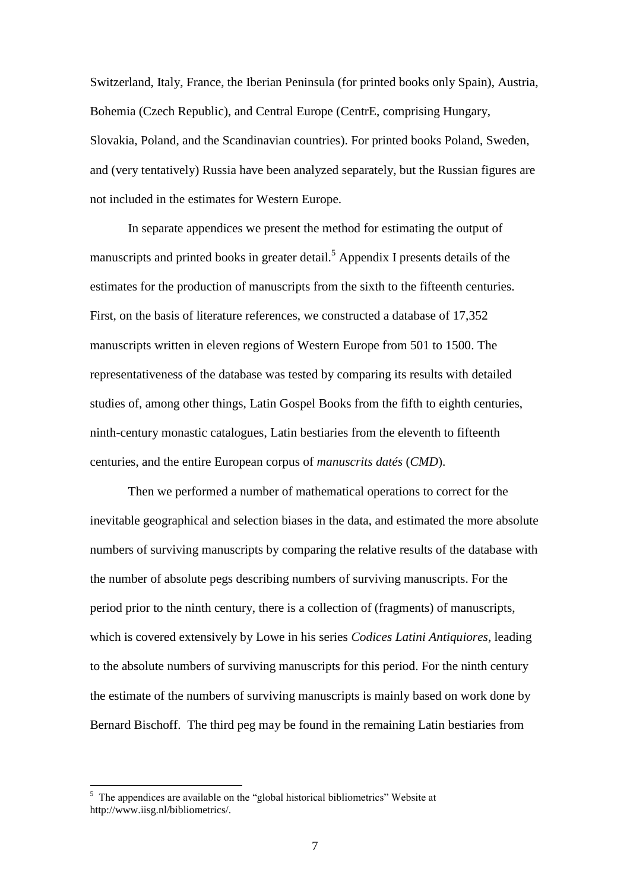Switzerland, Italy, France, the Iberian Peninsula (for printed books only Spain), Austria, Bohemia (Czech Republic), and Central Europe (CentrE, comprising Hungary, Slovakia, Poland, and the Scandinavian countries). For printed books Poland, Sweden, and (very tentatively) Russia have been analyzed separately, but the Russian figures are not included in the estimates for Western Europe.

In separate appendices we present the method for estimating the output of manuscripts and printed books in greater detail.[5] Appendix I presents details of the estimates for the production of manuscripts from the sixth to the fifteenth centuries. First, on the basis of literature references, we constructed a database of 17,352 manuscripts written in eleven regions of Western Europe from 501 to 1500. The representativeness of the database was tested by comparing its results with detailed studies of, among other things, Latin Gospel Books from the fifth to eighth centuries, ninth-century monastic catalogues, Latin bestiaries from the eleventh to fifteenth centuries, and the entire European corpus of *manuscrits datés* (*CMD*).

Then we performed a number of mathematical operations to correct for the inevitable geographical and selection biases in the data, and estimated the more absolute numbers of surviving manuscripts by comparing the relative results of the database with the number of absolute pegs describing numbers of surviving manuscripts. For the period prior to the ninth century, there is a collection of (fragments) of manuscripts, which is covered extensively by Lowe in his series *Codices Latini Antiquiores*, leading to the absolute numbers of surviving manuscripts for this period. For the ninth century the estimate of the numbers of surviving manuscripts is mainly based on work done by Bernard Bischoff. The third peg may be found in the remaining Latin bestiaries from

---

[5] The appendices are available on the "global historical bibliometrics" Website at http://www.iisg.nl/bibliometrics/.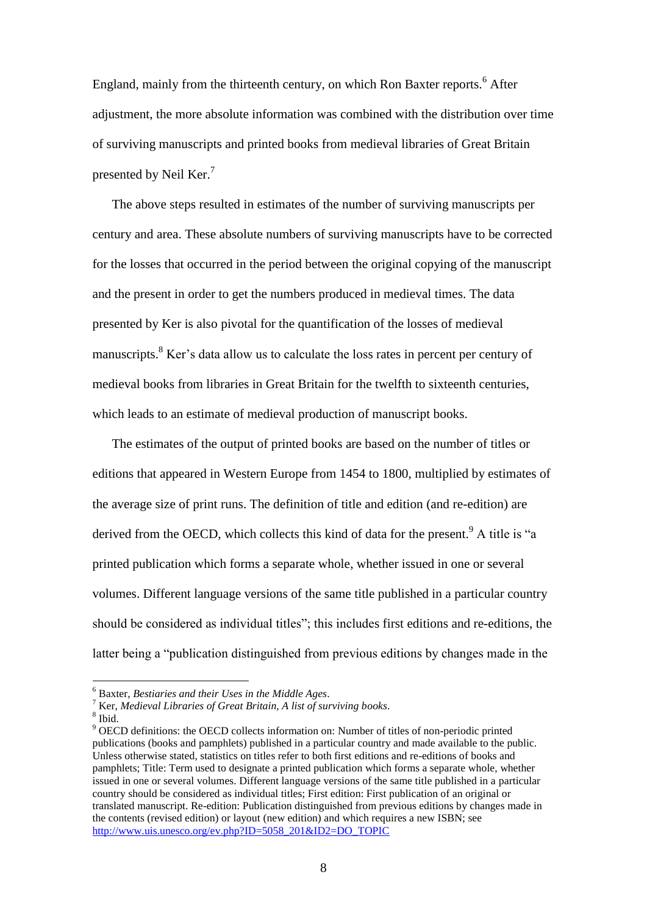England, mainly from the thirteenth century, on which Ron Baxter reports.[6] After adjustment, the more absolute information was combined with the distribution over time of surviving manuscripts and printed books from medieval libraries of Great Britain presented by Neil Ker.[7]

The above steps resulted in estimates of the number of surviving manuscripts per century and area. These absolute numbers of surviving manuscripts have to be corrected for the losses that occurred in the period between the original copying of the manuscript and the present in order to get the numbers produced in medieval times. The data presented by Ker is also pivotal for the quantification of the losses of medieval manuscripts.[8] Ker's data allow us to calculate the loss rates in percent per century of medieval books from libraries in Great Britain for the twelfth to sixteenth centuries, which leads to an estimate of medieval production of manuscript books.

The estimates of the output of printed books are based on the number of titles or editions that appeared in Western Europe from 1454 to 1800, multiplied by estimates of the average size of print runs. The definition of title and edition (and re-edition) are derived from the OECD, which collects this kind of data for the present.[9] A title is "a printed publication which forms a separate whole, whether issued in one or several volumes. Different language versions of the same title published in a particular country should be considered as individual titles"; this includes first editions and re-editions, the latter being a "publication distinguished from previous editions by changes made in the

---

[6] Baxter, *Bestiaries and their Uses in the Middle Ages*.

[7] Ker, *Medieval Libraries of Great Britain, A list of surviving books*.

[8] Ibid.

[9] OECD definitions: the OECD collects information on: Number of titles of non-periodic printed publications (books and pamphlets) published in a particular country and made available to the public. Unless otherwise stated, statistics on titles refer to both first editions and re-editions of books and pamphlets; Title: Term used to designate a printed publication which forms a separate whole, whether issued in one or several volumes. Different language versions of the same title published in a particular country should be considered as individual titles; First edition: First publication of an original or translated manuscript. Re-edition: Publication distinguished from previous editions by changes made in the contents (revised edition) or layout (new edition) and which requires a new ISBN; see http://www.uis.unesco.org/ev.php?ID=5058_201&ID2=DO_TOPIC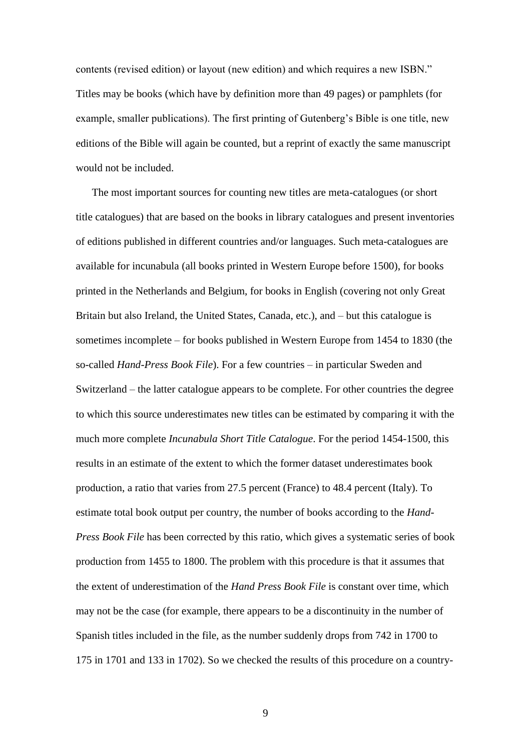contents (revised edition) or layout (new edition) and which requires a new ISBN." Titles may be books (which have by definition more than 49 pages) or pamphlets (for example, smaller publications). The first printing of Gutenberg's Bible is one title, new editions of the Bible will again be counted, but a reprint of exactly the same manuscript would not be included.

The most important sources for counting new titles are meta-catalogues (or short title catalogues) that are based on the books in library catalogues and present inventories of editions published in different countries and/or languages. Such meta-catalogues are available for incunabula (all books printed in Western Europe before 1500), for books printed in the Netherlands and Belgium, for books in English (covering not only Great Britain but also Ireland, the United States, Canada, etc.), and – but this catalogue is sometimes incomplete – for books published in Western Europe from 1454 to 1830 (the so-called *Hand-Press Book File*). For a few countries – in particular Sweden and Switzerland – the latter catalogue appears to be complete. For other countries the degree to which this source underestimates new titles can be estimated by comparing it with the much more complete *Incunabula Short Title Catalogue*. For the period 1454-1500, this results in an estimate of the extent to which the former dataset underestimates book production, a ratio that varies from 27.5 percent (France) to 48.4 percent (Italy). To estimate total book output per country, the number of books according to the *Hand-Press Book File* has been corrected by this ratio, which gives a systematic series of book production from 1455 to 1800. The problem with this procedure is that it assumes that the extent of underestimation of the *Hand Press Book File* is constant over time, which may not be the case (for example, there appears to be a discontinuity in the number of Spanish titles included in the file, as the number suddenly drops from 742 in 1700 to 175 in 1701 and 133 in 1702). So we checked the results of this procedure on a country-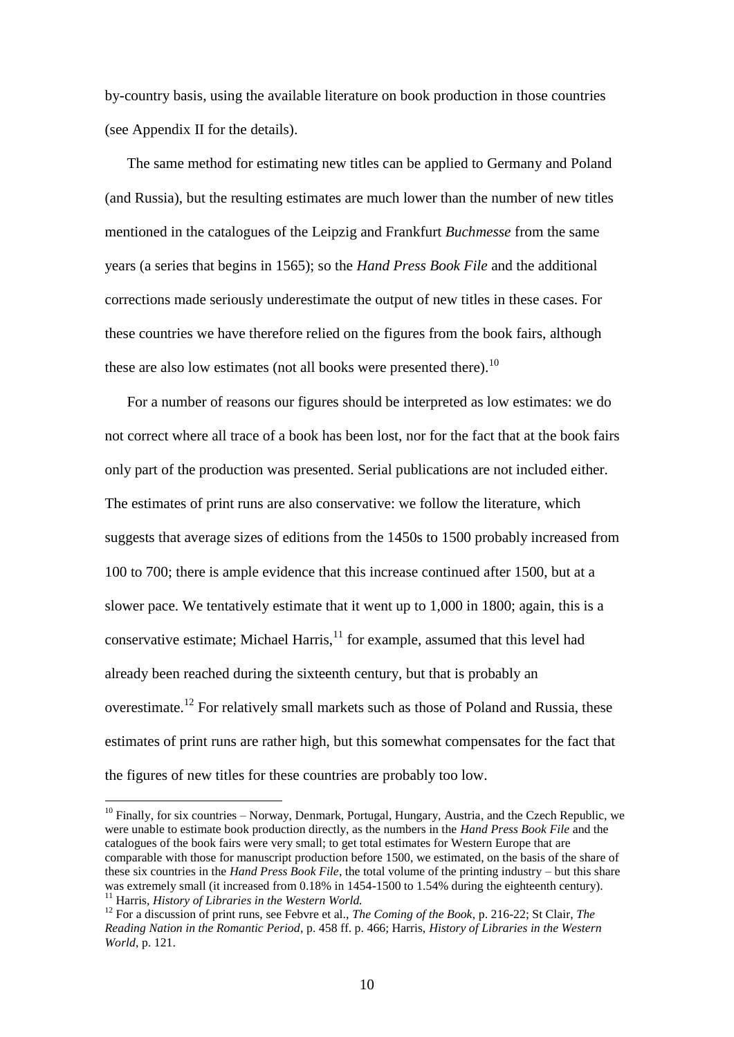by-country basis, using the available literature on book production in those countries (see Appendix II for the details).

The same method for estimating new titles can be applied to Germany and Poland (and Russia), but the resulting estimates are much lower than the number of new titles mentioned in the catalogues of the Leipzig and Frankfurt *Buchmesse* from the same years (a series that begins in 1565); so the *Hand Press Book File* and the additional corrections made seriously underestimate the output of new titles in these cases. For these countries we have therefore relied on the figures from the book fairs, although these are also low estimates (not all books were presented there).[10]

For a number of reasons our figures should be interpreted as low estimates: we do not correct where all trace of a book has been lost, nor for the fact that at the book fairs only part of the production was presented. Serial publications are not included either. The estimates of print runs are also conservative: we follow the literature, which suggests that average sizes of editions from the 1450s to 1500 probably increased from 100 to 700; there is ample evidence that this increase continued after 1500, but at a slower pace. We tentatively estimate that it went up to 1,000 in 1800; again, this is a conservative estimate; Michael Harris,[11] for example, assumed that this level had already been reached during the sixteenth century, but that is probably an overestimate.[12] For relatively small markets such as those of Poland and Russia, these estimates of print runs are rather high, but this somewhat compensates for the fact that the figures of new titles for these countries are probably too low.

---

[10] Finally, for six countries – Norway, Denmark, Portugal, Hungary, Austria, and the Czech Republic, we were unable to estimate book production directly, as the numbers in the *Hand Press Book File* and the catalogues of the book fairs were very small; to get total estimates for Western Europe that are comparable with those for manuscript production before 1500, we estimated, on the basis of the share of these six countries in the *Hand Press Book File*, the total volume of the printing industry – but this share was extremely small (it increased from 0.18% in 1454-1500 to 1.54% during the eighteenth century).

[11] Harris, *History of Libraries in the Western World.*

[12] For a discussion of print runs, see Febvre et al., *The Coming of the Book*, p. 216-22; St Clair, *The Reading Nation in the Romantic Period*, p. 458 ff. p. 466; Harris, *History of Libraries in the Western World*, p. 121.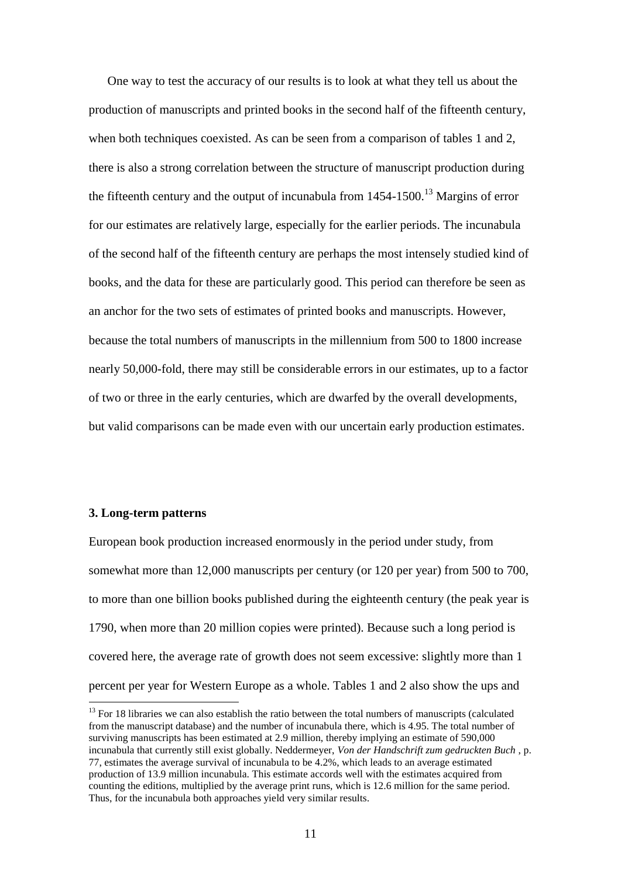One way to test the accuracy of our results is to look at what they tell us about the production of manuscripts and printed books in the second half of the fifteenth century, when both techniques coexisted. As can be seen from a comparison of tables 1 and 2, there is also a strong correlation between the structure of manuscript production during the fifteenth century and the output of incunabula from 1454-1500.[13] Margins of error for our estimates are relatively large, especially for the earlier periods. The incunabula of the second half of the fifteenth century are perhaps the most intensely studied kind of books, and the data for these are particularly good. This period can therefore be seen as an anchor for the two sets of estimates of printed books and manuscripts. However, because the total numbers of manuscripts in the millennium from 500 to 1800 increase nearly 50,000-fold, there may still be considerable errors in our estimates, up to a factor of two or three in the early centuries, which are dwarfed by the overall developments, but valid comparisons can be made even with our uncertain early production estimates.

### 3. Long-term patterns

European book production increased enormously in the period under study, from somewhat more than 12,000 manuscripts per century (or 120 per year) from 500 to 700, to more than one billion books published during the eighteenth century (the peak year is 1790, when more than 20 million copies were printed). Because such a long period is covered here, the average rate of growth does not seem excessive: slightly more than 1 percent per year for Western Europe as a whole. Tables 1 and 2 also show the ups and

[13] For 18 libraries we can also establish the ratio between the total numbers of manuscripts (calculated from the manuscript database) and the number of incunabula there, which is 4.95. The total number of surviving manuscripts has been estimated at 2.9 million, thereby implying an estimate of 590,000 incunabula that currently still exist globally. Neddermeyer, *Von der Handschrift zum gedruckten Buch* , p. 77, estimates the average survival of incunabula to be 4.2%, which leads to an average estimated production of 13.9 million incunabula. This estimate accords well with the estimates acquired from counting the editions, multiplied by the average print runs, which is 12.6 million for the same period. Thus, for the incunabula both approaches yield very similar results.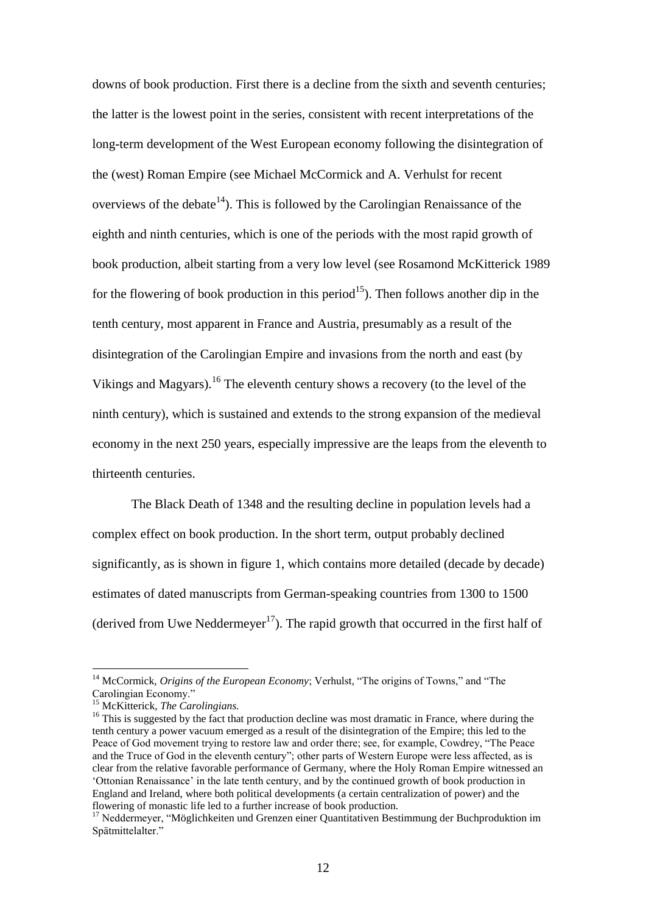downs of book production. First there is a decline from the sixth and seventh centuries; the latter is the lowest point in the series, consistent with recent interpretations of the long-term development of the West European economy following the disintegration of the (west) Roman Empire (see Michael McCormick and A. Verhulst for recent overviews of the debate[14]). This is followed by the Carolingian Renaissance of the eighth and ninth centuries, which is one of the periods with the most rapid growth of book production, albeit starting from a very low level (see Rosamond McKitterick 1989 for the flowering of book production in this period[15]). Then follows another dip in the tenth century, most apparent in France and Austria, presumably as a result of the disintegration of the Carolingian Empire and invasions from the north and east (by Vikings and Magyars).[16] The eleventh century shows a recovery (to the level of the ninth century), which is sustained and extends to the strong expansion of the medieval economy in the next 250 years, especially impressive are the leaps from the eleventh to thirteenth centuries.

The Black Death of 1348 and the resulting decline in population levels had a complex effect on book production. In the short term, output probably declined significantly, as is shown in figure 1, which contains more detailed (decade by decade) estimates of dated manuscripts from German-speaking countries from 1300 to 1500 (derived from Uwe Neddermeyer[17]). The rapid growth that occurred in the first half of

---

[14] McCormick, *Origins of the European Economy*; Verhulst, "The origins of Towns," and "The Carolingian Economy."

[15] McKitterick, *The Carolingians.*

[16] This is suggested by the fact that production decline was most dramatic in France, where during the tenth century a power vacuum emerged as a result of the disintegration of the Empire; this led to the Peace of God movement trying to restore law and order there; see, for example, Cowdrey, "The Peace and the Truce of God in the eleventh century"; other parts of Western Europe were less affected, as is clear from the relative favorable performance of Germany, where the Holy Roman Empire witnessed an 'Ottonian Renaissance' in the late tenth century, and by the continued growth of book production in England and Ireland, where both political developments (a certain centralization of power) and the flowering of monastic life led to a further increase of book production.

[17] Neddermeyer, "Möglichkeiten und Grenzen einer Quantitativen Bestimmung der Buchproduktion im Spätmittelalter."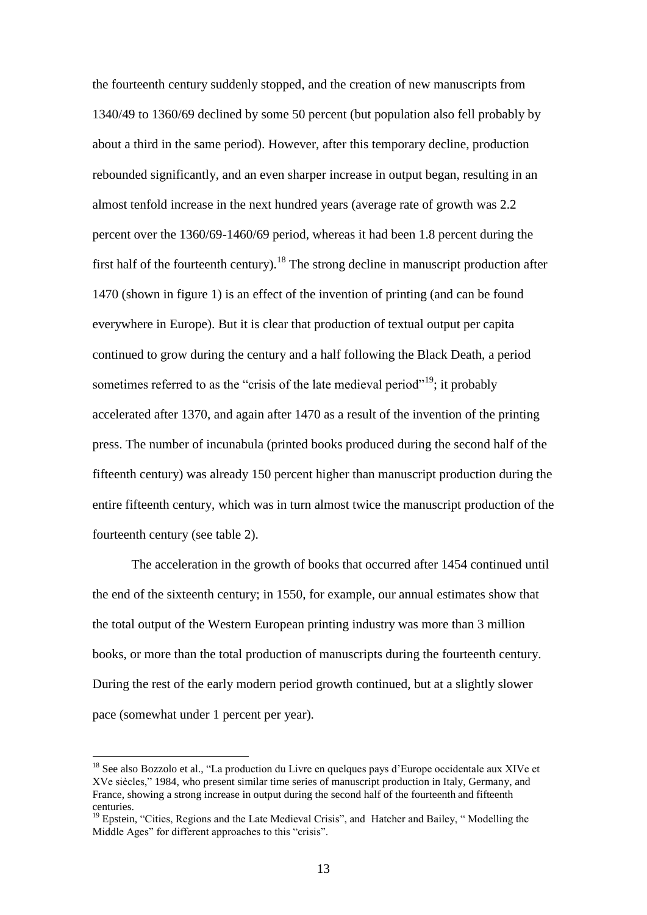the fourteenth century suddenly stopped, and the creation of new manuscripts from 1340/49 to 1360/69 declined by some 50 percent (but population also fell probably by about a third in the same period). However, after this temporary decline, production rebounded significantly, and an even sharper increase in output began, resulting in an almost tenfold increase in the next hundred years (average rate of growth was 2.2 percent over the 1360/69-1460/69 period, whereas it had been 1.8 percent during the first half of the fourteenth century).[18] The strong decline in manuscript production after 1470 (shown in figure 1) is an effect of the invention of printing (and can be found everywhere in Europe). But it is clear that production of textual output per capita continued to grow during the century and a half following the Black Death, a period sometimes referred to as the "crisis of the late medieval period"[19]; it probably accelerated after 1370, and again after 1470 as a result of the invention of the printing press. The number of incunabula (printed books produced during the second half of the fifteenth century) was already 150 percent higher than manuscript production during the entire fifteenth century, which was in turn almost twice the manuscript production of the fourteenth century (see table 2).

The acceleration in the growth of books that occurred after 1454 continued until the end of the sixteenth century; in 1550, for example, our annual estimates show that the total output of the Western European printing industry was more than 3 million books, or more than the total production of manuscripts during the fourteenth century. During the rest of the early modern period growth continued, but at a slightly slower pace (somewhat under 1 percent per year).

[18] See also Bozzolo et al., "La production du Livre en quelques pays d'Europe occidentale aux XIVe et XVe siècles," 1984, who present similar time series of manuscript production in Italy, Germany, and France, showing a strong increase in output during the second half of the fourteenth and fifteenth centuries.

[19] Epstein, "Cities, Regions and the Late Medieval Crisis", and Hatcher and Bailey, " Modelling the Middle Ages" for different approaches to this "crisis".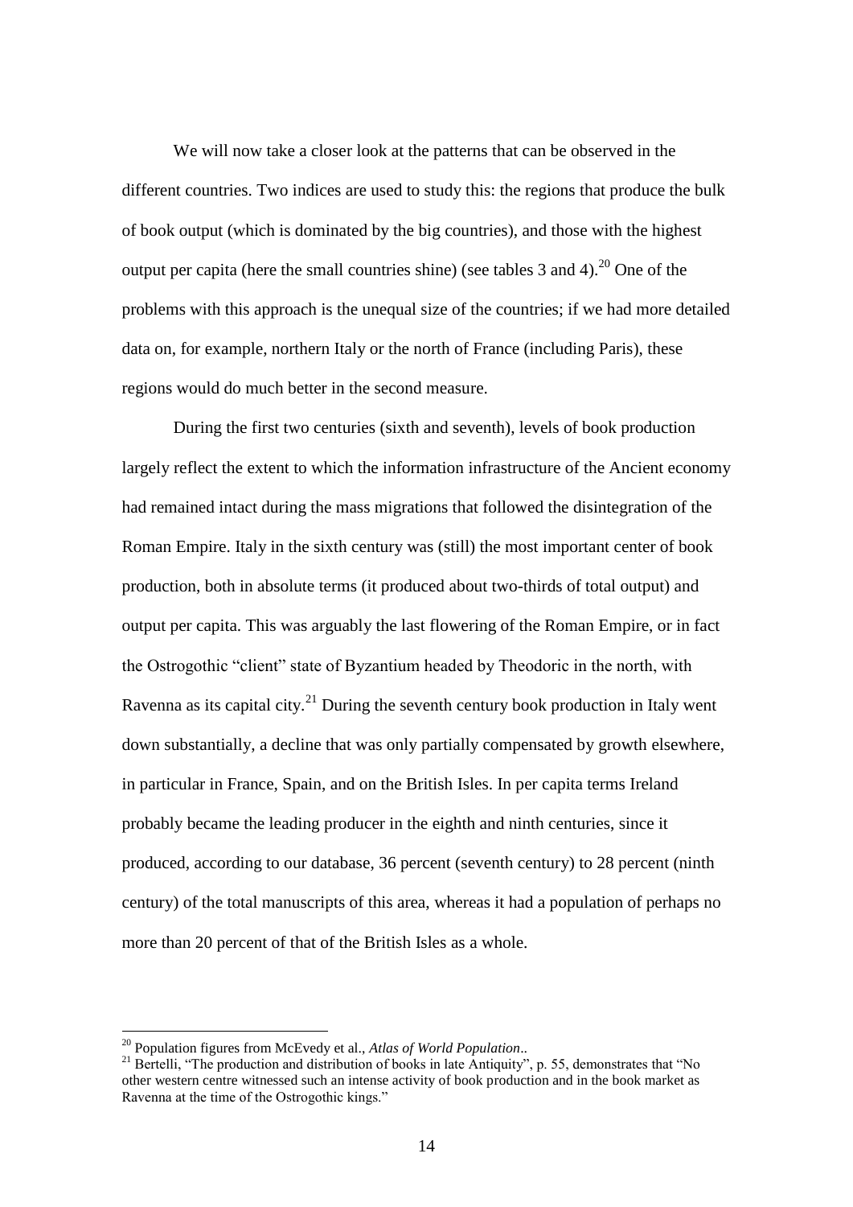We will now take a closer look at the patterns that can be observed in the different countries. Two indices are used to study this: the regions that produce the bulk of book output (which is dominated by the big countries), and those with the highest output per capita (here the small countries shine) (see tables 3 and 4).[20] One of the problems with this approach is the unequal size of the countries; if we had more detailed data on, for example, northern Italy or the north of France (including Paris), these regions would do much better in the second measure.

During the first two centuries (sixth and seventh), levels of book production largely reflect the extent to which the information infrastructure of the Ancient economy had remained intact during the mass migrations that followed the disintegration of the Roman Empire. Italy in the sixth century was (still) the most important center of book production, both in absolute terms (it produced about two-thirds of total output) and output per capita. This was arguably the last flowering of the Roman Empire, or in fact the Ostrogothic "client" state of Byzantium headed by Theodoric in the north, with Ravenna as its capital city.[21] During the seventh century book production in Italy went down substantially, a decline that was only partially compensated by growth elsewhere, in particular in France, Spain, and on the British Isles. In per capita terms Ireland probably became the leading producer in the eighth and ninth centuries, since it produced, according to our database, 36 percent (seventh century) to 28 percent (ninth century) of the total manuscripts of this area, whereas it had a population of perhaps no more than 20 percent of that of the British Isles as a whole.

---

[20] Population figures from McEvedy et al., *Atlas of World Population*..

[21] Bertelli, "The production and distribution of books in late Antiquity", p. 55, demonstrates that "No other western centre witnessed such an intense activity of book production and in the book market as Ravenna at the time of the Ostrogothic kings."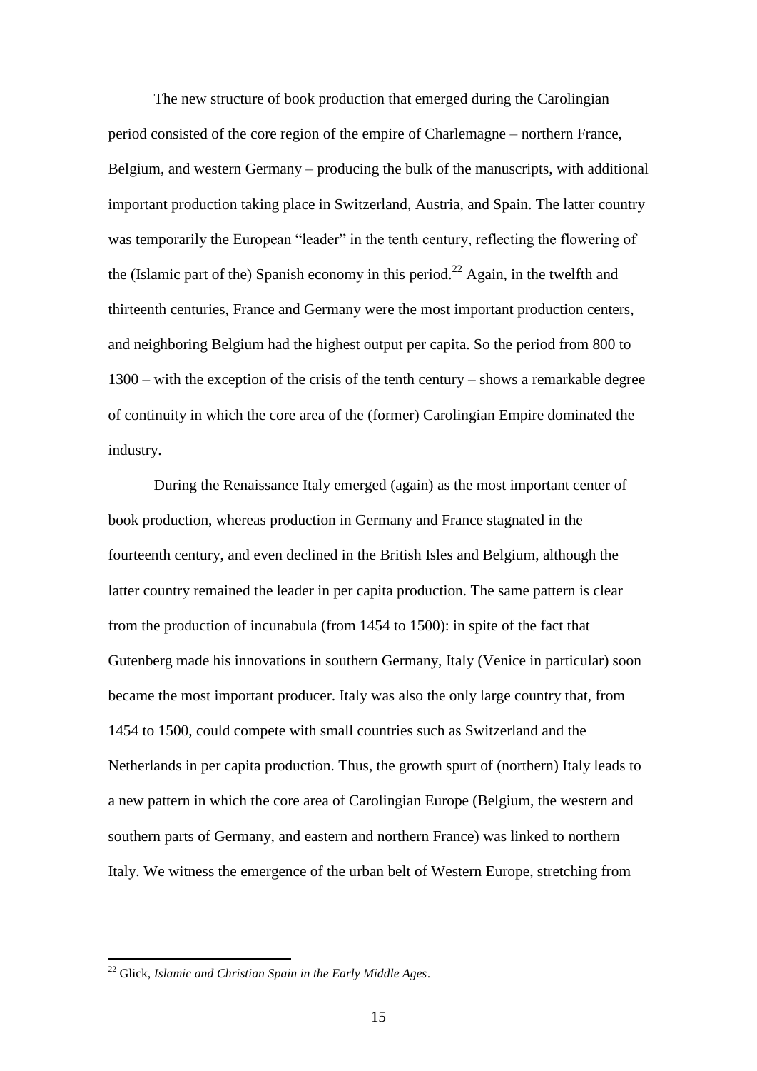The new structure of book production that emerged during the Carolingian period consisted of the core region of the empire of Charlemagne – northern France, Belgium, and western Germany – producing the bulk of the manuscripts, with additional important production taking place in Switzerland, Austria, and Spain. The latter country was temporarily the European "leader" in the tenth century, reflecting the flowering of the (Islamic part of the) Spanish economy in this period.[22] Again, in the twelfth and thirteenth centuries, France and Germany were the most important production centers, and neighboring Belgium had the highest output per capita. So the period from 800 to 1300 – with the exception of the crisis of the tenth century – shows a remarkable degree of continuity in which the core area of the (former) Carolingian Empire dominated the industry.

During the Renaissance Italy emerged (again) as the most important center of book production, whereas production in Germany and France stagnated in the fourteenth century, and even declined in the British Isles and Belgium, although the latter country remained the leader in per capita production. The same pattern is clear from the production of incunabula (from 1454 to 1500): in spite of the fact that Gutenberg made his innovations in southern Germany, Italy (Venice in particular) soon became the most important producer. Italy was also the only large country that, from 1454 to 1500, could compete with small countries such as Switzerland and the Netherlands in per capita production. Thus, the growth spurt of (northern) Italy leads to a new pattern in which the core area of Carolingian Europe (Belgium, the western and southern parts of Germany, and eastern and northern France) was linked to northern Italy. We witness the emergence of the urban belt of Western Europe, stretching from

[22] Glick, *Islamic and Christian Spain in the Early Middle Ages*.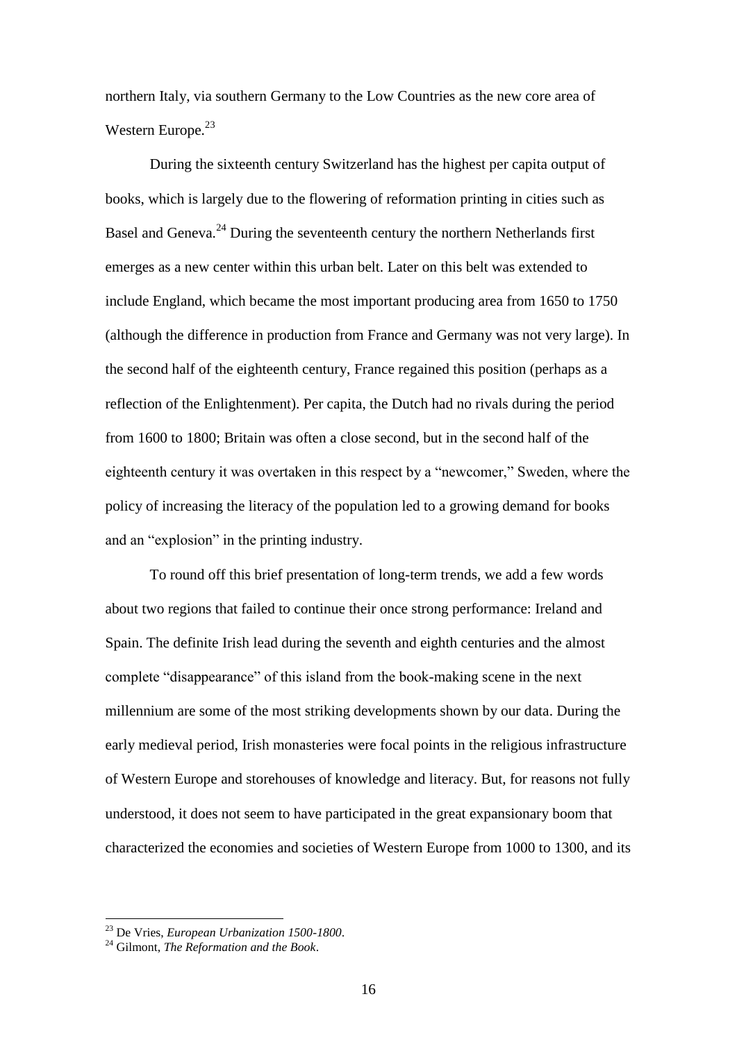northern Italy, via southern Germany to the Low Countries as the new core area of Western Europe.[23]

During the sixteenth century Switzerland has the highest per capita output of books, which is largely due to the flowering of reformation printing in cities such as Basel and Geneva.[24] During the seventeenth century the northern Netherlands first emerges as a new center within this urban belt. Later on this belt was extended to include England, which became the most important producing area from 1650 to 1750 (although the difference in production from France and Germany was not very large). In the second half of the eighteenth century, France regained this position (perhaps as a reflection of the Enlightenment). Per capita, the Dutch had no rivals during the period from 1600 to 1800; Britain was often a close second, but in the second half of the eighteenth century it was overtaken in this respect by a "newcomer," Sweden, where the policy of increasing the literacy of the population led to a growing demand for books and an "explosion" in the printing industry.

To round off this brief presentation of long-term trends, we add a few words about two regions that failed to continue their once strong performance: Ireland and Spain. The definite Irish lead during the seventh and eighth centuries and the almost complete "disappearance" of this island from the book-making scene in the next millennium are some of the most striking developments shown by our data. During the early medieval period, Irish monasteries were focal points in the religious infrastructure of Western Europe and storehouses of knowledge and literacy. But, for reasons not fully understood, it does not seem to have participated in the great expansionary boom that characterized the economies and societies of Western Europe from 1000 to 1300, and its

[23] De Vries, *European Urbanization 1500-1800*.

[24] Gilmont, *The Reformation and the Book*.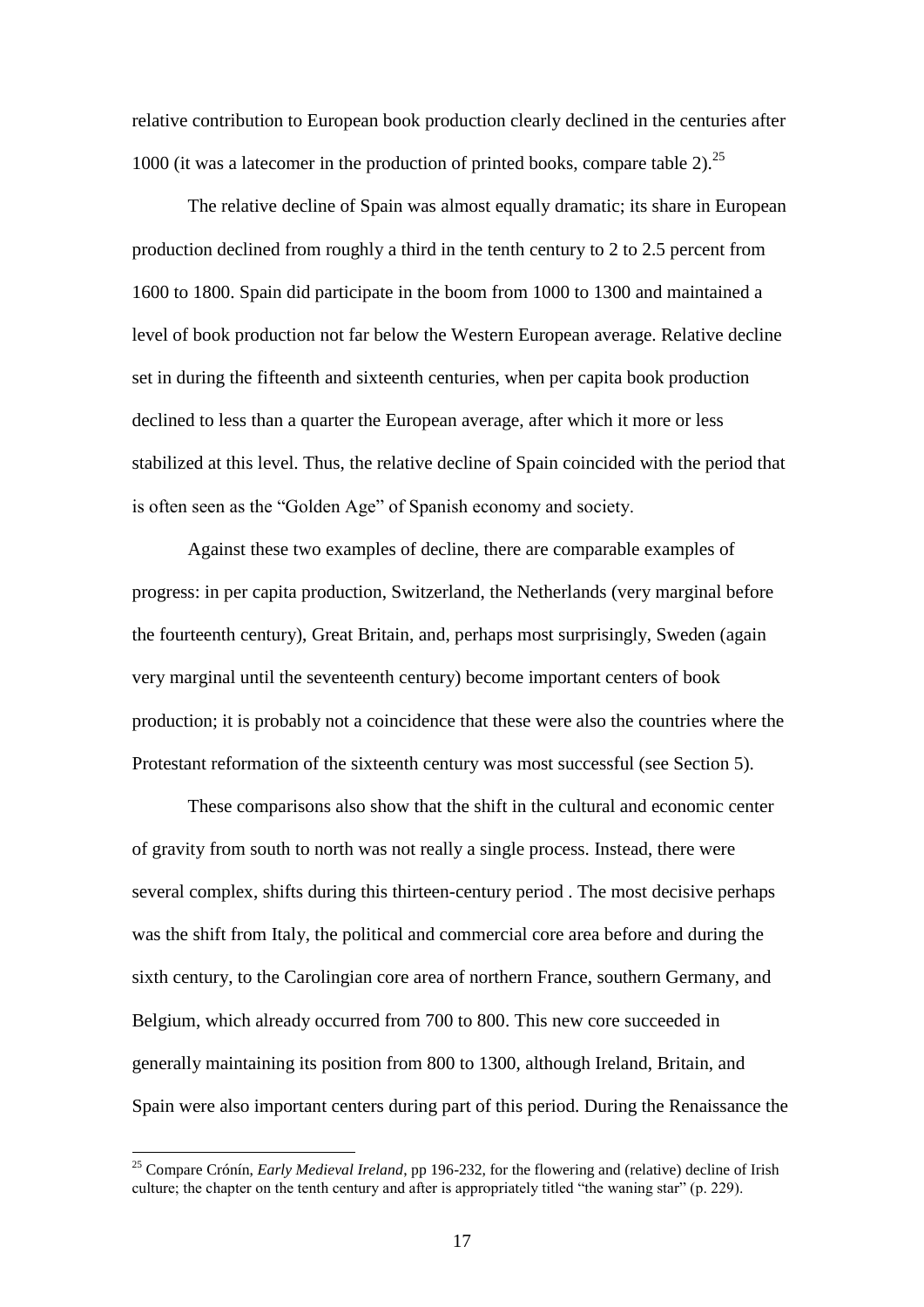relative contribution to European book production clearly declined in the centuries after 1000 (it was a latecomer in the production of printed books, compare table 2).[25]

The relative decline of Spain was almost equally dramatic; its share in European production declined from roughly a third in the tenth century to 2 to 2.5 percent from 1600 to 1800. Spain did participate in the boom from 1000 to 1300 and maintained a level of book production not far below the Western European average. Relative decline set in during the fifteenth and sixteenth centuries, when per capita book production declined to less than a quarter the European average, after which it more or less stabilized at this level. Thus, the relative decline of Spain coincided with the period that is often seen as the "Golden Age" of Spanish economy and society.

Against these two examples of decline, there are comparable examples of progress: in per capita production, Switzerland, the Netherlands (very marginal before the fourteenth century), Great Britain, and, perhaps most surprisingly, Sweden (again very marginal until the seventeenth century) become important centers of book production; it is probably not a coincidence that these were also the countries where the Protestant reformation of the sixteenth century was most successful (see Section 5).

These comparisons also show that the shift in the cultural and economic center of gravity from south to north was not really a single process. Instead, there were several complex, shifts during this thirteen-century period . The most decisive perhaps was the shift from Italy, the political and commercial core area before and during the sixth century, to the Carolingian core area of northern France, southern Germany, and Belgium, which already occurred from 700 to 800. This new core succeeded in generally maintaining its position from 800 to 1300, although Ireland, Britain, and Spain were also important centers during part of this period. During the Renaissance the

[25] Compare Crónín, *Early Medieval Ireland*, pp 196-232, for the flowering and (relative) decline of Irish culture; the chapter on the tenth century and after is appropriately titled "the waning star" (p. 229).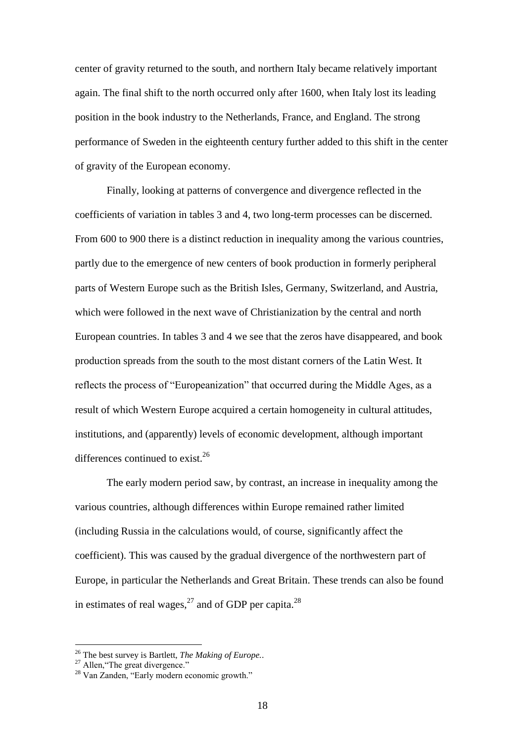center of gravity returned to the south, and northern Italy became relatively important again. The final shift to the north occurred only after 1600, when Italy lost its leading position in the book industry to the Netherlands, France, and England. The strong performance of Sweden in the eighteenth century further added to this shift in the center of gravity of the European economy.

Finally, looking at patterns of convergence and divergence reflected in the coefficients of variation in tables 3 and 4, two long-term processes can be discerned. From 600 to 900 there is a distinct reduction in inequality among the various countries, partly due to the emergence of new centers of book production in formerly peripheral parts of Western Europe such as the British Isles, Germany, Switzerland, and Austria, which were followed in the next wave of Christianization by the central and north European countries. In tables 3 and 4 we see that the zeros have disappeared, and book production spreads from the south to the most distant corners of the Latin West. It reflects the process of "Europeanization" that occurred during the Middle Ages, as a result of which Western Europe acquired a certain homogeneity in cultural attitudes, institutions, and (apparently) levels of economic development, although important differences continued to exist.[26]

The early modern period saw, by contrast, an increase in inequality among the various countries, although differences within Europe remained rather limited (including Russia in the calculations would, of course, significantly affect the coefficient). This was caused by the gradual divergence of the northwestern part of Europe, in particular the Netherlands and Great Britain. These trends can also be found in estimates of real wages,[27] and of GDP per capita.[28]

---

[26] The best survey is Bartlett, *The Making of Europe.*.

[27] Allen,"The great divergence."

[28] Van Zanden, "Early modern economic growth."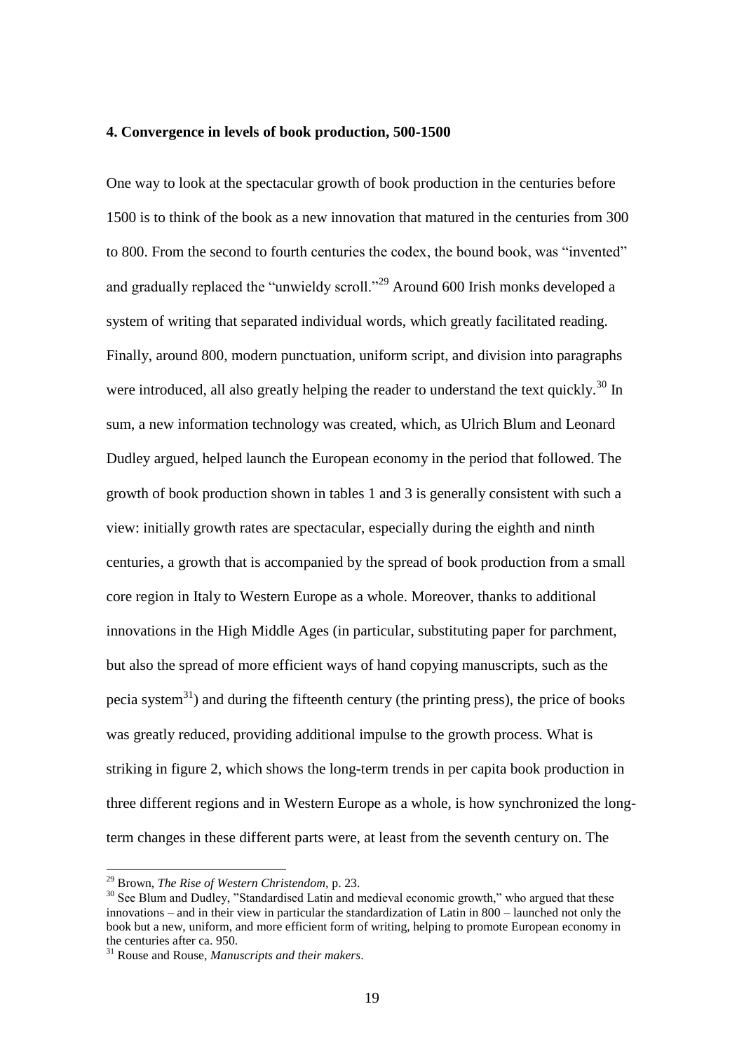### 4. Convergence in levels of book production, 500-1500

One way to look at the spectacular growth of book production in the centuries before 1500 is to think of the book as a new innovation that matured in the centuries from 300 to 800. From the second to fourth centuries the codex, the bound book, was "invented" and gradually replaced the "unwieldy scroll."[29] Around 600 Irish monks developed a system of writing that separated individual words, which greatly facilitated reading. Finally, around 800, modern punctuation, uniform script, and division into paragraphs were introduced, all also greatly helping the reader to understand the text quickly.[30] In sum, a new information technology was created, which, as Ulrich Blum and Leonard Dudley argued, helped launch the European economy in the period that followed. The growth of book production shown in tables 1 and 3 is generally consistent with such a view: initially growth rates are spectacular, especially during the eighth and ninth centuries, a growth that is accompanied by the spread of book production from a small core region in Italy to Western Europe as a whole. Moreover, thanks to additional innovations in the High Middle Ages (in particular, substituting paper for parchment, but also the spread of more efficient ways of hand copying manuscripts, such as the pecia system[31]) and during the fifteenth century (the printing press), the price of books was greatly reduced, providing additional impulse to the growth process. What is striking in figure 2, which shows the long-term trends in per capita book production in three different regions and in Western Europe as a whole, is how synchronized the long-term changes in these different parts were, at least from the seventh century on. The

---

[29] Brown, *The Rise of Western Christendom*, p. 23.

[30] See Blum and Dudley, "Standardised Latin and medieval economic growth," who argued that these innovations – and in their view in particular the standardization of Latin in 800 – launched not only the book but a new, uniform, and more efficient form of writing, helping to promote European economy in the centuries after ca. 950.

[31] Rouse and Rouse, *Manuscripts and their makers*.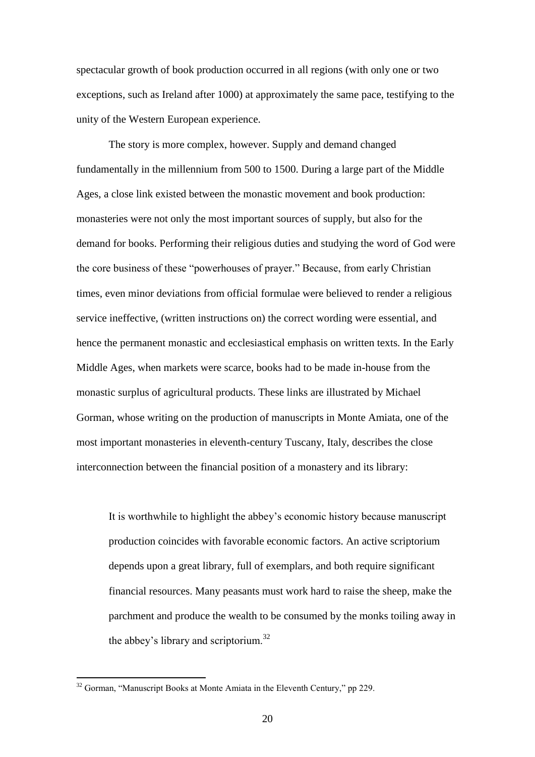spectacular growth of book production occurred in all regions (with only one or two exceptions, such as Ireland after 1000) at approximately the same pace, testifying to the unity of the Western European experience.

The story is more complex, however. Supply and demand changed fundamentally in the millennium from 500 to 1500. During a large part of the Middle Ages, a close link existed between the monastic movement and book production: monasteries were not only the most important sources of supply, but also for the demand for books. Performing their religious duties and studying the word of God were the core business of these "powerhouses of prayer." Because, from early Christian times, even minor deviations from official formulae were believed to render a religious service ineffective, (written instructions on) the correct wording were essential, and hence the permanent monastic and ecclesiastical emphasis on written texts. In the Early Middle Ages, when markets were scarce, books had to be made in-house from the monastic surplus of agricultural products. These links are illustrated by Michael Gorman, whose writing on the production of manuscripts in Monte Amiata, one of the most important monasteries in eleventh-century Tuscany, Italy, describes the close interconnection between the financial position of a monastery and its library:

> It is worthwhile to highlight the abbey's economic history because manuscript production coincides with favorable economic factors. An active scriptorium depends upon a great library, full of exemplars, and both require significant financial resources. Many peasants must work hard to raise the sheep, make the parchment and produce the wealth to be consumed by the monks toiling away in the abbey's library and scriptorium.[32]

---

[32] Gorman, "Manuscript Books at Monte Amiata in the Eleventh Century," pp 229.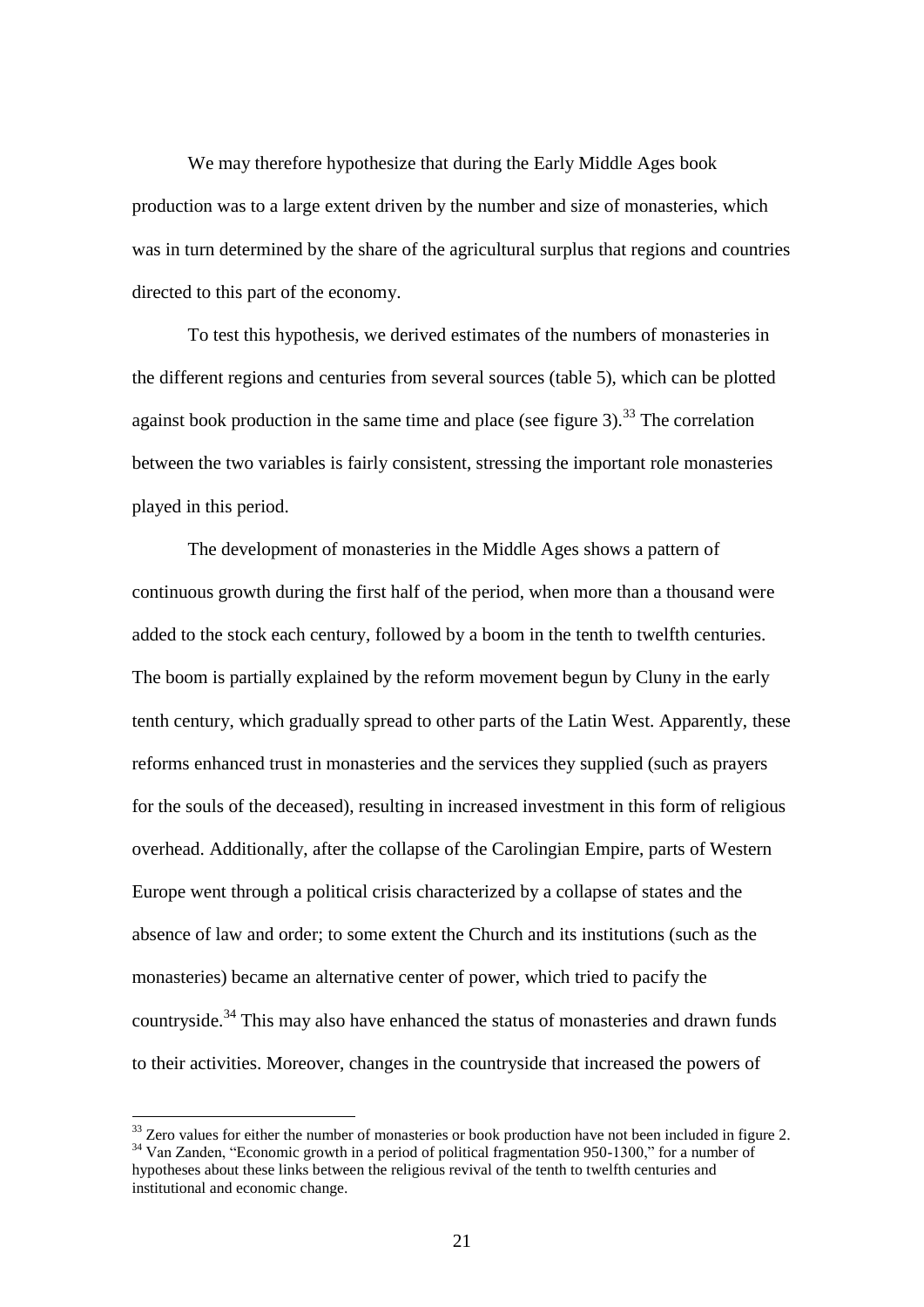We may therefore hypothesize that during the Early Middle Ages book production was to a large extent driven by the number and size of monasteries, which was in turn determined by the share of the agricultural surplus that regions and countries directed to this part of the economy.

To test this hypothesis, we derived estimates of the numbers of monasteries in the different regions and centuries from several sources (table 5), which can be plotted against book production in the same time and place (see figure 3).[33] The correlation between the two variables is fairly consistent, stressing the important role monasteries played in this period.

The development of monasteries in the Middle Ages shows a pattern of continuous growth during the first half of the period, when more than a thousand were added to the stock each century, followed by a boom in the tenth to twelfth centuries. The boom is partially explained by the reform movement begun by Cluny in the early tenth century, which gradually spread to other parts of the Latin West. Apparently, these reforms enhanced trust in monasteries and the services they supplied (such as prayers for the souls of the deceased), resulting in increased investment in this form of religious overhead. Additionally, after the collapse of the Carolingian Empire, parts of Western Europe went through a political crisis characterized by a collapse of states and the absence of law and order; to some extent the Church and its institutions (such as the monasteries) became an alternative center of power, which tried to pacify the countryside.[34] This may also have enhanced the status of monasteries and drawn funds to their activities. Moreover, changes in the countryside that increased the powers of

[33] Zero values for either the number of monasteries or book production have not been included in figure 2.

[34] Van Zanden, "Economic growth in a period of political fragmentation 950-1300," for a number of hypotheses about these links between the religious revival of the tenth to twelfth centuries and institutional and economic change.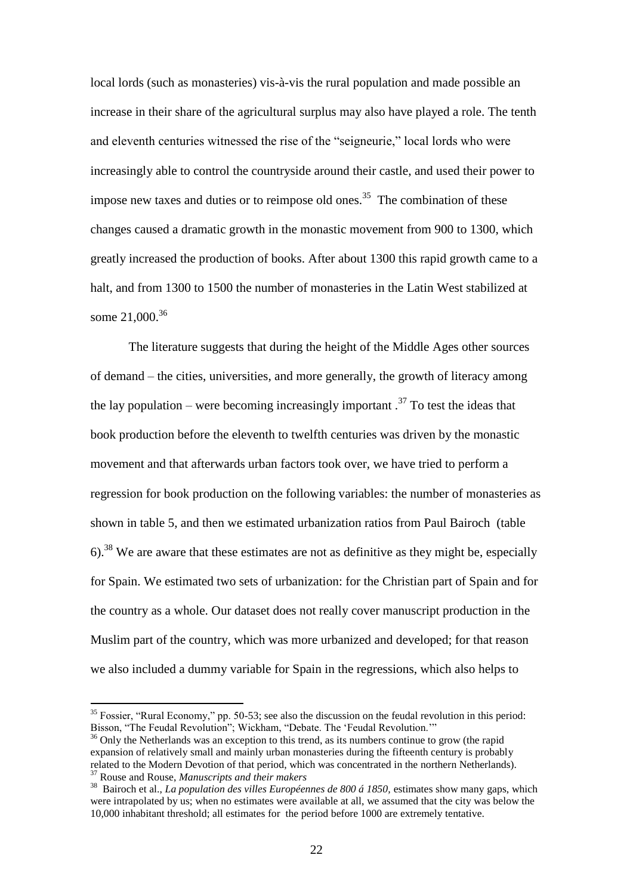local lords (such as monasteries) vis-à-vis the rural population and made possible an increase in their share of the agricultural surplus may also have played a role. The tenth and eleventh centuries witnessed the rise of the "seigneurie," local lords who were increasingly able to control the countryside around their castle, and used their power to impose new taxes and duties or to reimpose old ones.[35] The combination of these changes caused a dramatic growth in the monastic movement from 900 to 1300, which greatly increased the production of books. After about 1300 this rapid growth came to a halt, and from 1300 to 1500 the number of monasteries in the Latin West stabilized at some 21,000.[36]

The literature suggests that during the height of the Middle Ages other sources of demand – the cities, universities, and more generally, the growth of literacy among the lay population – were becoming increasingly important .[37] To test the ideas that book production before the eleventh to twelfth centuries was driven by the monastic movement and that afterwards urban factors took over, we have tried to perform a regression for book production on the following variables: the number of monasteries as shown in table 5, and then we estimated urbanization ratios from Paul Bairoch (table 6).[38] We are aware that these estimates are not as definitive as they might be, especially for Spain. We estimated two sets of urbanization: for the Christian part of Spain and for the country as a whole. Our dataset does not really cover manuscript production in the Muslim part of the country, which was more urbanized and developed; for that reason we also included a dummy variable for Spain in the regressions, which also helps to

---

[35] Fossier, "Rural Economy," pp. 50-53; see also the discussion on the feudal revolution in this period: Bisson, "The Feudal Revolution"; Wickham, "Debate. The 'Feudal Revolution.'"

[36] Only the Netherlands was an exception to this trend, as its numbers continue to grow (the rapid expansion of relatively small and mainly urban monasteries during the fifteenth century is probably related to the Modern Devotion of that period, which was concentrated in the northern Netherlands).

[37] Rouse and Rouse, *Manuscripts and their makers*

[38] Bairoch et al., *La population des villes Européennes de 800 á 1850*, estimates show many gaps, which were intrapolated by us; when no estimates were available at all, we assumed that the city was below the 10,000 inhabitant threshold; all estimates for the period before 1000 are extremely tentative.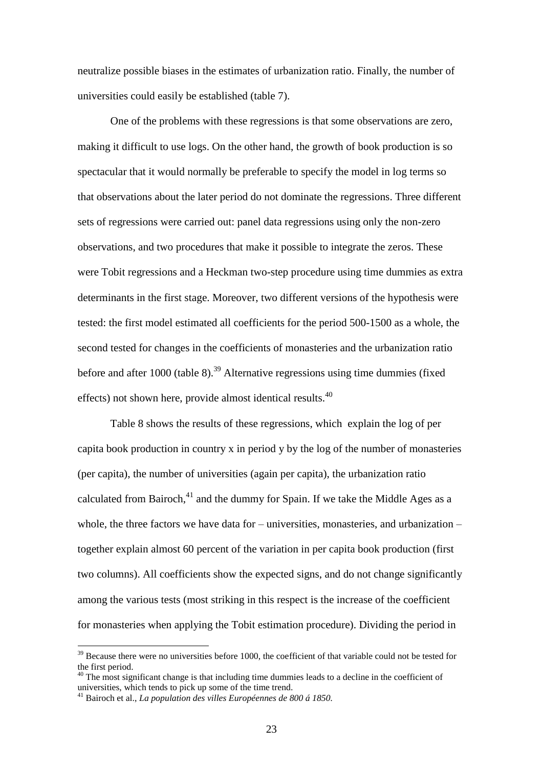neutralize possible biases in the estimates of urbanization ratio. Finally, the number of universities could easily be established (table 7).

One of the problems with these regressions is that some observations are zero, making it difficult to use logs. On the other hand, the growth of book production is so spectacular that it would normally be preferable to specify the model in log terms so that observations about the later period do not dominate the regressions. Three different sets of regressions were carried out: panel data regressions using only the non-zero observations, and two procedures that make it possible to integrate the zeros. These were Tobit regressions and a Heckman two-step procedure using time dummies as extra determinants in the first stage. Moreover, two different versions of the hypothesis were tested: the first model estimated all coefficients for the period 500-1500 as a whole, the second tested for changes in the coefficients of monasteries and the urbanization ratio before and after 1000 (table 8).[39] Alternative regressions using time dummies (fixed effects) not shown here, provide almost identical results.[40]

Table 8 shows the results of these regressions, which explain the log of per capita book production in country x in period y by the log of the number of monasteries (per capita), the number of universities (again per capita), the urbanization ratio calculated from Bairoch,[41] and the dummy for Spain. If we take the Middle Ages as a whole, the three factors we have data for – universities, monasteries, and urbanization – together explain almost 60 percent of the variation in per capita book production (first two columns). All coefficients show the expected signs, and do not change significantly among the various tests (most striking in this respect is the increase of the coefficient for monasteries when applying the Tobit estimation procedure). Dividing the period in

---

[39] Because there were no universities before 1000, the coefficient of that variable could not be tested for the first period.

[40] The most significant change is that including time dummies leads to a decline in the coefficient of universities, which tends to pick up some of the time trend.

[41] Bairoch et al., *La population des villes Européennes de 800 á 1850.*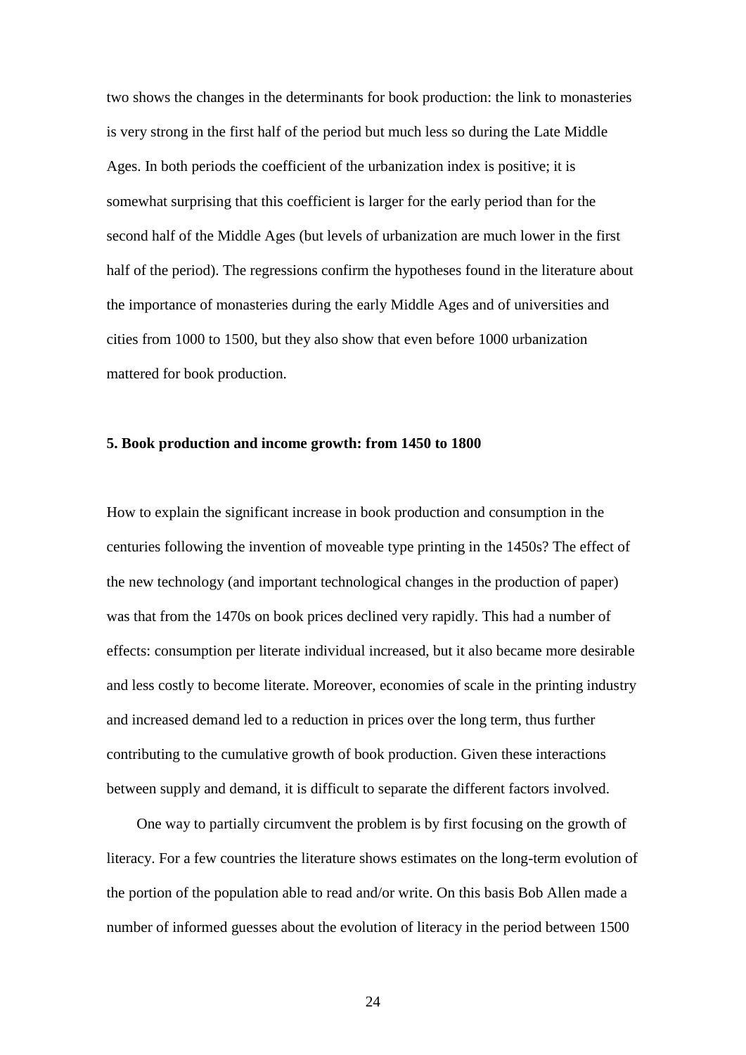two shows the changes in the determinants for book production: the link to monasteries is very strong in the first half of the period but much less so during the Late Middle Ages. In both periods the coefficient of the urbanization index is positive; it is somewhat surprising that this coefficient is larger for the early period than for the second half of the Middle Ages (but levels of urbanization are much lower in the first half of the period). The regressions confirm the hypotheses found in the literature about the importance of monasteries during the early Middle Ages and of universities and cities from 1000 to 1500, but they also show that even before 1000 urbanization mattered for book production.

## 5. Book production and income growth: from 1450 to 1800

How to explain the significant increase in book production and consumption in the centuries following the invention of moveable type printing in the 1450s? The effect of the new technology (and important technological changes in the production of paper) was that from the 1470s on book prices declined very rapidly. This had a number of effects: consumption per literate individual increased, but it also became more desirable and less costly to become literate. Moreover, economies of scale in the printing industry and increased demand led to a reduction in prices over the long term, thus further contributing to the cumulative growth of book production. Given these interactions between supply and demand, it is difficult to separate the different factors involved.

One way to partially circumvent the problem is by first focusing on the growth of literacy. For a few countries the literature shows estimates on the long-term evolution of the portion of the population able to read and/or write. On this basis Bob Allen made a number of informed guesses about the evolution of literacy in the period between 1500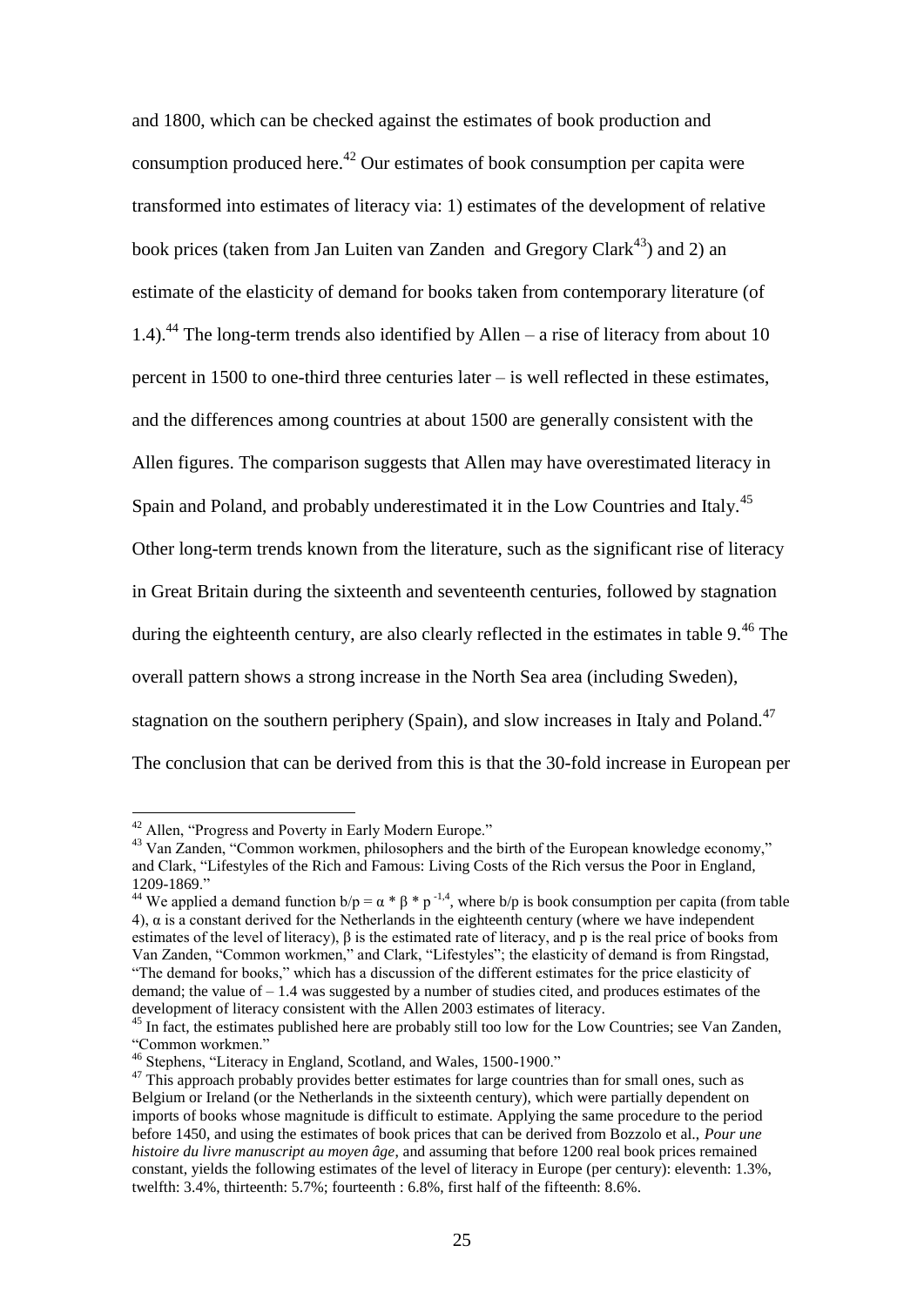and 1800, which can be checked against the estimates of book production and consumption produced here.[42] Our estimates of book consumption per capita were transformed into estimates of literacy via: 1) estimates of the development of relative book prices (taken from Jan Luiten van Zanden and Gregory Clark[43]) and 2) an estimate of the elasticity of demand for books taken from contemporary literature (of 1.4).[44] The long-term trends also identified by Allen – a rise of literacy from about 10 percent in 1500 to one-third three centuries later – is well reflected in these estimates, and the differences among countries at about 1500 are generally consistent with the Allen figures. The comparison suggests that Allen may have overestimated literacy in Spain and Poland, and probably underestimated it in the Low Countries and Italy.[45] Other long-term trends known from the literature, such as the significant rise of literacy in Great Britain during the sixteenth and seventeenth centuries, followed by stagnation during the eighteenth century, are also clearly reflected in the estimates in table 9.[46] The overall pattern shows a strong increase in the North Sea area (including Sweden), stagnation on the southern periphery (Spain), and slow increases in Italy and Poland.[47] The conclusion that can be derived from this is that the 30-fold increase in European per

---

[42] Allen, "Progress and Poverty in Early Modern Europe."

[43] Van Zanden, "Common workmen, philosophers and the birth of the European knowledge economy," and Clark, "Lifestyles of the Rich and Famous: Living Costs of the Rich versus the Poor in England, 1209-1869."

[44] We applied a demand function $b/p = \alpha * \beta * p^{-1,4}$, where b/p is book consumption per capita (from table 4), $\alpha$ is a constant derived for the Netherlands in the eighteenth century (where we have independent estimates of the level of literacy), $\beta$ is the estimated rate of literacy, and p is the real price of books from Van Zanden, "Common workmen," and Clark, "Lifestyles"; the elasticity of demand is from Ringstad, "The demand for books," which has a discussion of the different estimates for the price elasticity of demand; the value of – 1.4 was suggested by a number of studies cited, and produces estimates of the development of literacy consistent with the Allen 2003 estimates of literacy.

[45] In fact, the estimates published here are probably still too low for the Low Countries; see Van Zanden, "Common workmen."

[46] Stephens, "Literacy in England, Scotland, and Wales, 1500-1900."

[47] This approach probably provides better estimates for large countries than for small ones, such as Belgium or Ireland (or the Netherlands in the sixteenth century), which were partially dependent on imports of books whose magnitude is difficult to estimate. Applying the same procedure to the period before 1450, and using the estimates of book prices that can be derived from Bozzolo et al., *Pour une histoire du livre manuscript au moyen âge*, and assuming that before 1200 real book prices remained constant, yields the following estimates of the level of literacy in Europe (per century): eleventh: 1.3%, twelfth: 3.4%, thirteenth: 5.7%; fourteenth : 6.8%, first half of the fifteenth: 8.6%.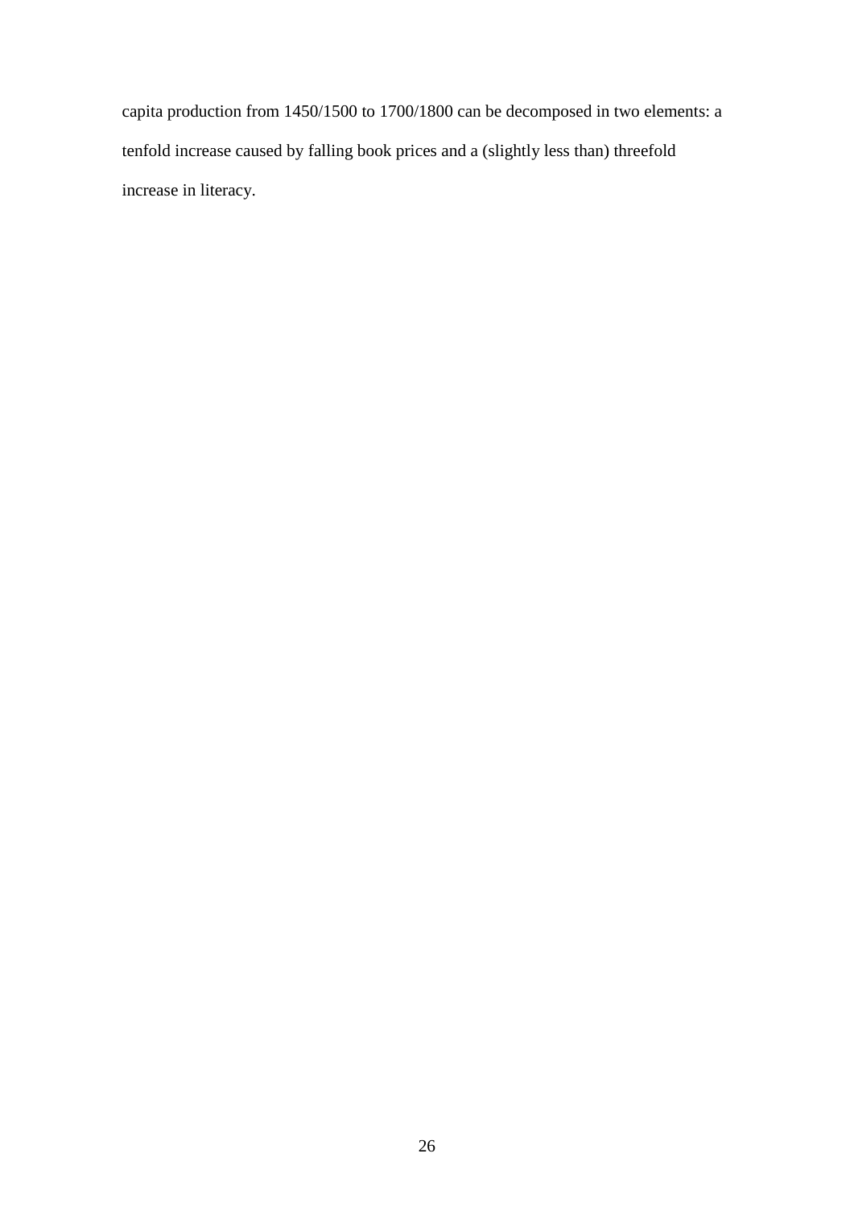capita production from 1450/1500 to 1700/1800 can be decomposed in two elements: a tenfold increase caused by falling book prices and a (slightly less than) threefold increase in literacy.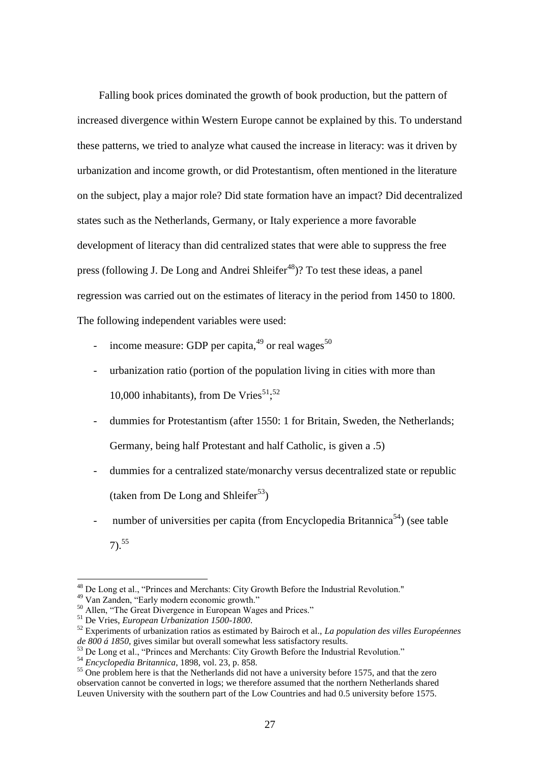Falling book prices dominated the growth of book production, but the pattern of increased divergence within Western Europe cannot be explained by this. To understand these patterns, we tried to analyze what caused the increase in literacy: was it driven by urbanization and income growth, or did Protestantism, often mentioned in the literature on the subject, play a major role? Did state formation have an impact? Did decentralized states such as the Netherlands, Germany, or Italy experience a more favorable development of literacy than did centralized states that were able to suppress the free press (following J. De Long and Andrei Shleifer[48])? To test these ideas, a panel regression was carried out on the estimates of literacy in the period from 1450 to 1800. The following independent variables were used:

- income measure: GDP per capita,[49] or real wages[50]
- urbanization ratio (portion of the population living in cities with more than 10,000 inhabitants), from De Vries[51];[52]
- dummies for Protestantism (after 1550: 1 for Britain, Sweden, the Netherlands; Germany, being half Protestant and half Catholic, is given a .5)
- dummies for a centralized state/monarchy versus decentralized state or republic (taken from De Long and Shleifer[53])
- number of universities per capita (from Encyclopedia Britannica[54]) (see table 7).[55]

---

[48] De Long et al., "Princes and Merchants: City Growth Before the Industrial Revolution."

[49] Van Zanden, "Early modern economic growth."

[50] Allen, "The Great Divergence in European Wages and Prices."

[51] De Vries, *European Urbanization 1500-1800*.

[52] Experiments of urbanization ratios as estimated by Bairoch et al., *La population des villes Européennes de 800 á 1850*, gives similar but overall somewhat less satisfactory results.

[53] De Long et al., "Princes and Merchants: City Growth Before the Industrial Revolution."

[54] *Encyclopedia Britannica*, 1898, vol. 23, p. 858.

[55] One problem here is that the Netherlands did not have a university before 1575, and that the zero observation cannot be converted in logs; we therefore assumed that the northern Netherlands shared Leuven University with the southern part of the Low Countries and had 0.5 university before 1575.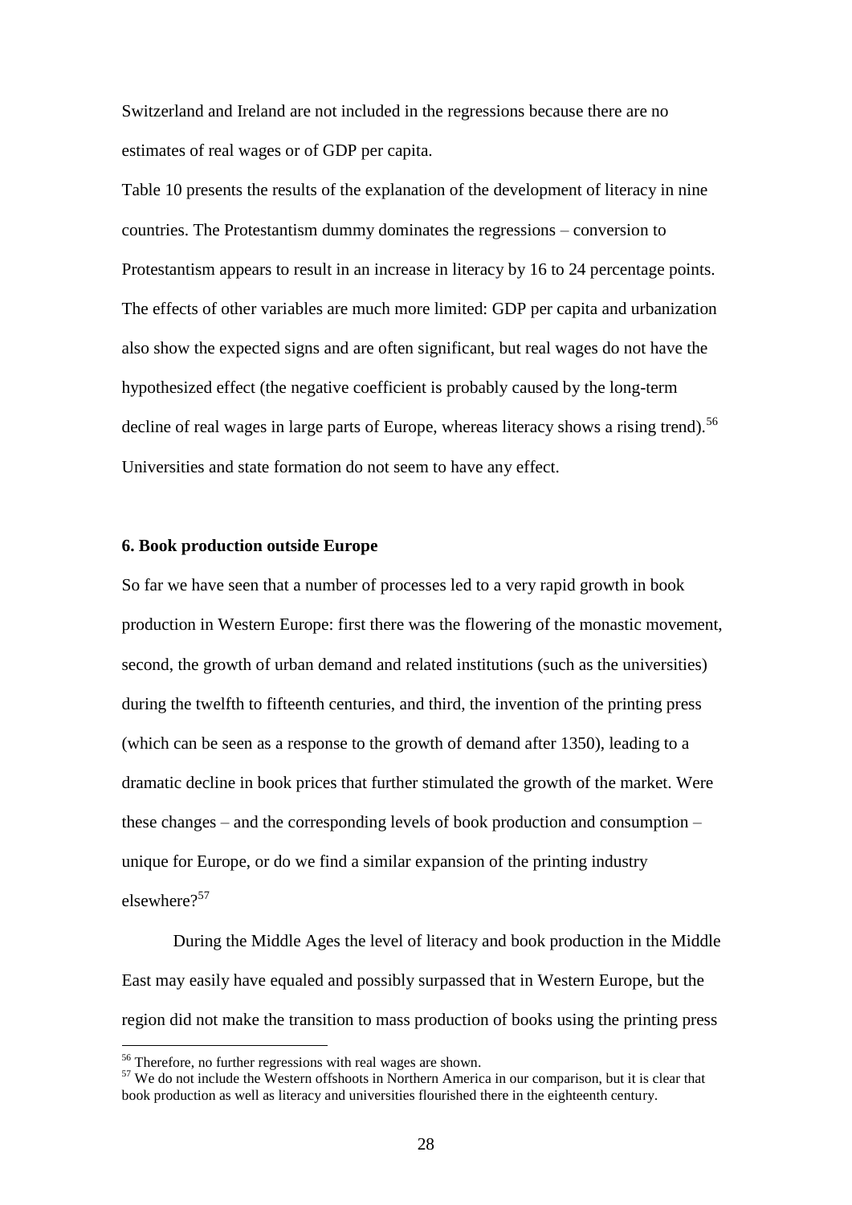Switzerland and Ireland are not included in the regressions because there are no estimates of real wages or of GDP per capita.

Table 10 presents the results of the explanation of the development of literacy in nine countries. The Protestantism dummy dominates the regressions – conversion to Protestantism appears to result in an increase in literacy by 16 to 24 percentage points. The effects of other variables are much more limited: GDP per capita and urbanization also show the expected signs and are often significant, but real wages do not have the hypothesized effect (the negative coefficient is probably caused by the long-term decline of real wages in large parts of Europe, whereas literacy shows a rising trend).[56] Universities and state formation do not seem to have any effect.

### 6. Book production outside Europe

So far we have seen that a number of processes led to a very rapid growth in book production in Western Europe: first there was the flowering of the monastic movement, second, the growth of urban demand and related institutions (such as the universities) during the twelfth to fifteenth centuries, and third, the invention of the printing press (which can be seen as a response to the growth of demand after 1350), leading to a dramatic decline in book prices that further stimulated the growth of the market. Were these changes – and the corresponding levels of book production and consumption – unique for Europe, or do we find a similar expansion of the printing industry elsewhere?[57]

During the Middle Ages the level of literacy and book production in the Middle East may easily have equaled and possibly surpassed that in Western Europe, but the region did not make the transition to mass production of books using the printing press

---

[56] Therefore, no further regressions with real wages are shown.

[57] We do not include the Western offshoots in Northern America in our comparison, but it is clear that book production as well as literacy and universities flourished there in the eighteenth century.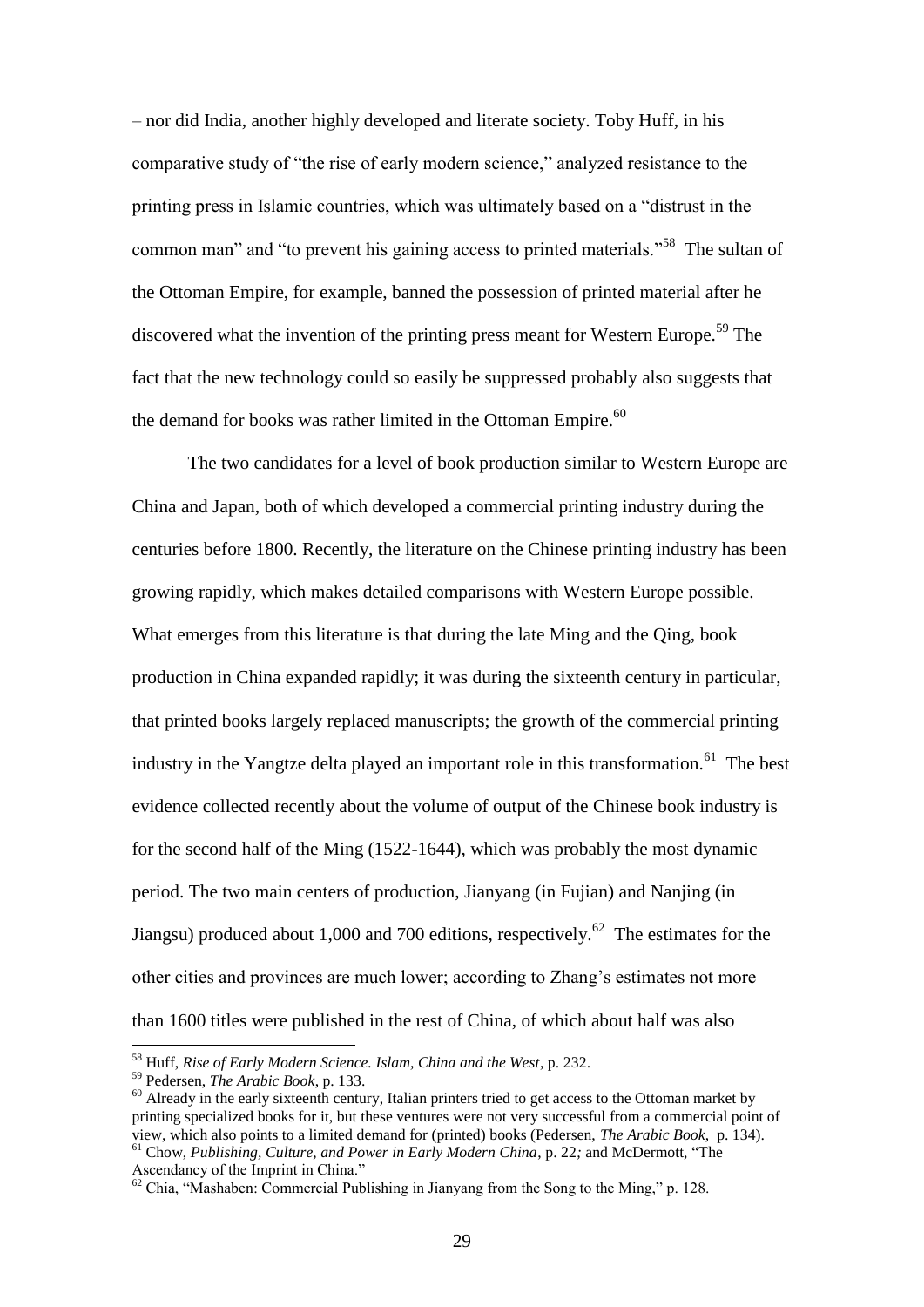– nor did India, another highly developed and literate society. Toby Huff, in his comparative study of "the rise of early modern science," analyzed resistance to the printing press in Islamic countries, which was ultimately based on a "distrust in the common man" and "to prevent his gaining access to printed materials."[58] The sultan of the Ottoman Empire, for example, banned the possession of printed material after he discovered what the invention of the printing press meant for Western Europe.[59] The fact that the new technology could so easily be suppressed probably also suggests that the demand for books was rather limited in the Ottoman Empire.[60]

The two candidates for a level of book production similar to Western Europe are China and Japan, both of which developed a commercial printing industry during the centuries before 1800. Recently, the literature on the Chinese printing industry has been growing rapidly, which makes detailed comparisons with Western Europe possible. What emerges from this literature is that during the late Ming and the Qing, book production in China expanded rapidly; it was during the sixteenth century in particular, that printed books largely replaced manuscripts; the growth of the commercial printing industry in the Yangtze delta played an important role in this transformation.[61] The best evidence collected recently about the volume of output of the Chinese book industry is for the second half of the Ming (1522-1644), which was probably the most dynamic period. The two main centers of production, Jianyang (in Fujian) and Nanjing (in Jiangsu) produced about 1,000 and 700 editions, respectively.[62] The estimates for the other cities and provinces are much lower; according to Zhang's estimates not more than 1600 titles were published in the rest of China, of which about half was also

---

[58] Huff, *Rise of Early Modern Science. Islam, China and the West*, p. 232.

[59] Pedersen, *The Arabic Book*, p. 133.

[60] Already in the early sixteenth century, Italian printers tried to get access to the Ottoman market by printing specialized books for it, but these ventures were not very successful from a commercial point of view, which also points to a limited demand for (printed) books (Pedersen, *The Arabic Book*, p. 134).

[61] Chow, *Publishing, Culture, and Power in Early Modern China*, p. 22*;* and McDermott, "The Ascendancy of the Imprint in China."

[62] Chia, "Mashaben: Commercial Publishing in Jianyang from the Song to the Ming," p. 128.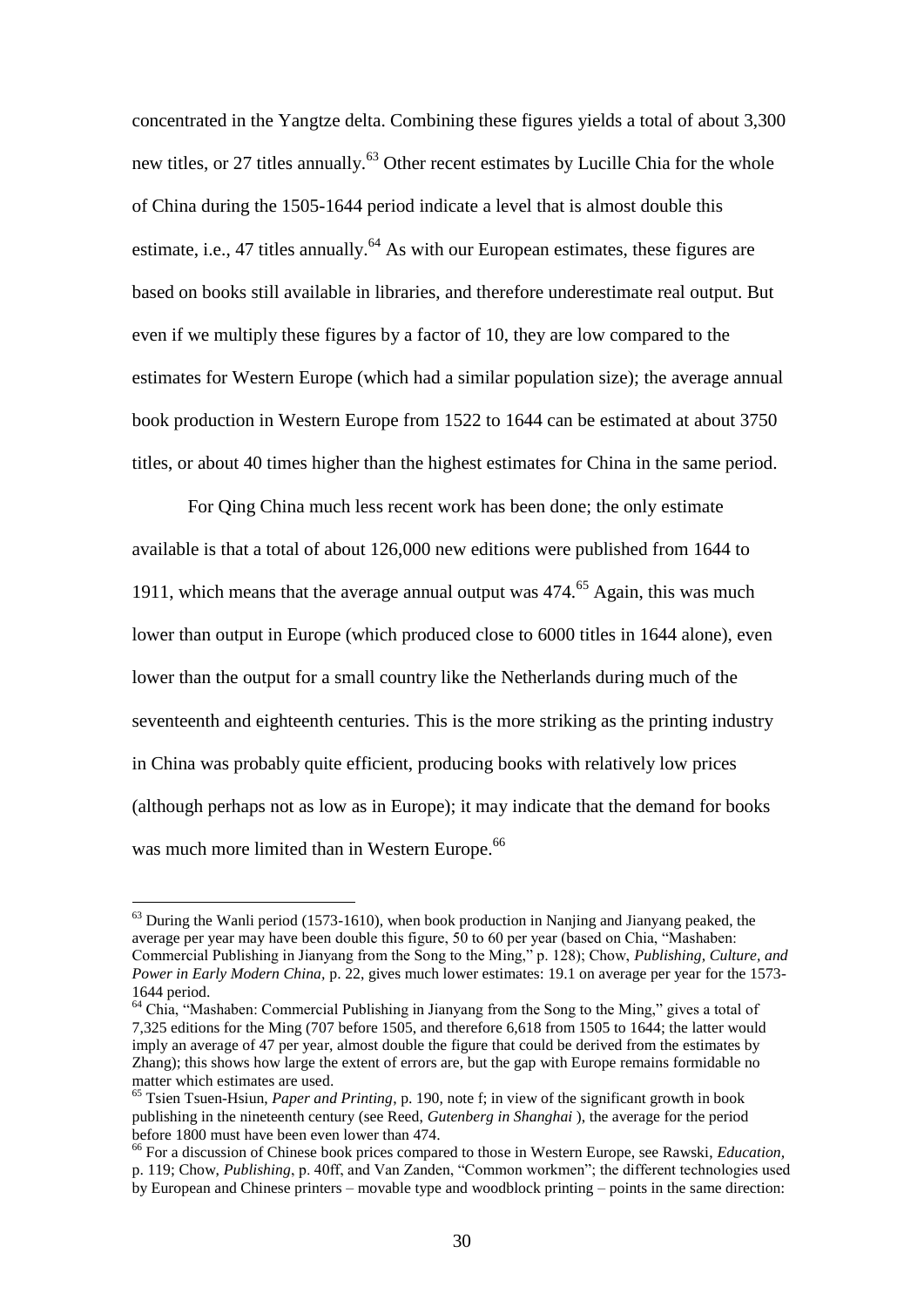concentrated in the Yangtze delta. Combining these figures yields a total of about 3,300 new titles, or 27 titles annually.[63] Other recent estimates by Lucille Chia for the whole of China during the 1505-1644 period indicate a level that is almost double this estimate, i.e., 47 titles annually.[64] As with our European estimates, these figures are based on books still available in libraries, and therefore underestimate real output. But even if we multiply these figures by a factor of 10, they are low compared to the estimates for Western Europe (which had a similar population size); the average annual book production in Western Europe from 1522 to 1644 can be estimated at about 3750 titles, or about 40 times higher than the highest estimates for China in the same period.

For Qing China much less recent work has been done; the only estimate available is that a total of about 126,000 new editions were published from 1644 to 1911, which means that the average annual output was 474.[65] Again, this was much lower than output in Europe (which produced close to 6000 titles in 1644 alone), even lower than the output for a small country like the Netherlands during much of the seventeenth and eighteenth centuries. This is the more striking as the printing industry in China was probably quite efficient, producing books with relatively low prices (although perhaps not as low as in Europe); it may indicate that the demand for books was much more limited than in Western Europe.[66]

---

[63] During the Wanli period (1573-1610), when book production in Nanjing and Jianyang peaked, the average per year may have been double this figure, 50 to 60 per year (based on Chia, "Mashaben: Commercial Publishing in Jianyang from the Song to the Ming," p. 128); Chow, *Publishing, Culture, and Power in Early Modern China*, p. 22, gives much lower estimates: 19.1 on average per year for the 1573-1644 period.

[64] Chia, "Mashaben: Commercial Publishing in Jianyang from the Song to the Ming," gives a total of 7,325 editions for the Ming (707 before 1505, and therefore 6,618 from 1505 to 1644; the latter would imply an average of 47 per year, almost double the figure that could be derived from the estimates by Zhang); this shows how large the extent of errors are, but the gap with Europe remains formidable no matter which estimates are used.

[65] Tsien Tsuen-Hsiun, *Paper and Printing*, p. 190, note f; in view of the significant growth in book publishing in the nineteenth century (see Reed, *Gutenberg in Shanghai* ), the average for the period before 1800 must have been even lower than 474.

[66] For a discussion of Chinese book prices compared to those in Western Europe, see Rawski, *Education*, p. 119; Chow, *Publishing*, p. 40ff, and Van Zanden, "Common workmen"; the different technologies used by European and Chinese printers – movable type and woodblock printing – points in the same direction: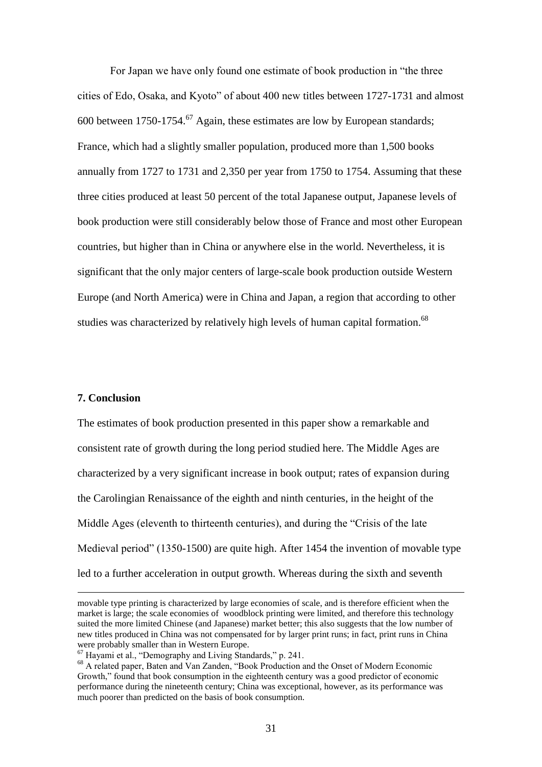For Japan we have only found one estimate of book production in "the three cities of Edo, Osaka, and Kyoto" of about 400 new titles between 1727-1731 and almost 600 between 1750-1754.[67] Again, these estimates are low by European standards; France, which had a slightly smaller population, produced more than 1,500 books annually from 1727 to 1731 and 2,350 per year from 1750 to 1754. Assuming that these three cities produced at least 50 percent of the total Japanese output, Japanese levels of book production were still considerably below those of France and most other European countries, but higher than in China or anywhere else in the world. Nevertheless, it is significant that the only major centers of large-scale book production outside Western Europe (and North America) were in China and Japan, a region that according to other studies was characterized by relatively high levels of human capital formation.[68]

## 7. Conclusion

The estimates of book production presented in this paper show a remarkable and consistent rate of growth during the long period studied here. The Middle Ages are characterized by a very significant increase in book output; rates of expansion during the Carolingian Renaissance of the eighth and ninth centuries, in the height of the Middle Ages (eleventh to thirteenth centuries), and during the "Crisis of the late Medieval period" (1350-1500) are quite high. After 1454 the invention of movable type led to a further acceleration in output growth. Whereas during the sixth and seventh

---

movable type printing is characterized by large economies of scale, and is therefore efficient when the market is large; the scale economies of woodblock printing were limited, and therefore this technology suited the more limited Chinese (and Japanese) market better; this also suggests that the low number of new titles produced in China was not compensated for by larger print runs; in fact, print runs in China were probably smaller than in Western Europe.

[67] Hayami et al., "Demography and Living Standards," p. 241.

[68] A related paper, Baten and Van Zanden, "Book Production and the Onset of Modern Economic Growth," found that book consumption in the eighteenth century was a good predictor of economic performance during the nineteenth century; China was exceptional, however, as its performance was much poorer than predicted on the basis of book consumption.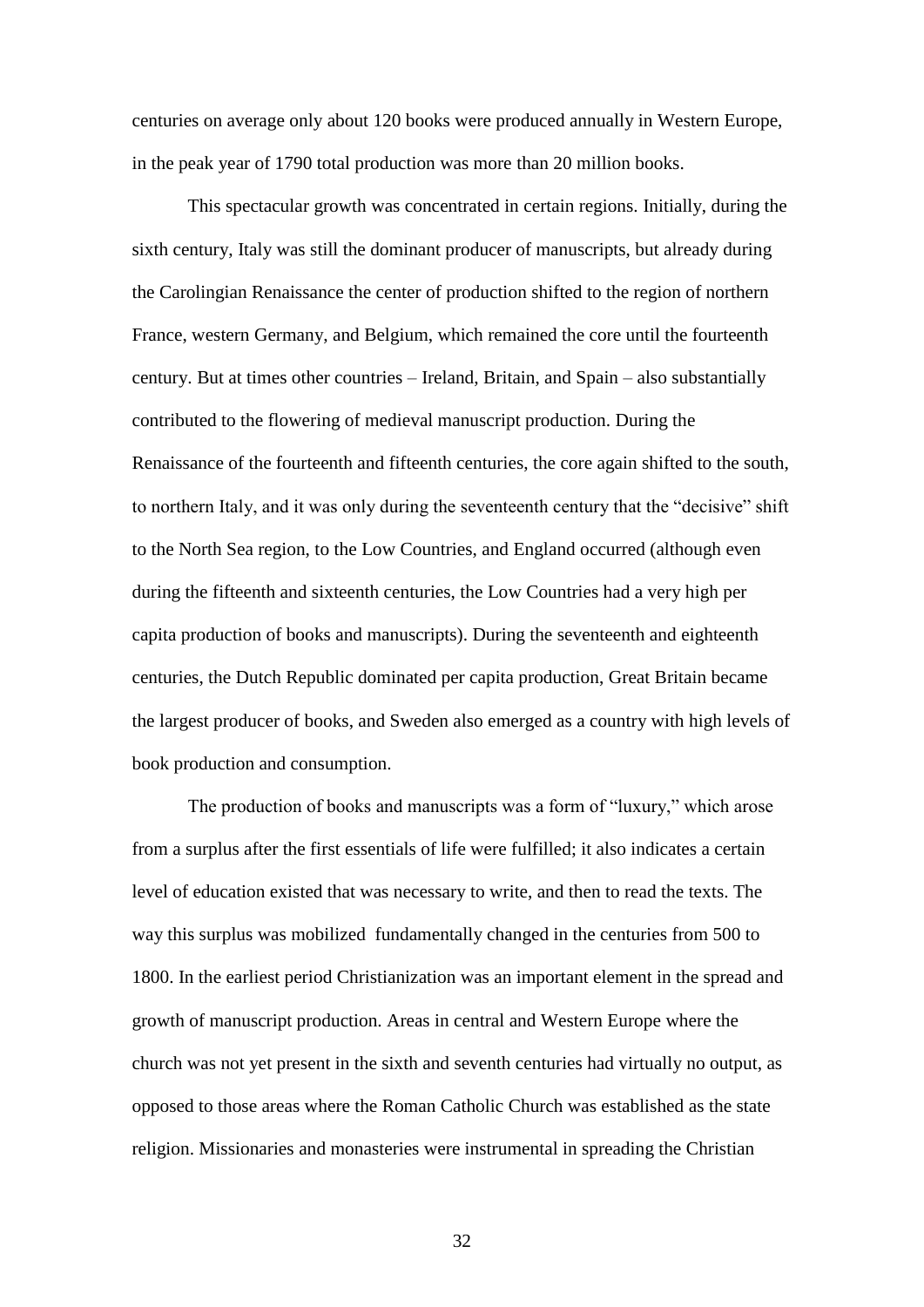centuries on average only about 120 books were produced annually in Western Europe, in the peak year of 1790 total production was more than 20 million books.

This spectacular growth was concentrated in certain regions. Initially, during the sixth century, Italy was still the dominant producer of manuscripts, but already during the Carolingian Renaissance the center of production shifted to the region of northern France, western Germany, and Belgium, which remained the core until the fourteenth century. But at times other countries – Ireland, Britain, and Spain – also substantially contributed to the flowering of medieval manuscript production. During the Renaissance of the fourteenth and fifteenth centuries, the core again shifted to the south, to northern Italy, and it was only during the seventeenth century that the "decisive" shift to the North Sea region, to the Low Countries, and England occurred (although even during the fifteenth and sixteenth centuries, the Low Countries had a very high per capita production of books and manuscripts). During the seventeenth and eighteenth centuries, the Dutch Republic dominated per capita production, Great Britain became the largest producer of books, and Sweden also emerged as a country with high levels of book production and consumption.

The production of books and manuscripts was a form of "luxury," which arose from a surplus after the first essentials of life were fulfilled; it also indicates a certain level of education existed that was necessary to write, and then to read the texts. The way this surplus was mobilized fundamentally changed in the centuries from 500 to 1800. In the earliest period Christianization was an important element in the spread and growth of manuscript production. Areas in central and Western Europe where the church was not yet present in the sixth and seventh centuries had virtually no output, as opposed to those areas where the Roman Catholic Church was established as the state religion. Missionaries and monasteries were instrumental in spreading the Christian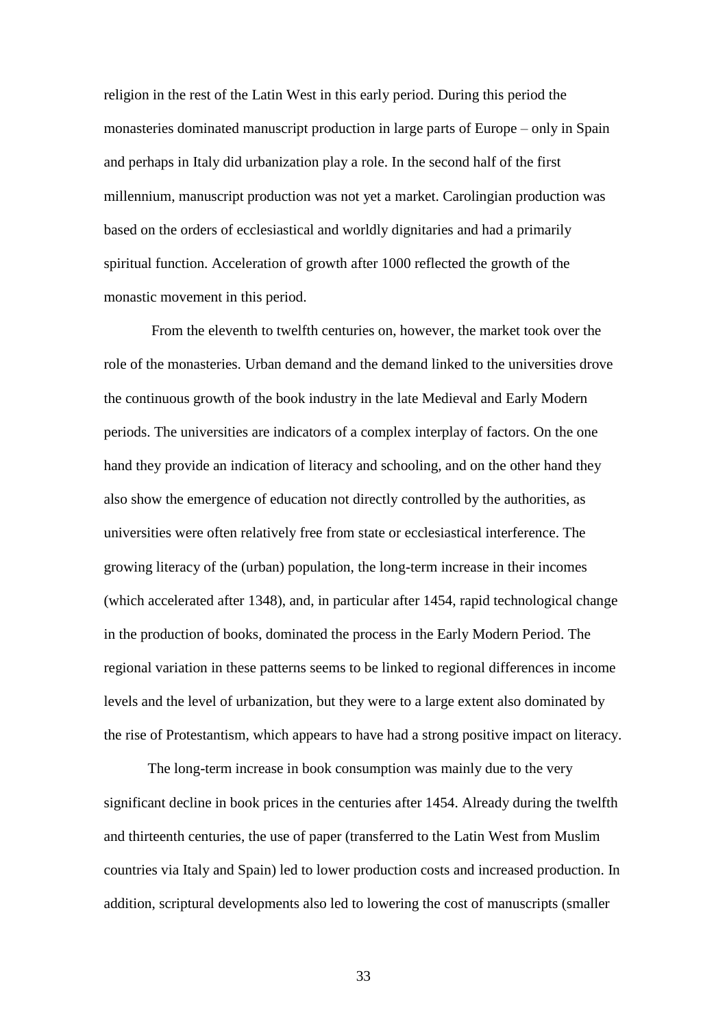religion in the rest of the Latin West in this early period. During this period the monasteries dominated manuscript production in large parts of Europe – only in Spain and perhaps in Italy did urbanization play a role. In the second half of the first millennium, manuscript production was not yet a market. Carolingian production was based on the orders of ecclesiastical and worldly dignitaries and had a primarily spiritual function. Acceleration of growth after 1000 reflected the growth of the monastic movement in this period.

From the eleventh to twelfth centuries on, however, the market took over the role of the monasteries. Urban demand and the demand linked to the universities drove the continuous growth of the book industry in the late Medieval and Early Modern periods. The universities are indicators of a complex interplay of factors. On the one hand they provide an indication of literacy and schooling, and on the other hand they also show the emergence of education not directly controlled by the authorities, as universities were often relatively free from state or ecclesiastical interference. The growing literacy of the (urban) population, the long-term increase in their incomes (which accelerated after 1348), and, in particular after 1454, rapid technological change in the production of books, dominated the process in the Early Modern Period. The regional variation in these patterns seems to be linked to regional differences in income levels and the level of urbanization, but they were to a large extent also dominated by the rise of Protestantism, which appears to have had a strong positive impact on literacy.

The long-term increase in book consumption was mainly due to the very significant decline in book prices in the centuries after 1454. Already during the twelfth and thirteenth centuries, the use of paper (transferred to the Latin West from Muslim countries via Italy and Spain) led to lower production costs and increased production. In addition, scriptural developments also led to lowering the cost of manuscripts (smaller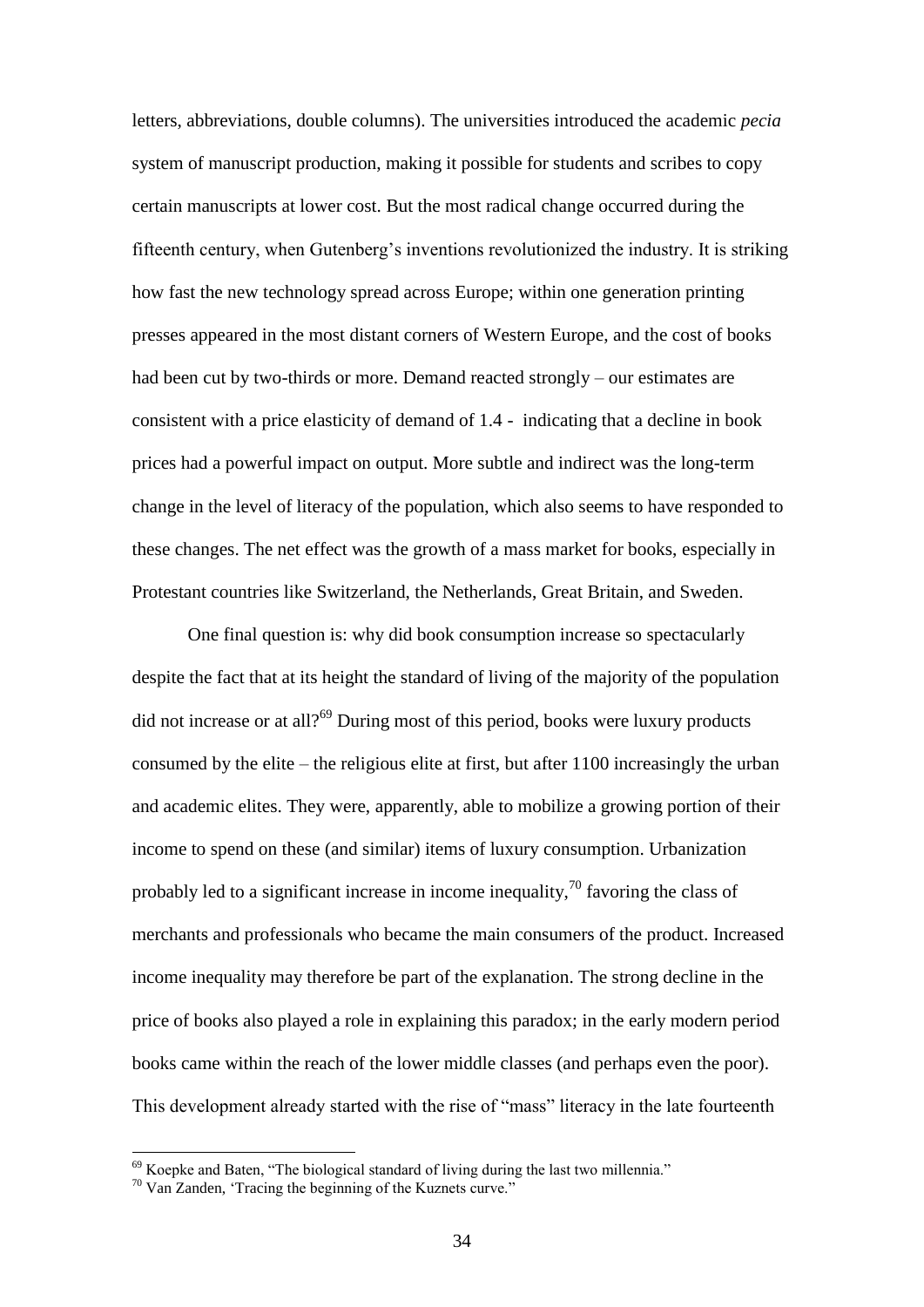letters, abbreviations, double columns). The universities introduced the academic *pecia* system of manuscript production, making it possible for students and scribes to copy certain manuscripts at lower cost. But the most radical change occurred during the fifteenth century, when Gutenberg's inventions revolutionized the industry. It is striking how fast the new technology spread across Europe; within one generation printing presses appeared in the most distant corners of Western Europe, and the cost of books had been cut by two-thirds or more. Demand reacted strongly – our estimates are consistent with a price elasticity of demand of 1.4 - indicating that a decline in book prices had a powerful impact on output. More subtle and indirect was the long-term change in the level of literacy of the population, which also seems to have responded to these changes. The net effect was the growth of a mass market for books, especially in Protestant countries like Switzerland, the Netherlands, Great Britain, and Sweden.

One final question is: why did book consumption increase so spectacularly despite the fact that at its height the standard of living of the majority of the population did not increase or at all?[69] During most of this period, books were luxury products consumed by the elite – the religious elite at first, but after 1100 increasingly the urban and academic elites. They were, apparently, able to mobilize a growing portion of their income to spend on these (and similar) items of luxury consumption. Urbanization probably led to a significant increase in income inequality,[70] favoring the class of merchants and professionals who became the main consumers of the product. Increased income inequality may therefore be part of the explanation. The strong decline in the price of books also played a role in explaining this paradox; in the early modern period books came within the reach of the lower middle classes (and perhaps even the poor). This development already started with the rise of "mass" literacy in the late fourteenth

---

[69] Koepke and Baten, "The biological standard of living during the last two millennia."

[70] Van Zanden, 'Tracing the beginning of the Kuznets curve."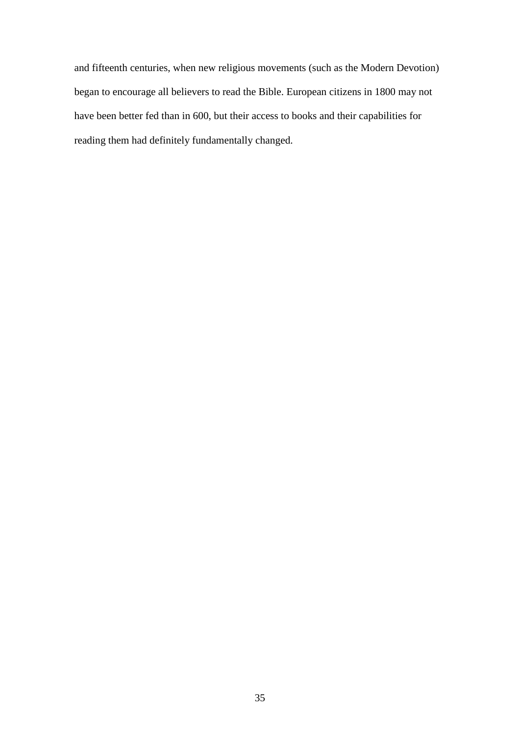and fifteenth centuries, when new religious movements (such as the Modern Devotion) began to encourage all believers to read the Bible. European citizens in 1800 may not have been better fed than in 600, but their access to books and their capabilities for reading them had definitely fundamentally changed.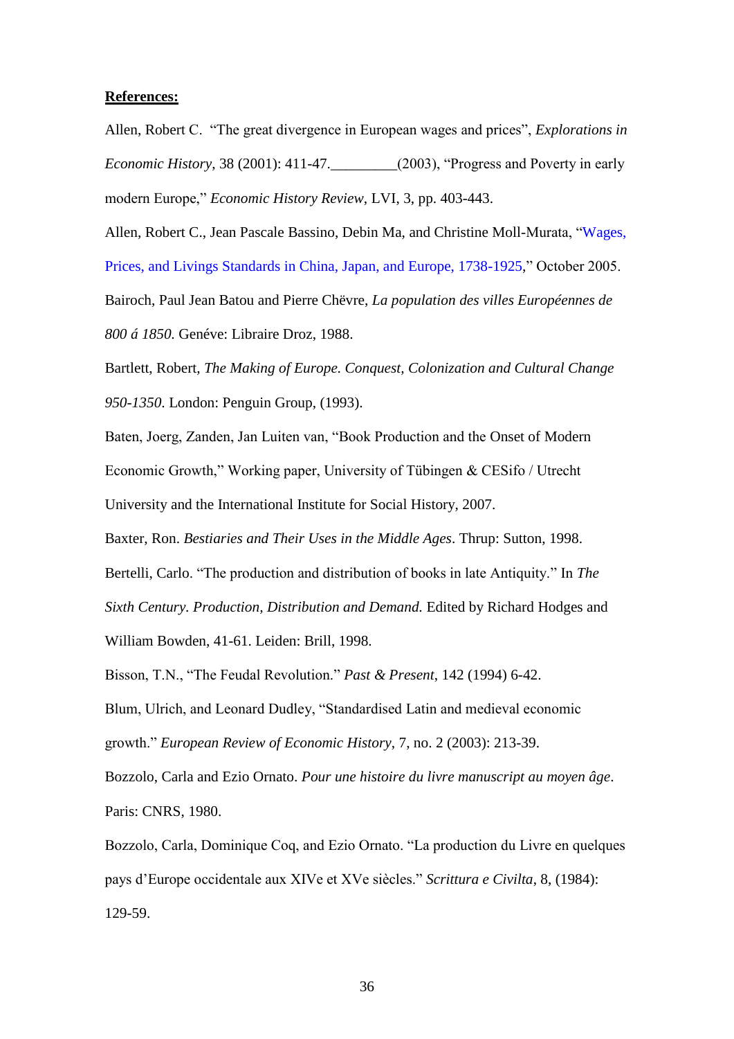**References:**

Allen, Robert C. "The great divergence in European wages and prices", *Explorations in Economic History*, 38 (2001): 411-47.\_\_\_\_\_\_\_\_\_(2003), "Progress and Poverty in early modern Europe," *Economic History Review*, LVI, 3, pp. 403-443.

Allen, Robert C., Jean Pascale Bassino, Debin Ma, and Christine Moll-Murata, "Wages, Prices, and Livings Standards in China, Japan, and Europe, 1738-1925," October 2005.

Bairoch, Paul Jean Batou and Pierre Chëvre, *La population des villes Européennes de 800 á 1850.* Genéve: Libraire Droz, 1988.

Bartlett, Robert, *The Making of Europe. Conquest, Colonization and Cultural Change 950-1350*. London: Penguin Group, (1993).

Baten, Joerg, Zanden, Jan Luiten van, "Book Production and the Onset of Modern Economic Growth," Working paper, University of Tübingen & CESifo / Utrecht University and the International Institute for Social History, 2007.

Baxter, Ron. *Bestiaries and Their Uses in the Middle Ages*. Thrup: Sutton, 1998.

Bertelli, Carlo. "The production and distribution of books in late Antiquity." In *The Sixth Century. Production, Distribution and Demand.* Edited by Richard Hodges and William Bowden, 41-61. Leiden: Brill, 1998.

Bisson, T.N., "The Feudal Revolution." *Past & Present*, 142 (1994) 6-42.

Blum, Ulrich, and Leonard Dudley, "Standardised Latin and medieval economic growth." *European Review of Economic History*, 7, no. 2 (2003): 213-39.

Bozzolo, Carla and Ezio Ornato. *Pour une histoire du livre manuscript au moyen âge*. Paris: CNRS, 1980.

Bozzolo, Carla, Dominique Coq, and Ezio Ornato. "La production du Livre en quelques pays d'Europe occidentale aux XIVe et XVe siècles." *Scrittura e Civilta*, 8, (1984): 129-59.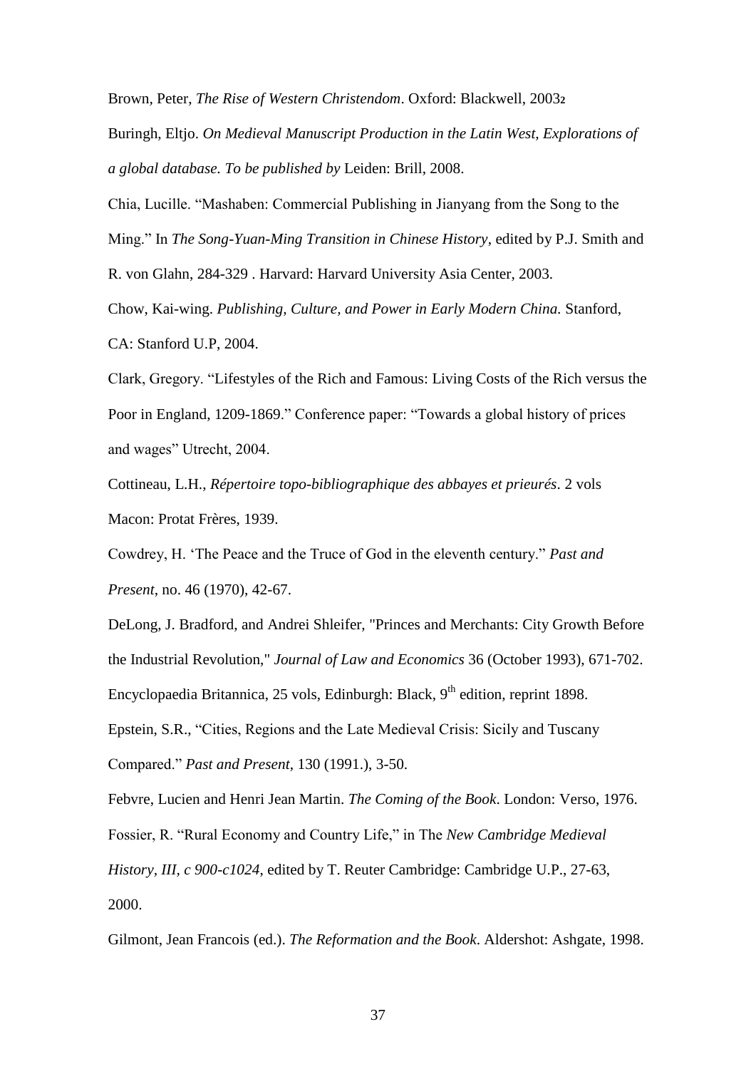Brown, Peter, *The Rise of Western Christendom*. Oxford: Blackwell, 2003.

Buringh, Eltjo. *On Medieval Manuscript Production in the Latin West, Explorations of a global database. To be published by* Leiden: Brill, 2008.

Chia, Lucille. "Mashaben: Commercial Publishing in Jianyang from the Song to the Ming." In *The Song-Yuan-Ming Transition in Chinese History*, edited by P.J. Smith and R. von Glahn, 284-329 . Harvard: Harvard University Asia Center, 2003.

Chow, Kai-wing. *Publishing, Culture, and Power in Early Modern China.* Stanford, CA: Stanford U.P, 2004.

Clark, Gregory. "Lifestyles of the Rich and Famous: Living Costs of the Rich versus the Poor in England, 1209-1869." Conference paper: "Towards a global history of prices and wages" Utrecht, 2004.

Cottineau, L.H., *Répertoire topo-bibliographique des abbayes et prieurés*. 2 vols Macon: Protat Frères, 1939.

Cowdrey, H. 'The Peace and the Truce of God in the eleventh century." *Past and Present*, no. 46 (1970), 42-67.

DeLong, J. Bradford, and Andrei Shleifer, "Princes and Merchants: City Growth Before the Industrial Revolution," *Journal of Law and Economics* 36 (October 1993), 671-702.

Encyclopaedia Britannica, 25 vols, Edinburgh: Black, 9th edition, reprint 1898.

Epstein, S.R., "Cities, Regions and the Late Medieval Crisis: Sicily and Tuscany Compared." *Past and Present*, 130 (1991.), 3-50.

Febvre, Lucien and Henri Jean Martin. *The Coming of the Book*. London: Verso, 1976.

Fossier, R. "Rural Economy and Country Life," in The *New Cambridge Medieval History, III, c 900-c1024*, edited by T. Reuter Cambridge: Cambridge U.P., 27-63, 2000.

Gilmont, Jean Francois (ed.). *The Reformation and the Book*. Aldershot: Ashgate, 1998.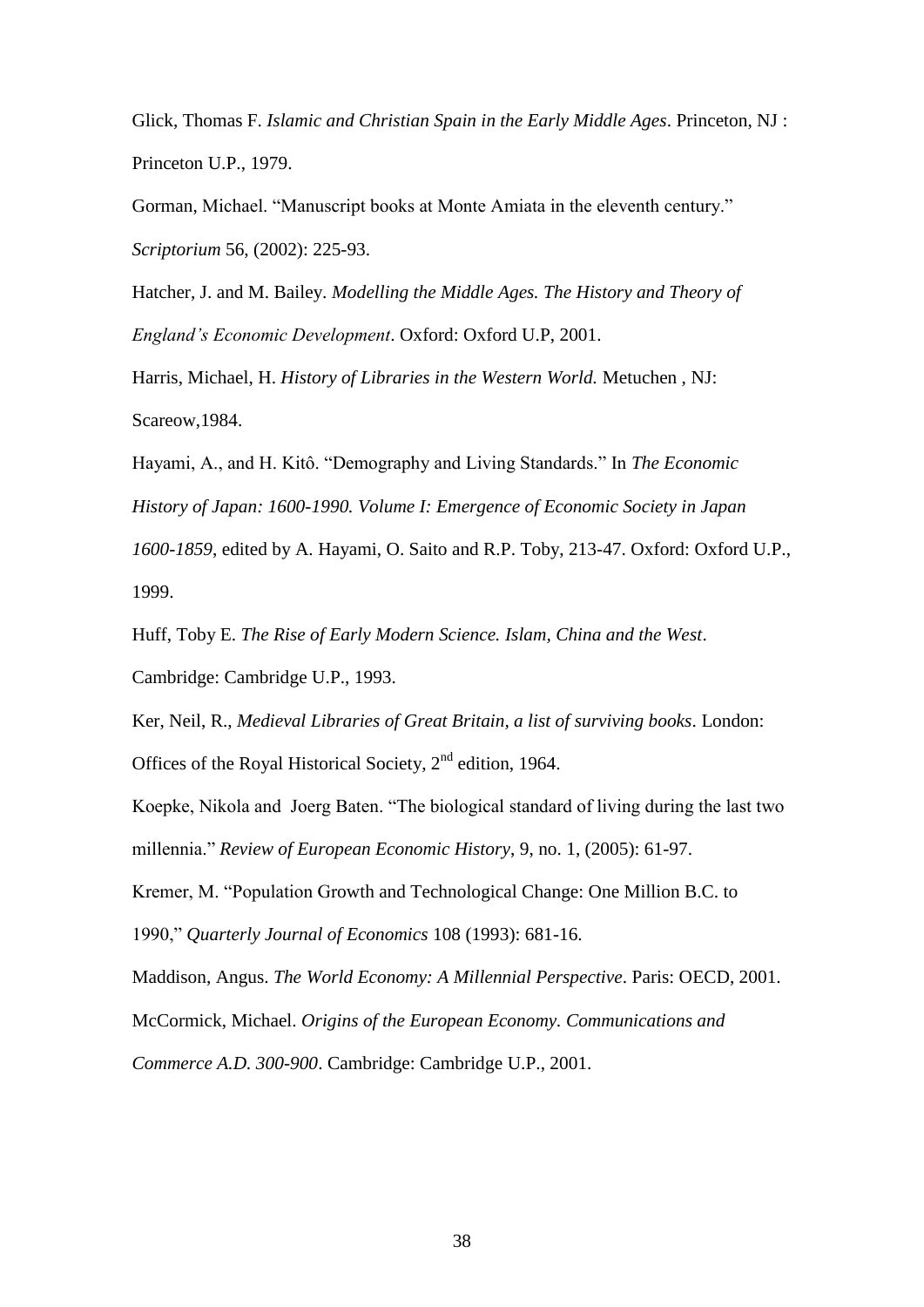Glick, Thomas F. *Islamic and Christian Spain in the Early Middle Ages*. Princeton, NJ : Princeton U.P., 1979.

Gorman, Michael. "Manuscript books at Monte Amiata in the eleventh century." *Scriptorium* 56, (2002): 225-93.

Hatcher, J. and M. Bailey. *Modelling the Middle Ages. The History and Theory of England's Economic Development*. Oxford: Oxford U.P, 2001.

Harris, Michael, H. *History of Libraries in the Western World.* Metuchen , NJ: Scareow,1984.

Hayami, A., and H. Kitô. "Demography and Living Standards." In *The Economic History of Japan: 1600-1990. Volume I: Emergence of Economic Society in Japan 1600-1859*, edited by A. Hayami, O. Saito and R.P. Toby, 213-47. Oxford: Oxford U.P., 1999.

Huff, Toby E. *The Rise of Early Modern Science. Islam, China and the West*. Cambridge: Cambridge U.P., 1993.

Ker, Neil, R., *Medieval Libraries of Great Britain, a list of surviving books*. London: Offices of the Royal Historical Society, 2nd edition, 1964.

Koepke, Nikola and Joerg Baten. "The biological standard of living during the last two millennia." *Review of European Economic History*, 9, no. 1, (2005): 61-97.

Kremer, M. "Population Growth and Technological Change: One Million B.C. to 1990," *Quarterly Journal of Economics* 108 (1993): 681-16.

Maddison, Angus. *The World Economy: A Millennial Perspective*. Paris: OECD, 2001.

McCormick, Michael. *Origins of the European Economy. Communications and Commerce A.D. 300-900*. Cambridge: Cambridge U.P., 2001.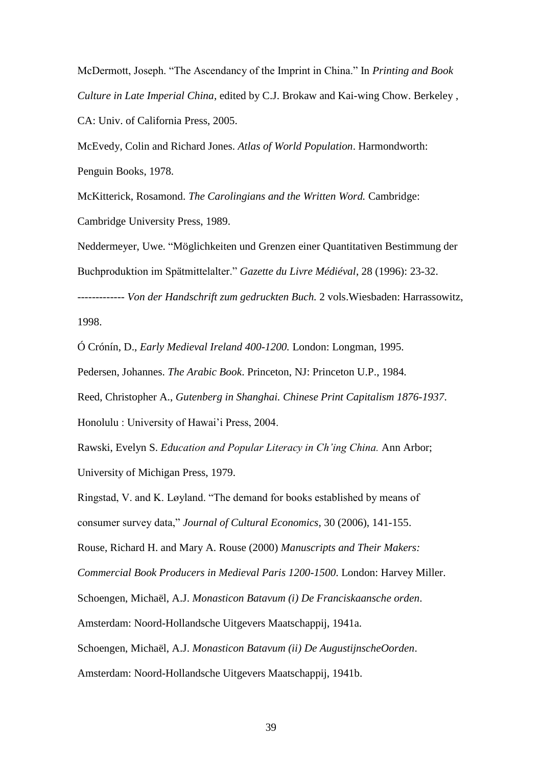McDermott, Joseph. “The Ascendancy of the Imprint in China.” In *Printing and Book Culture in Late Imperial China*, edited by C.J. Brokaw and Kai-wing Chow. Berkeley , CA: Univ. of California Press, 2005.

McEvedy, Colin and Richard Jones. *Atlas of World Population*. Harmondworth: Penguin Books, 1978.

McKitterick, Rosamond. *The Carolingians and the Written Word.* Cambridge: Cambridge University Press, 1989.

Neddermeyer, Uwe. “Möglichkeiten und Grenzen einer Quantitativen Bestimmung der Buchproduktion im Spätmittelalter.” *Gazette du Livre Médiéval*, 28 (1996): 23-32.

------------- *Von der Handschrift zum gedruckten Buch.* 2 vols.Wiesbaden: Harrassowitz, 1998.

Ó Crónín, D., *Early Medieval Ireland 400-1200.* London: Longman, 1995.

Pedersen, Johannes. *The Arabic Book*. Princeton, NJ: Princeton U.P., 1984.

Reed, Christopher A., *Gutenberg in Shanghai. Chinese Print Capitalism 1876-1937*. Honolulu : University of Hawai’i Press, 2004.

Rawski, Evelyn S. *Education and Popular Literacy in Ch’ing China.* Ann Arbor; University of Michigan Press, 1979.

Ringstad, V. and K. Løyland. “The demand for books established by means of consumer survey data,” *Journal of Cultural Economics*, 30 (2006), 141-155.

Rouse, Richard H. and Mary A. Rouse (2000) *Manuscripts and Their Makers: Commercial Book Producers in Medieval Paris 1200-1500*. London: Harvey Miller.

Schoengen, Michaël, A.J. *Monasticon Batavum (i) De Franciskaansche orden*. Amsterdam: Noord-Hollandsche Uitgevers Maatschappij, 1941a.

Schoengen, Michaël, A.J. *Monasticon Batavum (ii) De AugustijnscheOorden*. Amsterdam: Noord-Hollandsche Uitgevers Maatschappij, 1941b.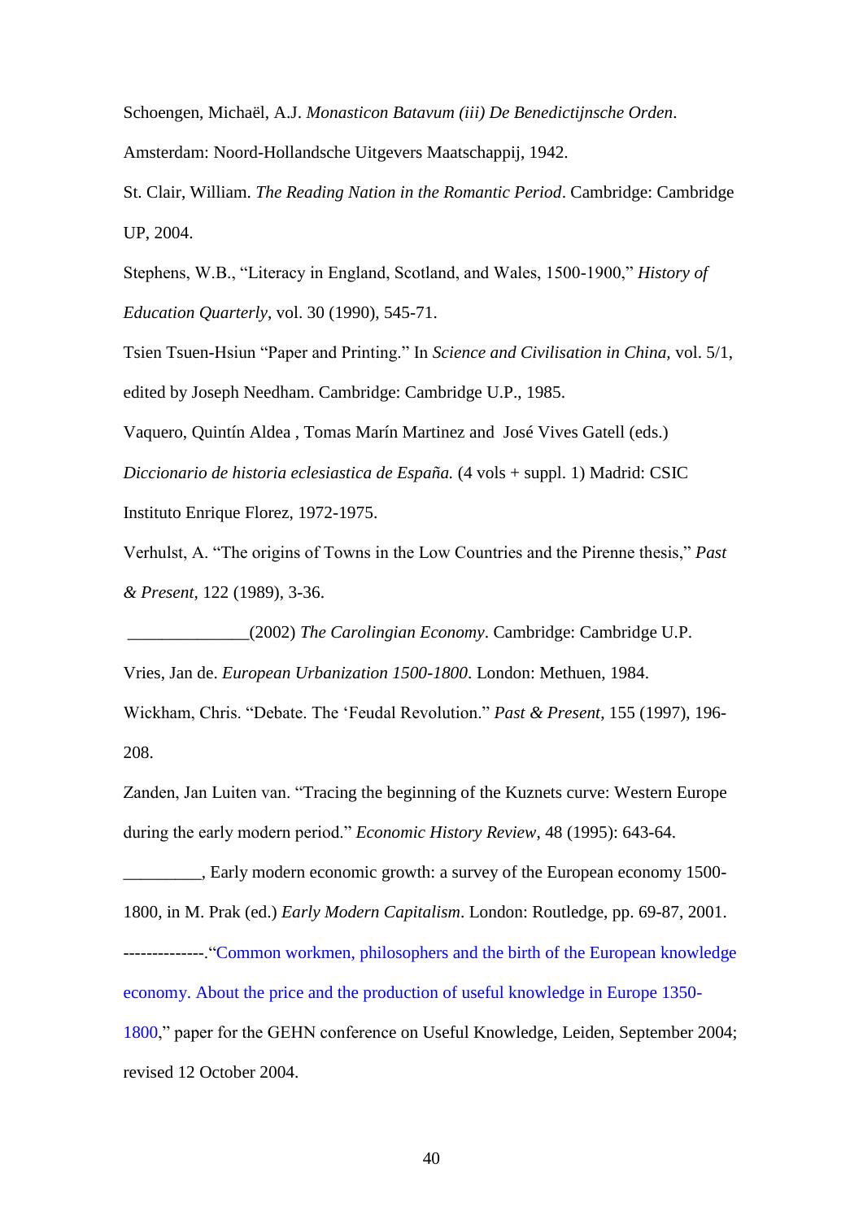Schoengen, Michaël, A.J. *Monasticon Batavum (iii) De Benedictijnsche Orden*. Amsterdam: Noord-Hollandsche Uitgevers Maatschappij, 1942.

St. Clair, William. *The Reading Nation in the Romantic Period*. Cambridge: Cambridge UP, 2004.

Stephens, W.B., "Literacy in England, Scotland, and Wales, 1500-1900," *History of Education Quarterly*, vol. 30 (1990), 545-71.

Tsien Tsuen-Hsiun "Paper and Printing." In *Science and Civilisation in China,* vol. 5/1, edited by Joseph Needham. Cambridge: Cambridge U.P., 1985.

Vaquero, Quintín Aldea , Tomas Marín Martinez and José Vives Gatell (eds.) *Diccionario de historia eclesiastica de España.* (4 vols + suppl. 1) Madrid: CSIC Instituto Enrique Florez, 1972-1975.

Verhulst, A. "The origins of Towns in the Low Countries and the Pirenne thesis," *Past & Present*, 122 (1989), 3-36.

______________(2002) *The Carolingian Economy*. Cambridge: Cambridge U.P.

Vries, Jan de. *European Urbanization 1500-1800*. London: Methuen, 1984.

Wickham, Chris. "Debate. The 'Feudal Revolution." *Past & Present*, 155 (1997), 196-208.

Zanden, Jan Luiten van. "Tracing the beginning of the Kuznets curve: Western Europe during the early modern period." *Economic History Review*, 48 (1995): 643-64.

_________, Early modern economic growth: a survey of the European economy 1500-1800, in M. Prak (ed.) *Early Modern Capitalism*. London: Routledge, pp. 69-87, 2001.

--------------."Common workmen, philosophers and the birth of the European knowledge economy. About the price and the production of useful knowledge in Europe 1350-1800," paper for the GEHN conference on Useful Knowledge, Leiden, September 2004; revised 12 October 2004.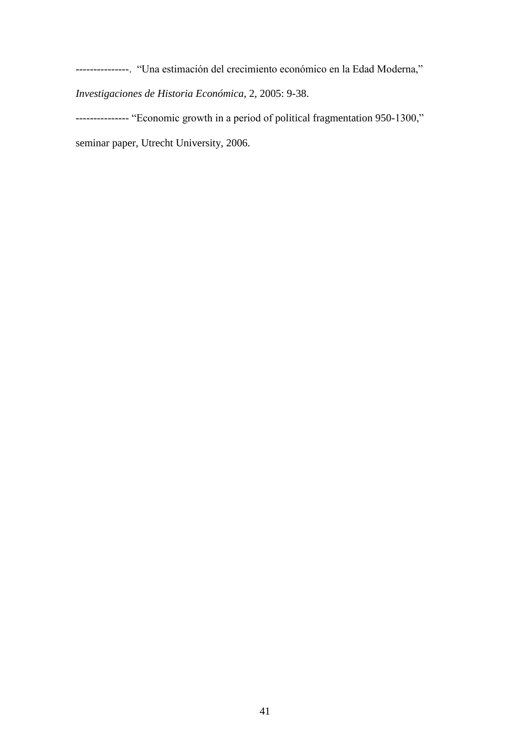---------------. “Una estimación del crecimiento económico en la Edad Moderna,” *Investigaciones de Historia Económica*, 2, 2005: 9-38.

--------------- “Economic growth in a period of political fragmentation 950-1300,” seminar paper, Utrecht University, 2006.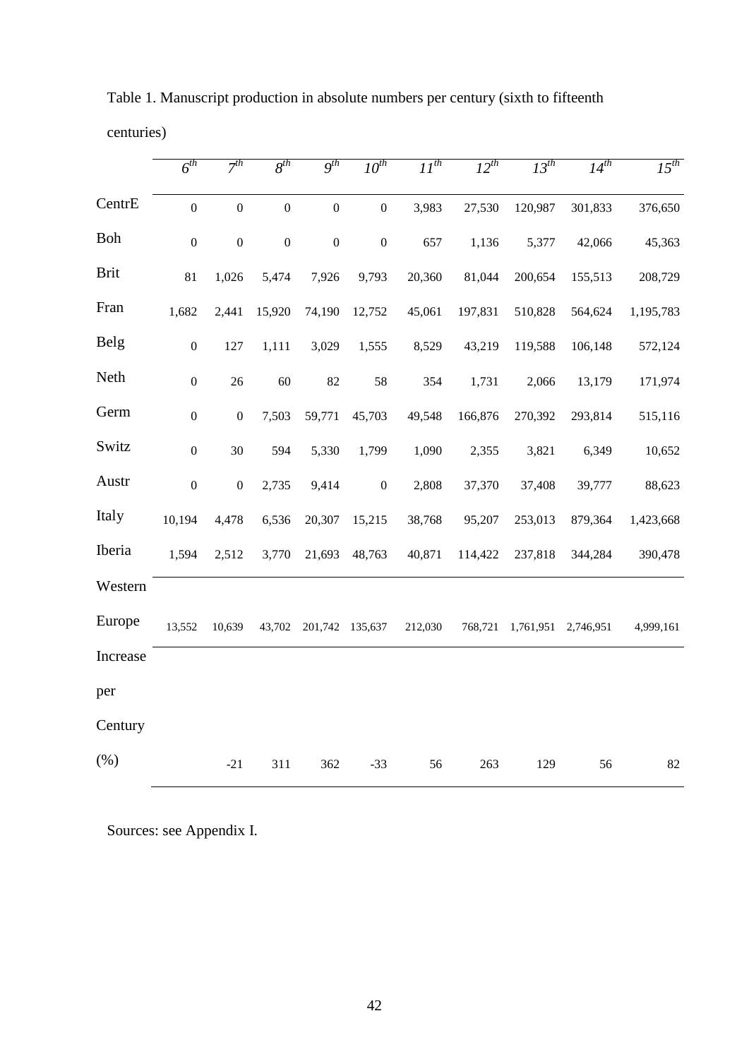Table 1. Manuscript production in absolute numbers per century (sixth to fifteenth centuries)

| | 6th | 7th | 8th | 9th | 10th | 11th | 12th | 13th | 14th | 15th |
|---|---|---|---|---|---|---|---|---|---|---|
| CentrE | 0 | 0 | 0 | 0 | 0 | 3,983 | 27,530 | 120,987 | 301,833 | 376,650 |
| Boh | 0 | 0 | 0 | 0 | 0 | 657 | 1,136 | 5,377 | 42,066 | 45,363 |
| Brit | 81 | 1,026 | 5,474 | 7,926 | 9,793 | 20,360 | 81,044 | 200,654 | 155,513 | 208,729 |
| Fran | 1,682 | 2,441 | 15,920 | 74,190 | 12,752 | 45,061 | 197,831 | 510,828 | 564,624 | 1,195,783 |
| Belg | 0 | 127 | 1,111 | 3,029 | 1,555 | 8,529 | 43,219 | 119,588 | 106,148 | 572,124 |
| Neth | 0 | 26 | 60 | 82 | 58 | 354 | 1,731 | 2,066 | 13,179 | 171,974 |
| Germ | 0 | 0 | 7,503 | 59,771 | 45,703 | 49,548 | 166,876 | 270,392 | 293,814 | 515,116 |
| Switz | 0 | 30 | 594 | 5,330 | 1,799 | 1,090 | 2,355 | 3,821 | 6,349 | 10,652 |
| Austr | 0 | 0 | 2,735 | 9,414 | 0 | 2,808 | 37,370 | 37,408 | 39,777 | 88,623 |
| Italy | 10,194 | 4,478 | 6,536 | 20,307 | 15,215 | 38,768 | 95,207 | 253,013 | 879,364 | 1,423,668 |
| Iberia | 1,594 | 2,512 | 3,770 | 21,693 | 48,763 | 40,871 | 114,422 | 237,818 | 344,284 | 390,478 |
| Western Europe | 13,552 | 10,639 | 43,702 | 201,742 | 135,637 | 212,030 | 768,721 | 1,761,951 | 2,746,951 | 4,999,161 |
| Increase per Century (%) | | -21 | 311 | 362 | -33 | 56 | 263 | 129 | 56 | 82 |

Sources: see Appendix I.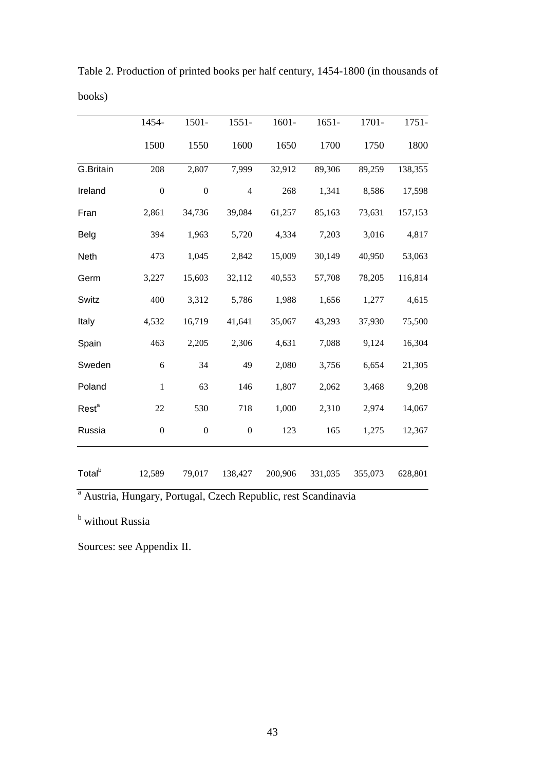Table 2. Production of printed books per half century, 1454-1800 (in thousands of books)

| | 1454-1500 | 1501-1550 | 1551-1600 | 1601-1650 | 1651-1700 | 1701-1750 | 1751-1800 |
|---|---|---|---|---|---|---|---|
| G.Britain | 208 | 2,807 | 7,999 | 32,912 | 89,306 | 89,259 | 138,355 |
| Ireland | 0 | 0 | 4 | 268 | 1,341 | 8,586 | 17,598 |
| Fran | 2,861 | 34,736 | 39,084 | 61,257 | 85,163 | 73,631 | 157,153 |
| Belg | 394 | 1,963 | 5,720 | 4,334 | 7,203 | 3,016 | 4,817 |
| Neth | 473 | 1,045 | 2,842 | 15,009 | 30,149 | 40,950 | 53,063 |
| Germ | 3,227 | 15,603 | 32,112 | 40,553 | 57,708 | 78,205 | 116,814 |
| Switz | 400 | 3,312 | 5,786 | 1,988 | 1,656 | 1,277 | 4,615 |
| Italy | 4,532 | 16,719 | 41,641 | 35,067 | 43,293 | 37,930 | 75,500 |
| Spain | 463 | 2,205 | 2,306 | 4,631 | 7,088 | 9,124 | 16,304 |
| Sweden | 6 | 34 | 49 | 2,080 | 3,756 | 6,654 | 21,305 |
| Poland | 1 | 63 | 146 | 1,807 | 2,062 | 3,468 | 9,208 |
| Rest[a] | 22 | 530 | 718 | 1,000 | 2,310 | 2,974 | 14,067 |
| Russia | 0 | 0 | 0 | 123 | 165 | 1,275 | 12,367 |
| Total[b] | 12,589 | 79,017 | 138,427 | 200,906 | 331,035 | 355,073 | 628,801 |

[a] Austria, Hungary, Portugal, Czech Republic, rest Scandinavia

[b] without Russia

Sources: see Appendix II.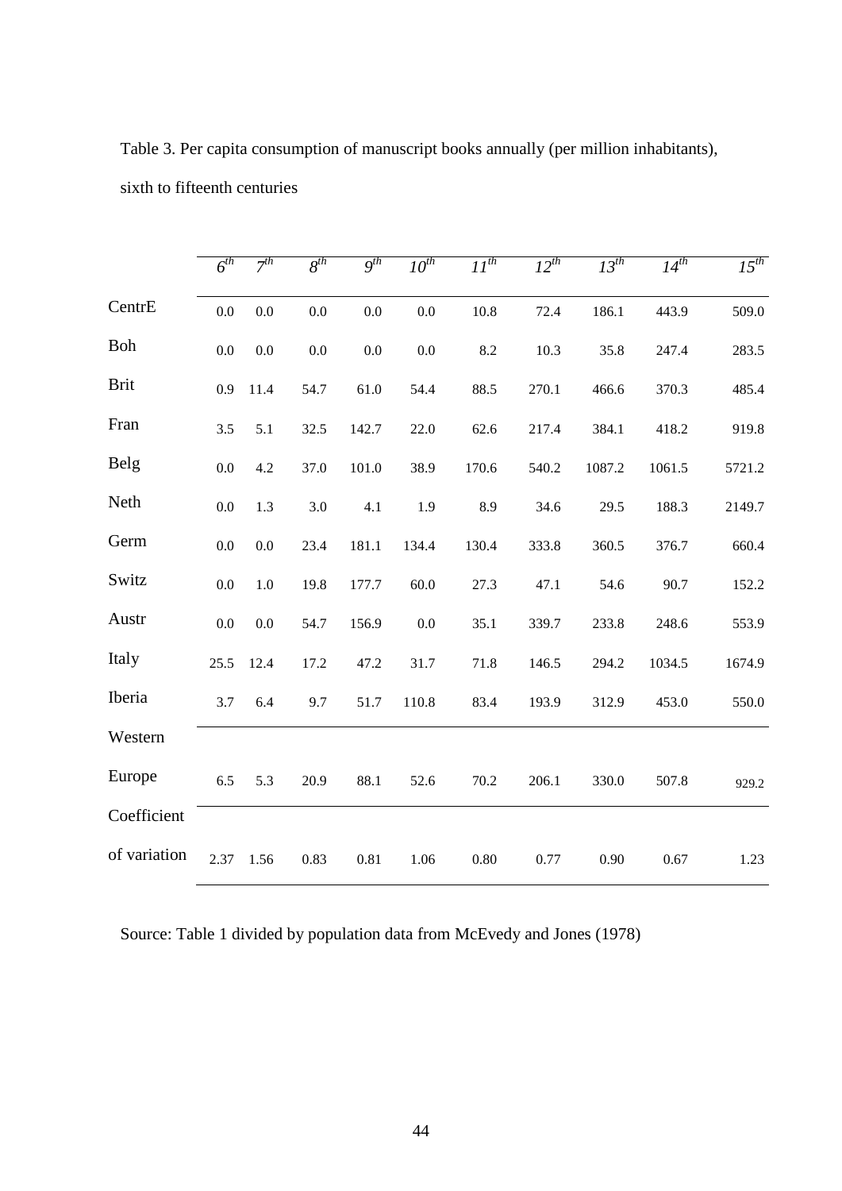Table 3. Per capita consumption of manuscript books annually (per million inhabitants), sixth to fifteenth centuries

| | $6^{th}$ | $7^{th}$ | $8^{th}$ | $9^{th}$ | $10^{th}$ | $11^{th}$ | $12^{th}$ | $13^{th}$ | $14^{th}$ | $15^{th}$ |
|---|---|---|---|---|---|---|---|---|---|---|
| CentrE | 0.0 | 0.0 | 0.0 | 0.0 | 0.0 | 10.8 | 72.4 | 186.1 | 443.9 | 509.0 |
| Boh | 0.0 | 0.0 | 0.0 | 0.0 | 0.0 | 8.2 | 10.3 | 35.8 | 247.4 | 283.5 |
| Brit | 0.9 | 11.4 | 54.7 | 61.0 | 54.4 | 88.5 | 270.1 | 466.6 | 370.3 | 485.4 |
| Fran | 3.5 | 5.1 | 32.5 | 142.7 | 22.0 | 62.6 | 217.4 | 384.1 | 418.2 | 919.8 |
| Belg | 0.0 | 4.2 | 37.0 | 101.0 | 38.9 | 170.6 | 540.2 | 1087.2 | 1061.5 | 5721.2 |
| Neth | 0.0 | 1.3 | 3.0 | 4.1 | 1.9 | 8.9 | 34.6 | 29.5 | 188.3 | 2149.7 |
| Germ | 0.0 | 0.0 | 23.4 | 181.1 | 134.4 | 130.4 | 333.8 | 360.5 | 376.7 | 660.4 |
| Switz | 0.0 | 1.0 | 19.8 | 177.7 | 60.0 | 27.3 | 47.1 | 54.6 | 90.7 | 152.2 |
| Austr | 0.0 | 0.0 | 54.7 | 156.9 | 0.0 | 35.1 | 339.7 | 233.8 | 248.6 | 553.9 |
| Italy | 25.5 | 12.4 | 17.2 | 47.2 | 31.7 | 71.8 | 146.5 | 294.2 | 1034.5 | 1674.9 |
| Iberia | 3.7 | 6.4 | 9.7 | 51.7 | 110.8 | 83.4 | 193.9 | 312.9 | 453.0 | 550.0 |
| Western Europe | 6.5 | 5.3 | 20.9 | 88.1 | 52.6 | 70.2 | 206.1 | 330.0 | 507.8 | 929.2 |
| Coefficient of variation | 2.37 | 1.56 | 0.83 | 0.81 | 1.06 | 0.80 | 0.77 | 0.90 | 0.67 | 1.23 |

Source: Table 1 divided by population data from McEvedy and Jones (1978)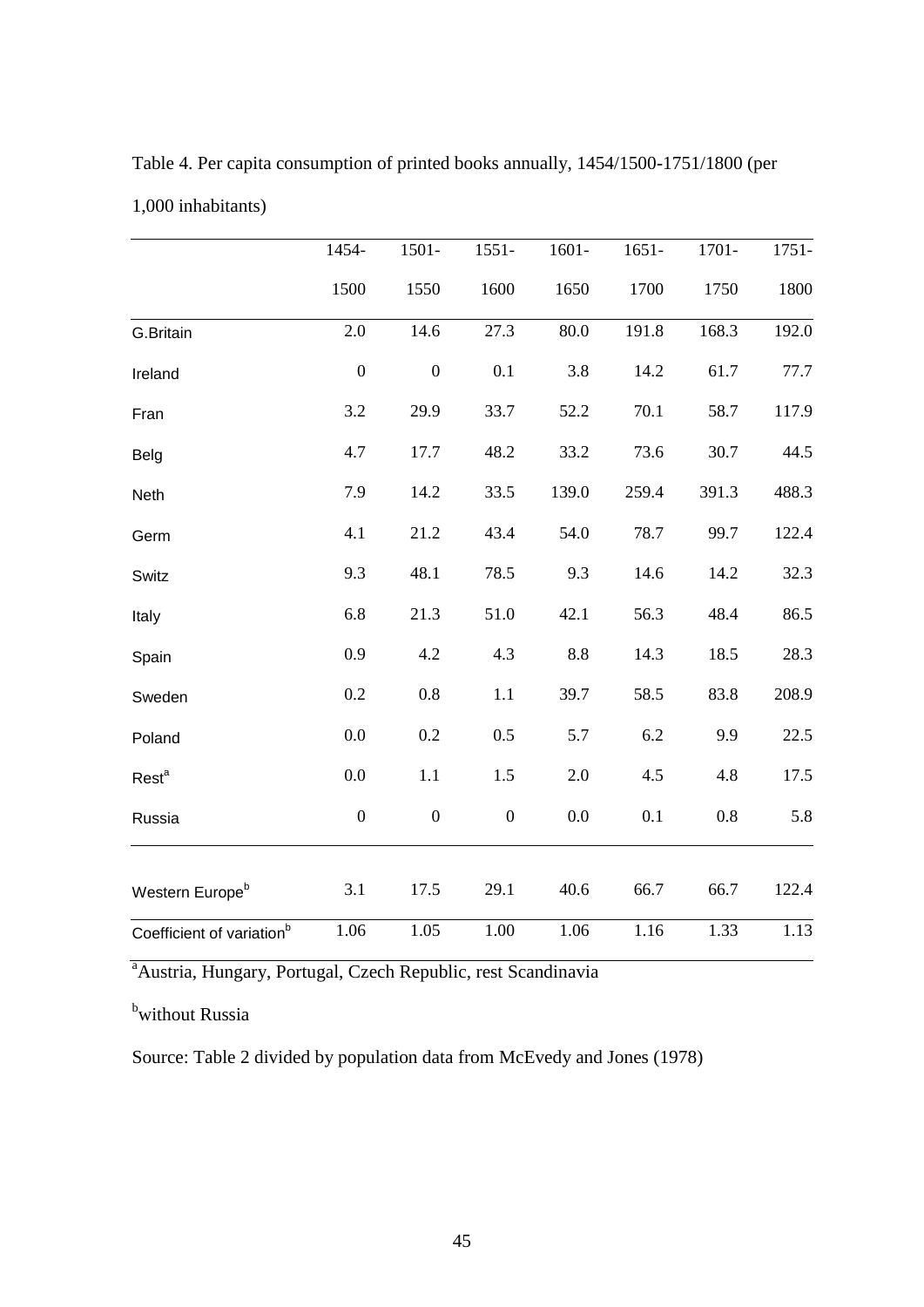Table 4. Per capita consumption of printed books annually, 1454/1500-1751/1800 (per 1,000 inhabitants)

| | 1454-1500 | 1501-1550 | 1551-1600 | 1601-1650 | 1651-1700 | 1701-1750 | 1751-1800 |
|---|---|---|---|---|---|---|---|
| G.Britain | 2.0 | 14.6 | 27.3 | 80.0 | 191.8 | 168.3 | 192.0 |
| Ireland | 0 | 0 | 0.1 | 3.8 | 14.2 | 61.7 | 77.7 |
| Fran | 3.2 | 29.9 | 33.7 | 52.2 | 70.1 | 58.7 | 117.9 |
| Belg | 4.7 | 17.7 | 48.2 | 33.2 | 73.6 | 30.7 | 44.5 |
| Neth | 7.9 | 14.2 | 33.5 | 139.0 | 259.4 | 391.3 | 488.3 |
| Germ | 4.1 | 21.2 | 43.4 | 54.0 | 78.7 | 99.7 | 122.4 |
| Switz | 9.3 | 48.1 | 78.5 | 9.3 | 14.6 | 14.2 | 32.3 |
| Italy | 6.8 | 21.3 | 51.0 | 42.1 | 56.3 | 48.4 | 86.5 |
| Spain | 0.9 | 4.2 | 4.3 | 8.8 | 14.3 | 18.5 | 28.3 |
| Sweden | 0.2 | 0.8 | 1.1 | 39.7 | 58.5 | 83.8 | 208.9 |
| Poland | 0.0 | 0.2 | 0.5 | 5.7 | 6.2 | 9.9 | 22.5 |
| Rest[a] | 0.0 | 1.1 | 1.5 | 2.0 | 4.5 | 4.8 | 17.5 |
| Russia | 0 | 0 | 0 | 0.0 | 0.1 | 0.8 | 5.8 |
| Western Europe[b] | 3.1 | 17.5 | 29.1 | 40.6 | 66.7 | 66.7 | 122.4 |
| Coefficient of variation[b] | 1.06 | 1.05 | 1.00 | 1.06 | 1.16 | 1.33 | 1.13 |

[a]Austria, Hungary, Portugal, Czech Republic, rest Scandinavia

[b]without Russia

Source: Table 2 divided by population data from McEvedy and Jones (1978)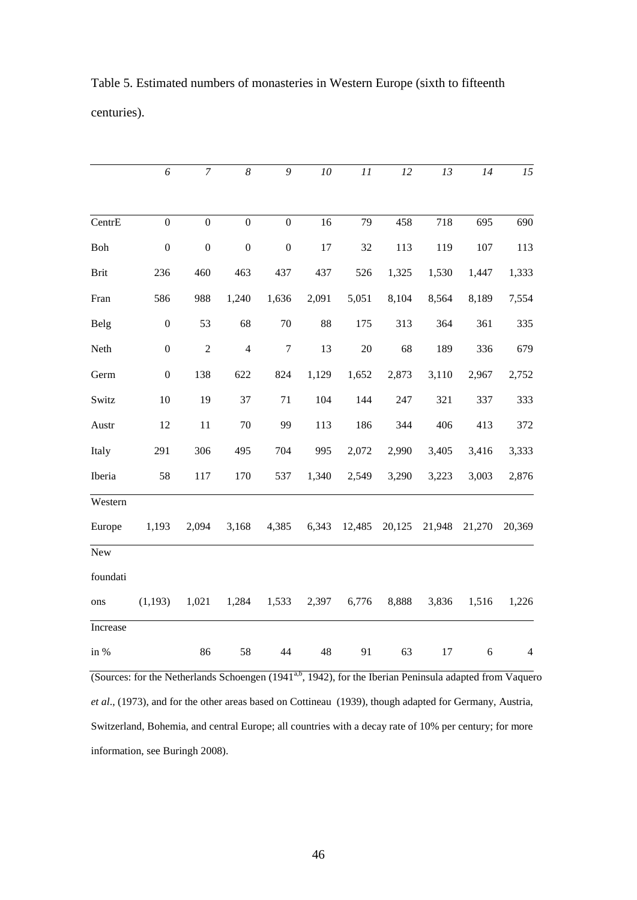Table 5. Estimated numbers of monasteries in Western Europe (sixth to fifteenth centuries).

| | *6* | *7* | *8* | *9* | *10* | *11* | *12* | *13* | *14* | *15* |
|---|---|---|---|---|---|---|---|---|---|---|
| CentrE | 0 | 0 | 0 | 0 | 16 | 79 | 458 | 718 | 695 | 690 |
| Boh | 0 | 0 | 0 | 0 | 17 | 32 | 113 | 119 | 107 | 113 |
| Brit | 236 | 460 | 463 | 437 | 437 | 526 | 1,325 | 1,530 | 1,447 | 1,333 |
| Fran | 586 | 988 | 1,240 | 1,636 | 2,091 | 5,051 | 8,104 | 8,564 | 8,189 | 7,554 |
| Belg | 0 | 53 | 68 | 70 | 88 | 175 | 313 | 364 | 361 | 335 |
| Neth | 0 | 2 | 4 | 7 | 13 | 20 | 68 | 189 | 336 | 679 |
| Germ | 0 | 138 | 622 | 824 | 1,129 | 1,652 | 2,873 | 3,110 | 2,967 | 2,752 |
| Switz | 10 | 19 | 37 | 71 | 104 | 144 | 247 | 321 | 337 | 333 |
| Austr | 12 | 11 | 70 | 99 | 113 | 186 | 344 | 406 | 413 | 372 |
| Italy | 291 | 306 | 495 | 704 | 995 | 2,072 | 2,990 | 3,405 | 3,416 | 3,333 |
| Iberia | 58 | 117 | 170 | 537 | 1,340 | 2,549 | 3,290 | 3,223 | 3,003 | 2,876 |
| Western Europe | 1,193 | 2,094 | 3,168 | 4,385 | 6,343 | 12,485 | 20,125 | 21,948 | 21,270 | 20,369 |
| New foundations | (1,193) | 1,021 | 1,284 | 1,533 | 2,397 | 6,776 | 8,888 | 3,836 | 1,516 | 1,226 |
| Increase in % | | 86 | 58 | 44 | 48 | 91 | 63 | 17 | 6 | 4 |

(Sources: for the Netherlands Schoengen (1941[a,b], 1942), for the Iberian Peninsula adapted from Vaquero *et al*., (1973), and for the other areas based on Cottineau (1939), though adapted for Germany, Austria, Switzerland, Bohemia, and central Europe; all countries with a decay rate of 10% per century; for more information, see Buringh 2008).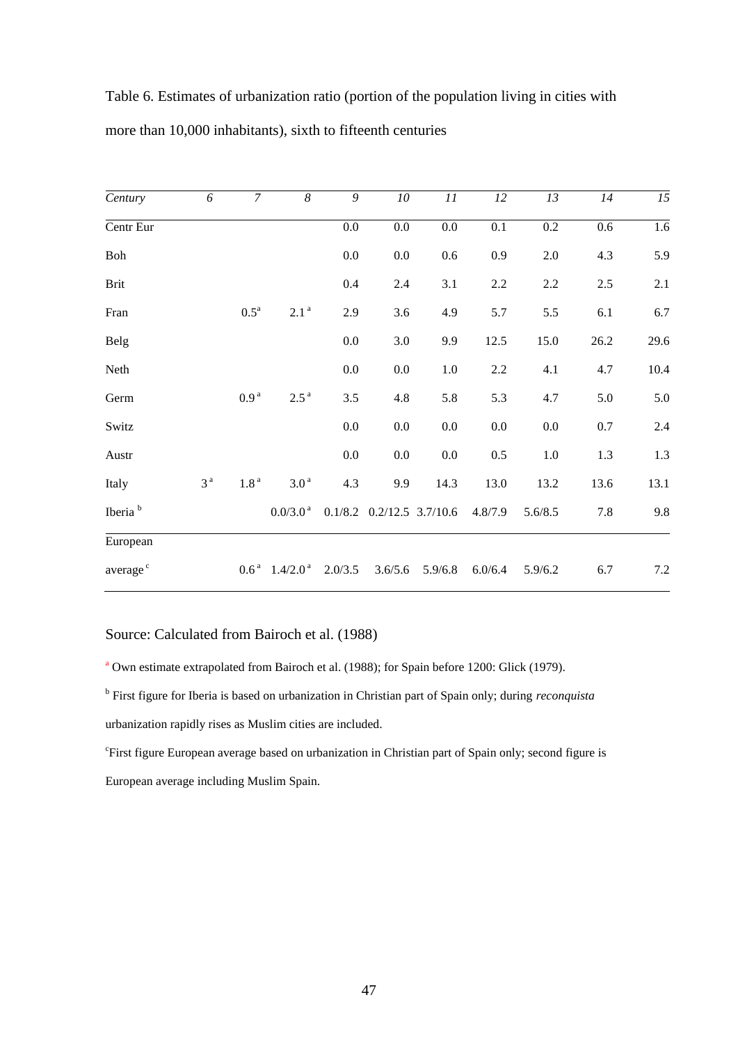Table 6. Estimates of urbanization ratio (portion of the population living in cities with more than 10,000 inhabitants), sixth to fifteenth centuries

| *Century* | *6* | *7* | *8* | *9* | *10* | *11* | *12* | *13* | *14* | *15* |
|---|---|---|---|---|---|---|---|---|---|---|
| Centr Eur | | | | 0.0 | 0.0 | 0.0 | 0.1 | 0.2 | 0.6 | 1.6 |
| Boh | | | | 0.0 | 0.0 | 0.6 | 0.9 | 2.0 | 4.3 | 5.9 |
| Brit | | | | 0.4 | 2.4 | 3.1 | 2.2 | 2.2 | 2.5 | 2.1 |
| Fran | | 0.5[a] | 2.1[a] | 2.9 | 3.6 | 4.9 | 5.7 | 5.5 | 6.1 | 6.7 |
| Belg | | | | 0.0 | 3.0 | 9.9 | 12.5 | 15.0 | 26.2 | 29.6 |
| Neth | | | | 0.0 | 0.0 | 1.0 | 2.2 | 4.1 | 4.7 | 10.4 |
| Germ | | 0.9[a] | 2.5[a] | 3.5 | 4.8 | 5.8 | 5.3 | 4.7 | 5.0 | 5.0 |
| Switz | | | | 0.0 | 0.0 | 0.0 | 0.0 | 0.0 | 0.7 | 2.4 |
| Austr | | | | 0.0 | 0.0 | 0.0 | 0.5 | 1.0 | 1.3 | 1.3 |
| Italy | 3[a] | 1.8[a] | 3.0[a] | 4.3 | 9.9 | 14.3 | 13.0 | 13.2 | 13.6 | 13.1 |
| Iberia[b] | | | 0.0/3.0[a] | 0.1/8.2 | 0.2/12.5 | 3.7/10.6 | 4.8/7.9 | 5.6/8.5 | 7.8 | 9.8 |
| European average[c] | | 0.6[a] | 1.4/2.0[a] | 2.0/3.5 | 3.6/5.6 | 5.9/6.8 | 6.0/6.4 | 5.9/6.2 | 6.7 | 7.2 |

Source: Calculated from Bairoch et al. (1988)

[a] Own estimate extrapolated from Bairoch et al. (1988); for Spain before 1200: Glick (1979).

[b] First figure for Iberia is based on urbanization in Christian part of Spain only; during *reconquista* urbanization rapidly rises as Muslim cities are included.

[c] First figure European average based on urbanization in Christian part of Spain only; second figure is European average including Muslim Spain.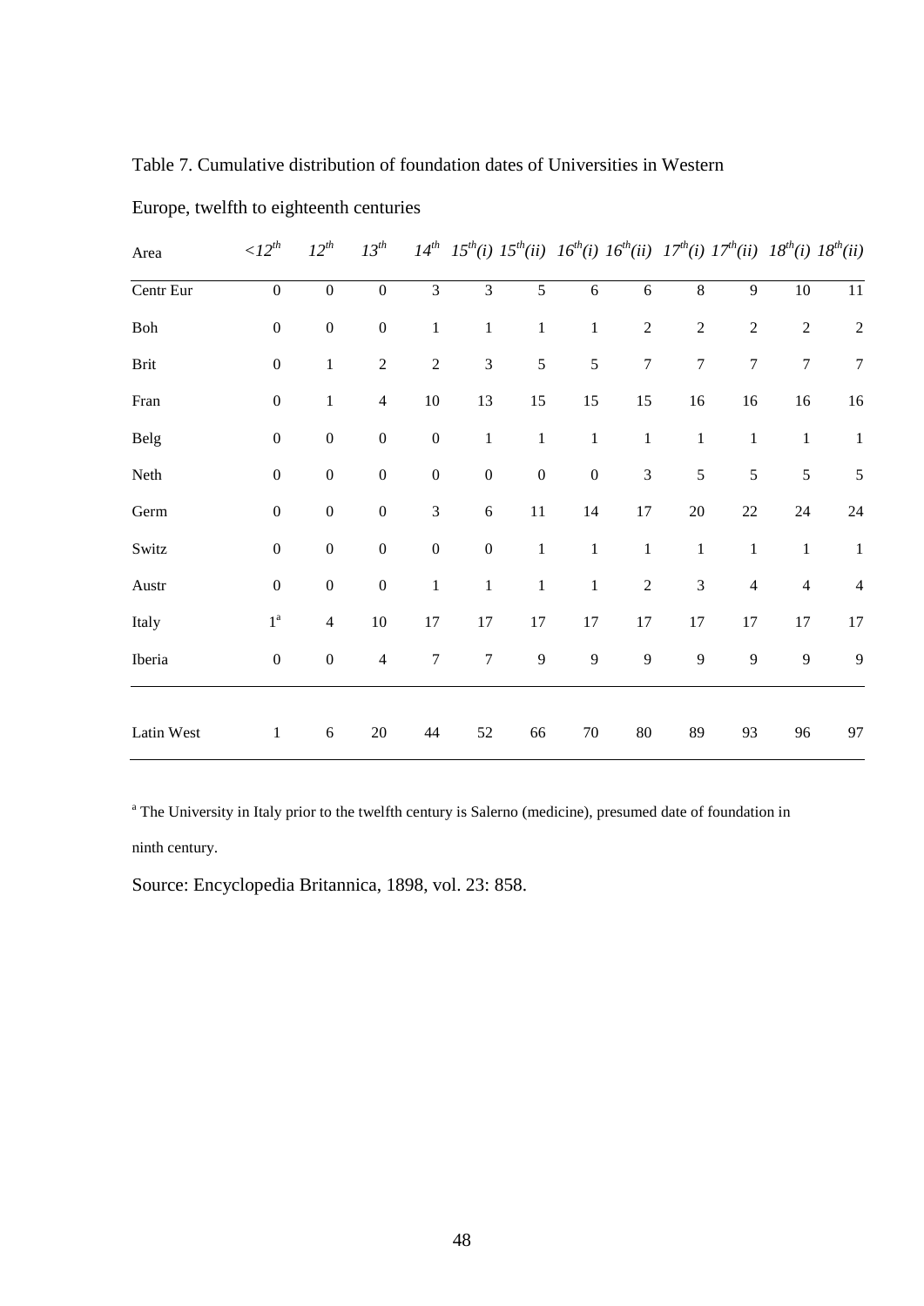Table 7. Cumulative distribution of foundation dates of Universities in Western Europe, twelfth to eighteenth centuries

| Area | <12th | 12th | 13th | 14th | 15th(i) | 15th(ii) | 16th(i) | 16th(ii) | 17th(i) | 17th(ii) | 18th(i) | 18th(ii) |
|---|---|---|---|---|---|---|---|---|---|---|---|---|
| Centr Eur | 0 | 0 | 0 | 3 | 3 | 5 | 6 | 6 | 8 | 9 | 10 | 11 |
| Boh | 0 | 0 | 0 | 1 | 1 | 1 | 1 | 2 | 2 | 2 | 2 | 2 |
| Brit | 0 | 1 | 2 | 2 | 3 | 5 | 5 | 7 | 7 | 7 | 7 | 7 |
| Fran | 0 | 1 | 4 | 10 | 13 | 15 | 15 | 15 | 16 | 16 | 16 | 16 |
| Belg | 0 | 0 | 0 | 0 | 1 | 1 | 1 | 1 | 1 | 1 | 1 | 1 |
| Neth | 0 | 0 | 0 | 0 | 0 | 0 | 0 | 3 | 5 | 5 | 5 | 5 |
| Germ | 0 | 0 | 0 | 3 | 6 | 11 | 14 | 17 | 20 | 22 | 24 | 24 |
| Switz | 0 | 0 | 0 | 0 | 0 | 1 | 1 | 1 | 1 | 1 | 1 | 1 |
| Austr | 0 | 0 | 0 | 1 | 1 | 1 | 1 | 2 | 3 | 4 | 4 | 4 |
| Italy | 1[a] | 4 | 10 | 17 | 17 | 17 | 17 | 17 | 17 | 17 | 17 | 17 |
| Iberia | 0 | 0 | 4 | 7 | 7 | 9 | 9 | 9 | 9 | 9 | 9 | 9 |
| Latin West | 1 | 6 | 20 | 44 | 52 | 66 | 70 | 80 | 89 | 93 | 96 | 97 |

[a] The University in Italy prior to the twelfth century is Salerno (medicine), presumed date of foundation in ninth century.

Source: Encyclopedia Britannica, 1898, vol. 23: 858.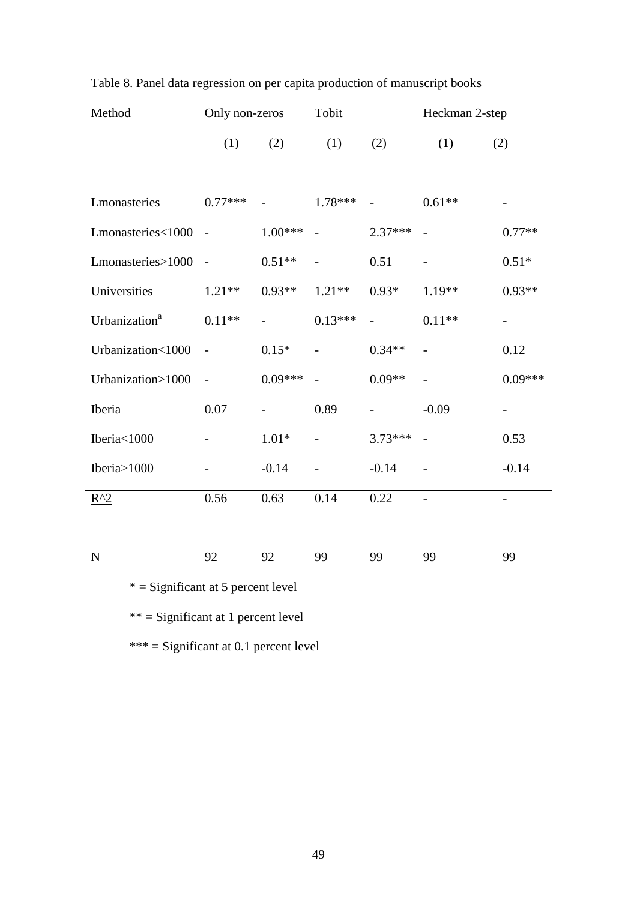Table 8. Panel data regression on per capita production of manuscript books

| Method | Only non-zeros | | Tobit | | Heckman 2-step | |
|---|---|---|---|---|---|---|
| | (1) | (2) | (1) | (2) | (1) | (2) |
| Lmonasteries | 0.77*** | - | 1.78*** | - | 0.61** | - |
| Lmonasteries<1000 | - | 1.00*** | - | 2.37*** | - | 0.77** |
| Lmonasteries>1000 | - | 0.51** | - | 0.51 | - | 0.51* |
| Universities | 1.21** | 0.93** | 1.21** | 0.93* | 1.19** | 0.93** |
| Urbanization[a] | 0.11** | - | 0.13*** | - | 0.11** | - |
| Urbanization<1000 | - | 0.15* | - | 0.34** | - | 0.12 |
| Urbanization>1000 | - | 0.09*** | - | 0.09** | - | 0.09*** |
| Iberia | 0.07 | - | 0.89 | - | -0.09 | - |
| Iberia<1000 | - | 1.01* | - | 3.73*** | - | 0.53 |
| Iberia>1000 | - | -0.14 | - | -0.14 | - | -0.14 |
| $R^2$ | 0.56 | 0.63 | 0.14 | 0.22 | - | - |
| N | 92 | 92 | 99 | 99 | 99 | 99 |

* = Significant at 5 percent level

** = Significant at 1 percent level

*** = Significant at 0.1 percent level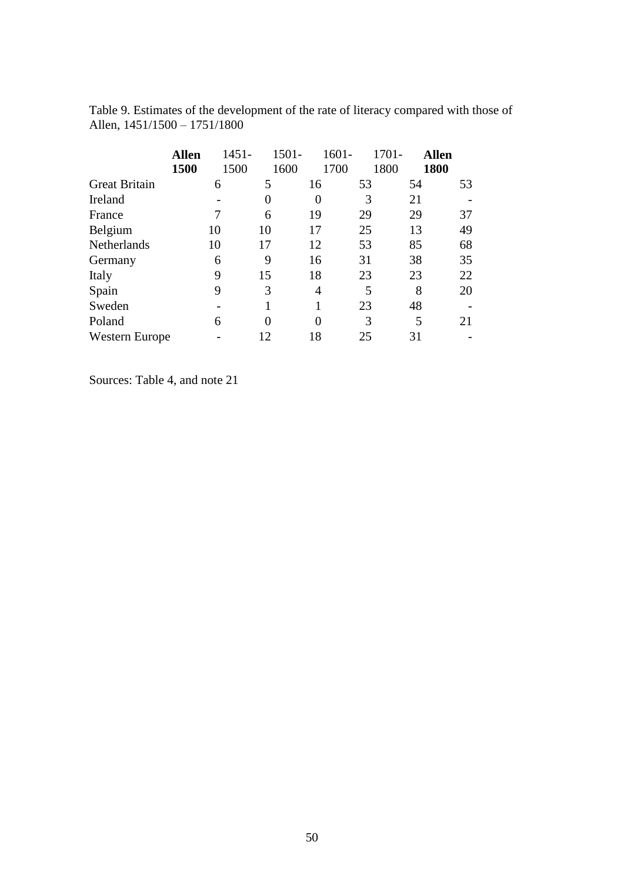Table 9. Estimates of the development of the rate of literacy compared with those of Allen, 1451/1500 – 1751/1800

| | **Allen 1500** | 1451-1500 | 1501-1600 | 1601-1700 | 1701-1800 | **Allen 1800** |
|---|---|---|---|---|---|---|
| Great Britain | 6 | 5 | 16 | 53 | 54 | 53 |
| Ireland | - | 0 | 0 | 3 | 21 | - |
| France | 7 | 6 | 19 | 29 | 29 | 37 |
| Belgium | 10 | 10 | 17 | 25 | 13 | 49 |
| Netherlands | 10 | 17 | 12 | 53 | 85 | 68 |
| Germany | 6 | 9 | 16 | 31 | 38 | 35 |
| Italy | 9 | 15 | 18 | 23 | 23 | 22 |
| Spain | 9 | 3 | 4 | 5 | 8 | 20 |
| Sweden | - | 1 | 1 | 23 | 48 | - |
| Poland | 6 | 0 | 0 | 3 | 5 | 21 |
| Western Europe | - | 12 | 18 | 25 | 31 | - |

Sources: Table 4, and note 21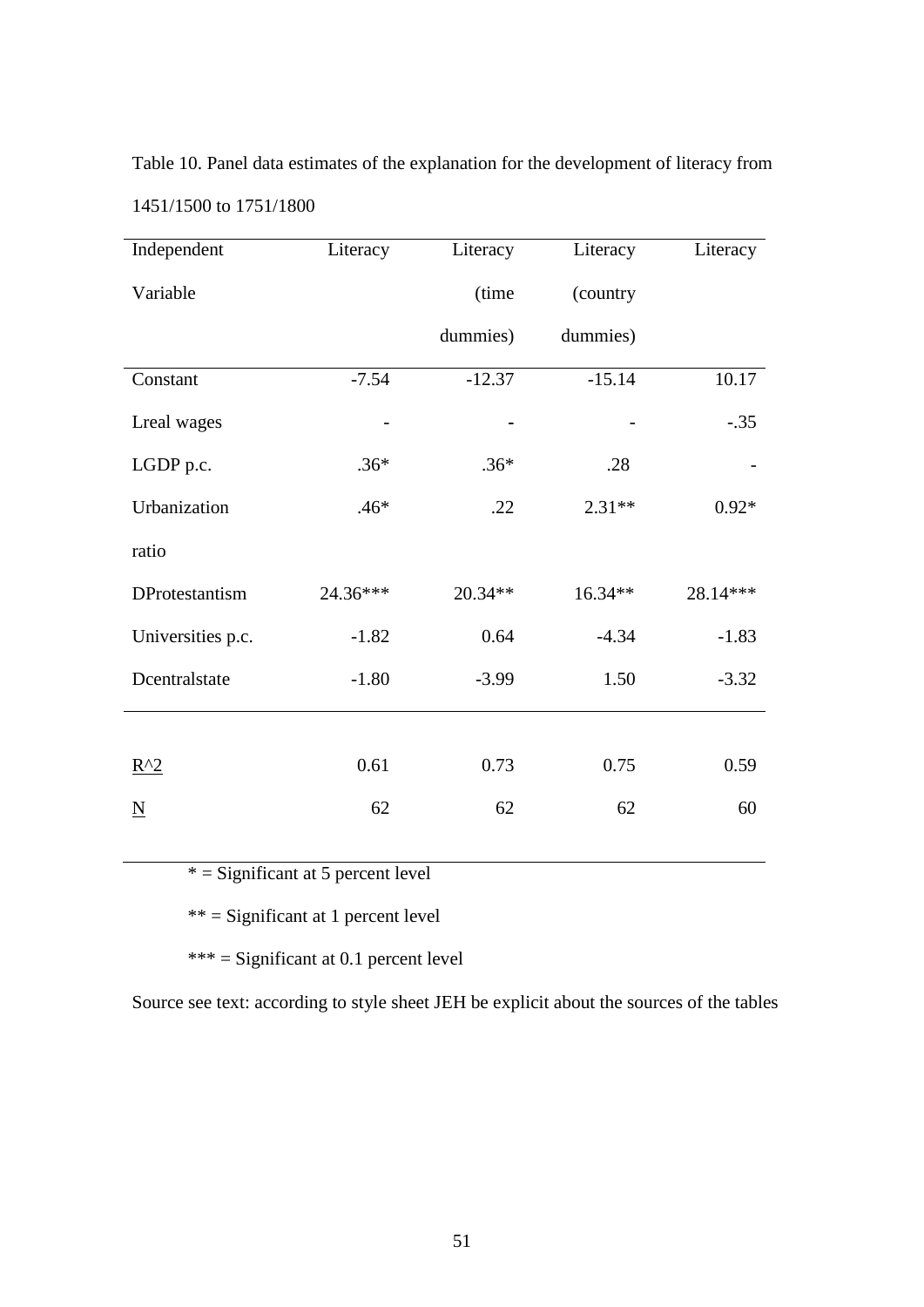Table 10. Panel data estimates of the explanation for the development of literacy from 1451/1500 to 1751/1800

| Independent Variable | Literacy | Literacy (time dummies) | Literacy (country dummies) | Literacy |
|---|---|---|---|---|
| Constant | -7.54 | -12.37 | -15.14 | 10.17 |
| Lreal wages | - | - | - | -.35 |
| LGDP p.c. | .36* | .36* | .28 | - |
| Urbanization ratio | .46* | .22 | 2.31** | 0.92* |
| DProtestantism | 24.36*** | 20.34** | 16.34** | 28.14*** |
| Universities p.c. | -1.82 | 0.64 | -4.34 | -1.83 |
| Dcentralstate | -1.80 | -3.99 | 1.50 | -3.32 |
| $R^2$ | 0.61 | 0.73 | 0.75 | 0.59 |
| N | 62 | 62 | 62 | 60 |

\* = Significant at 5 percent level

\*\* = Significant at 1 percent level

\*\*\* = Significant at 0.1 percent level

Source see text: according to style sheet JEH be explicit about the sources of the tables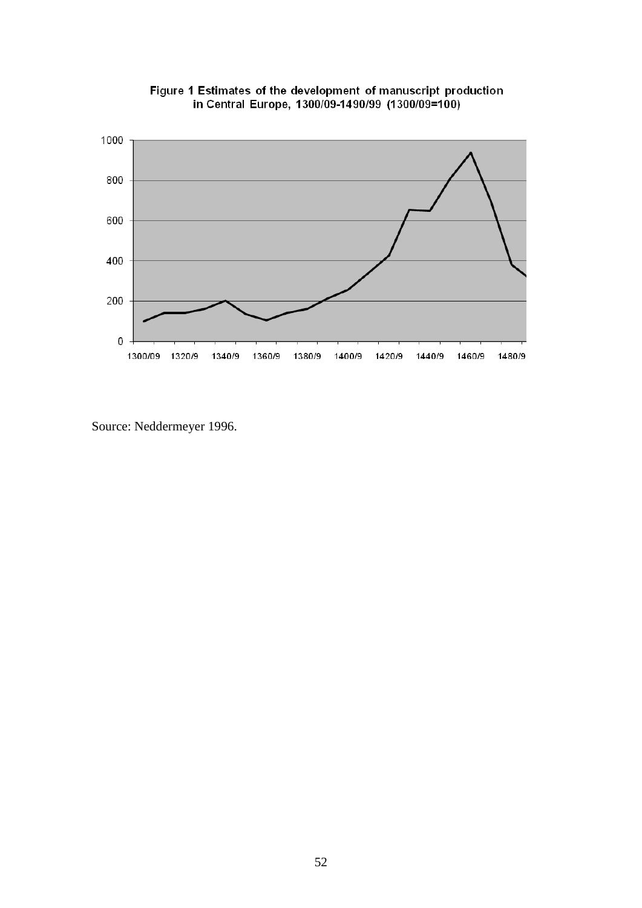Figure 1 Estimates of the development of manuscript production in Central Europe, 1300/09-1490/99 (1300/09=100)

Source: Neddermeyer 1996.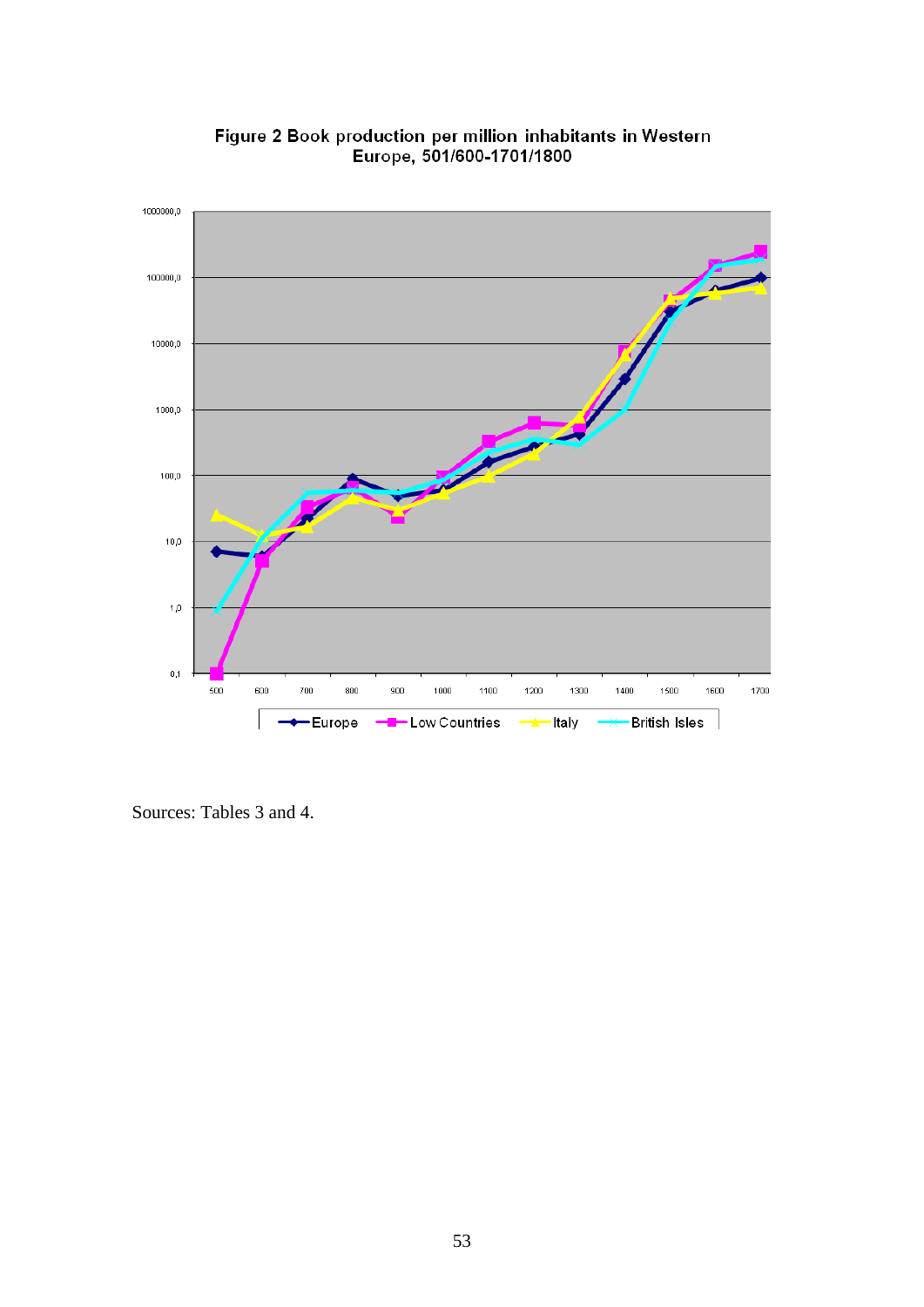Figure 2 Book production per million inhabitants in Western Europe, 501/600-1701/1800

Sources: Tables 3 and 4.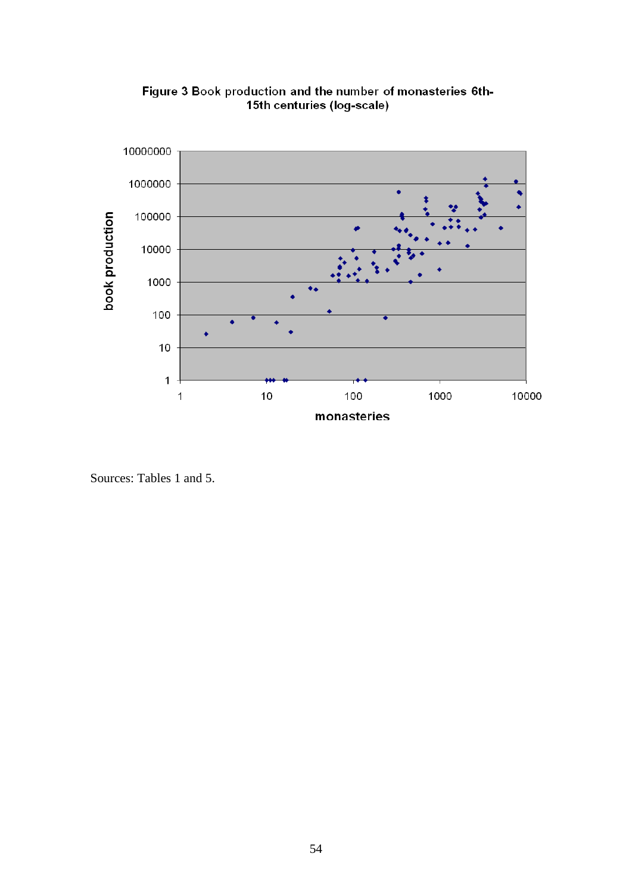Figure 3 Book production and the number of monasteries 6th-15th centuries (log-scale)

book production

10000000
1000000
100000
10000
1000
100
10
1

1
10
100
1000
10000

monasteries

Sources: Tables 1 and 5.